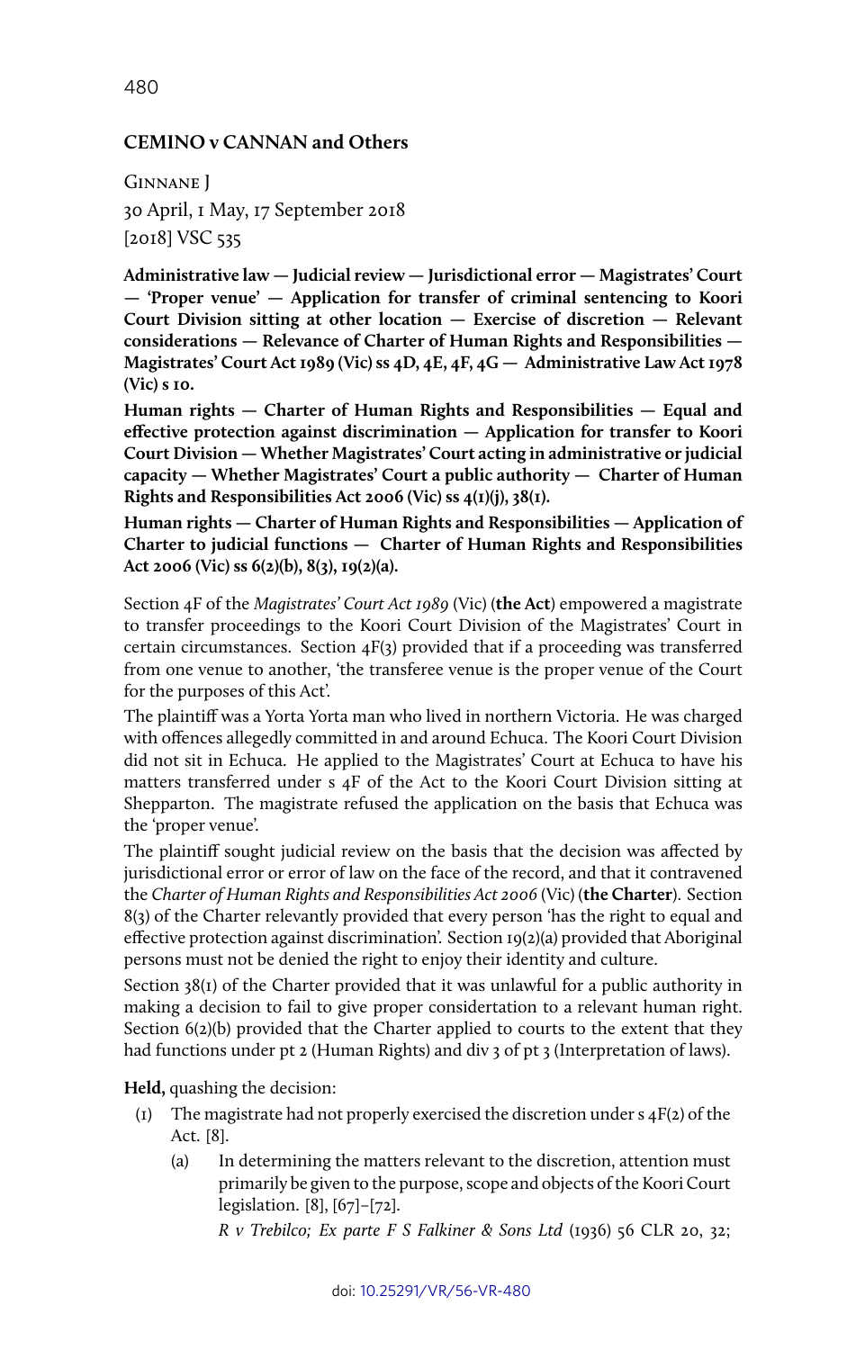## CEMINO v CANNAN and Others

Ginnane J

30 April, 1 May, 17 September 2018

[2018] VSC 535

**Administrative law — Judicial review — Jurisdictional error — Magistrates' Court — 'Proper venue' — Application for transfer of criminal sentencing to Koori Court Division sitting at other location — Exercise of discretion — Relevant considerations — Relevance of Charter of Human Rights and Responsibilities — Magistrates' Court Act 1989 (Vic) ss 4D, 4E, 4F, 4G — Administrative Law Act 1978 (Vic) s 10.**

**Human rights — Charter of Human Rights and Responsibilities — Equal and effective protection against discrimination — Application for transfer to Koori Court Division — Whether Magistrates' Court acting in administrative or judicial capacity — Whether Magistrates' Court a public authority — Charter of Human Rights and Responsibilities Act 2006 (Vic) ss 4(1)(j), 38(1).**

**Human rights — Charter of Human Rights and Responsibilities — Application of Charter to judicial functions — Charter of Human Rights and Responsibilities Act 2006 (Vic) ss 6(2)(b), 8(3), 19(2)(a).**

Section 4F of the *Magistrates' Court Act 1989* (Vic) (**the Act**) empowered a magistrate to transfer proceedings to the Koori Court Division of the Magistrates' Court in certain circumstances. Section 4F(3) provided that if a proceeding was transferred from one venue to another, 'the transferee venue is the proper venue of the Court for the purposes of this Act'.

The plaintiff was a Yorta Yorta man who lived in northern Victoria. He was charged with offences allegedly committed in and around Echuca. The Koori Court Division did not sit in Echuca. He applied to the Magistrates' Court at Echuca to have his matters transferred under s 4F of the Act to the Koori Court Division sitting at Shepparton. The magistrate refused the application on the basis that Echuca was the 'proper venue'.

The plaintiff sought judicial review on the basis that the decision was affected by jurisdictional error or error of law on the face of the record, and that it contravened the *Charter of Human Rights and Responsibilities Act 2006* (Vic) (**the Charter**). Section 8(3) of the Charter relevantly provided that every person 'has the right to equal and effective protection against discrimination'. Section 19(2)(a) provided that Aboriginal persons must not be denied the right to enjoy their identity and culture.

Section 38(1) of the Charter provided that it was unlawful for a public authority in making a decision to fail to give proper considertation to a relevant human right. Section 6(2)(b) provided that the Charter applied to courts to the extent that they had functions under pt 2 (Human Rights) and div 3 of pt 3 (Interpretation of laws).

**Held,** quashing the decision:

(1) The magistrate had not properly exercised the discretion under s 4F(2) of the Act. [8].

  (a) In determining the matters relevant to the discretion, attention must primarily be given to the purpose, scope and objects of the Koori Court legislation. [8], [67]–[72].

  *R v Trebilco; Ex parte F S Falkiner & Sons Ltd* (1936) 56 CLR 20, 32;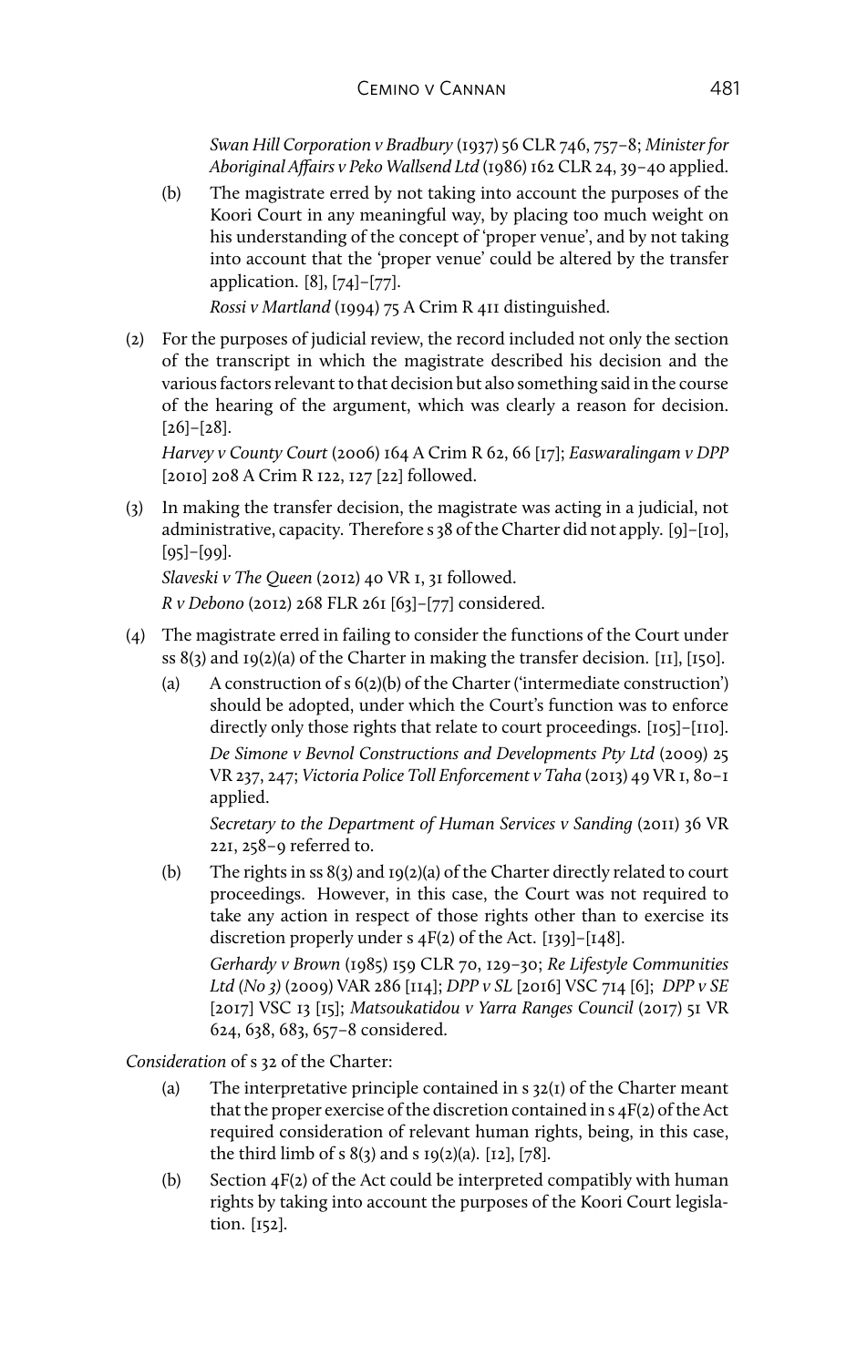*Swan Hill Corporation v Bradbury* (1937) 56 CLR 746, 757–8; *Minister for Aboriginal Affairs v Peko Wallsend Ltd* (1986) 162 CLR 24, 39–40 applied.

(b) The magistrate erred by not taking into account the purposes of the Koori Court in any meaningful way, by placing too much weight on his understanding of the concept of 'proper venue', and by not taking into account that the 'proper venue' could be altered by the transfer application. [8], [74]–[77].

*Rossi v Martland* (1994) 75 A Crim R 411 distinguished.

(2) For the purposes of judicial review, the record included not only the section of the transcript in which the magistrate described his decision and the various factors relevant to that decision but also something said in the course of the hearing of the argument, which was clearly a reason for decision. [26]–[28].

*Harvey v County Court* (2006) 164 A Crim R 62, 66 [17]; *Easwaralingam v DPP* [2010] 208 A Crim R 122, 127 [22] followed.

(3) In making the transfer decision, the magistrate was acting in a judicial, not administrative, capacity. Therefore s 38 of the Charter did not apply. [9]–[10], [95]–[99].

*Slaveski v The Queen* (2012) 40 VR 1, 31 followed.

*R v Debono* (2012) 268 FLR 261 [63]–[77] considered.

(4) The magistrate erred in failing to consider the functions of the Court under ss 8(3) and 19(2)(a) of the Charter in making the transfer decision. [11], [150].

(a) A construction of s 6(2)(b) of the Charter ('intermediate construction') should be adopted, under which the Court's function was to enforce directly only those rights that relate to court proceedings. [105]–[110].

*De Simone v Bevnol Constructions and Developments Pty Ltd* (2009) 25 VR 237, 247; *Victoria Police Toll Enforcement v Taha* (2013) 49 VR 1, 80–1 applied.

*Secretary to the Department of Human Services v Sanding* (2011) 36 VR 221, 258–9 referred to.

(b) The rights in ss 8(3) and 19(2)(a) of the Charter directly related to court proceedings. However, in this case, the Court was not required to take any action in respect of those rights other than to exercise its discretion properly under s 4F(2) of the Act. [139]–[148].

*Gerhardy v Brown* (1985) 159 CLR 70, 129–30; *Re Lifestyle Communities Ltd (No 3)* (2009) VAR 286 [114]; *DPP v SL* [2016] VSC 714 [6]; *DPP v SE* [2017] VSC 13 [15]; *Matsoukatidou v Yarra Ranges Council* (2017) 51 VR 624, 638, 683, 657–8 considered.

*Consideration* of s 32 of the Charter:

(a) The interpretative principle contained in s 32(1) of the Charter meant that the proper exercise of the discretion contained in s 4F(2) of the Act required consideration of relevant human rights, being, in this case, the third limb of s 8(3) and s 19(2)(a). [12], [78].

(b) Section 4F(2) of the Act could be interpreted compatibly with human rights by taking into account the purposes of the Koori Court legislation. [152].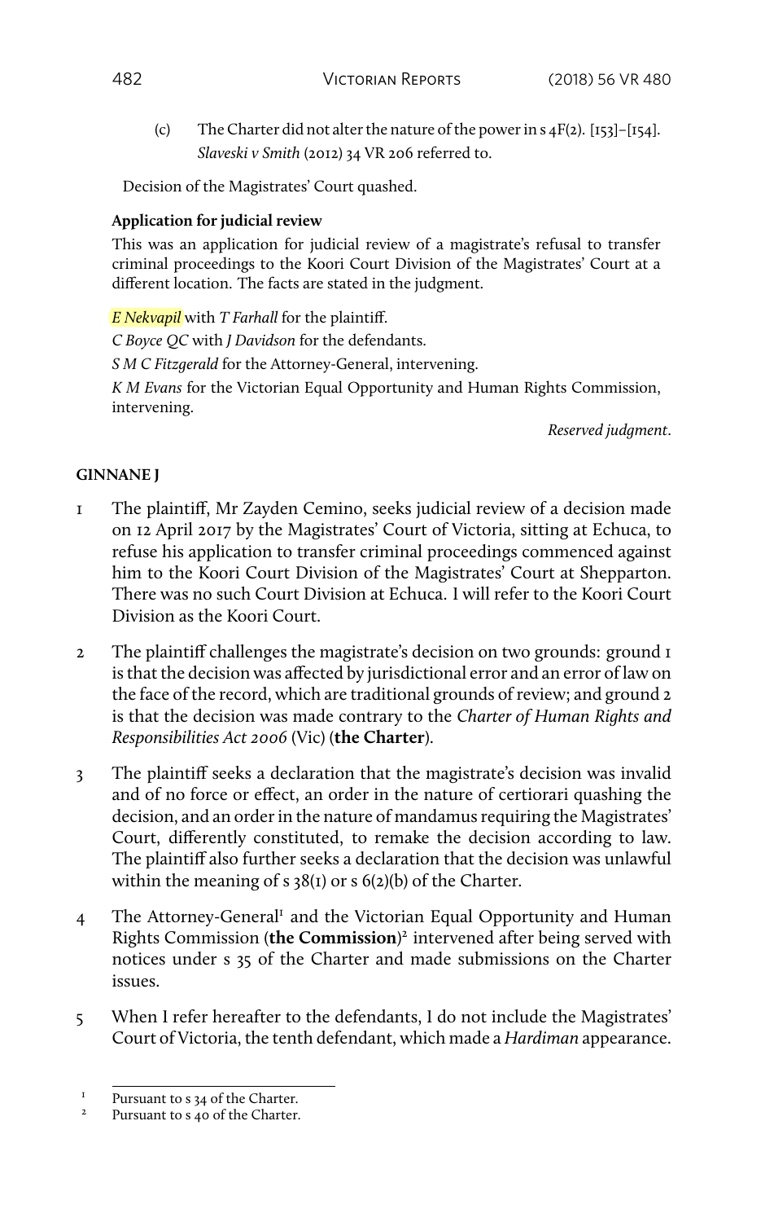(c) The Charter did not alter the nature of the power in s 4F(2). [153]–[154]. *Slaveski v Smith* (2012) 34 VR 206 referred to.

Decision of the Magistrates' Court quashed.

**Application for judicial review**

This was an application for judicial review of a magistrate's refusal to transfer criminal proceedings to the Koori Court Division of the Magistrates' Court at a different location. The facts are stated in the judgment.

*E Nekvapil* with *T Farhall* for the plaintiff.

*C Boyce QC* with *J Davidson* for the defendants.

*S M C Fitzgerald* for the Attorney-General, intervening.

*K M Evans* for the Victorian Equal Opportunity and Human Rights Commission, intervening.

*Reserved judgment.*

**GINNANE J**

1 The plaintiff, Mr Zayden Cemino, seeks judicial review of a decision made on 12 April 2017 by the Magistrates' Court of Victoria, sitting at Echuca, to refuse his application to transfer criminal proceedings commenced against him to the Koori Court Division of the Magistrates' Court at Shepparton. There was no such Court Division at Echuca. I will refer to the Koori Court Division as the Koori Court.

2 The plaintiff challenges the magistrate's decision on two grounds: ground 1 is that the decision was affected by jurisdictional error and an error of law on the face of the record, which are traditional grounds of review; and ground 2 is that the decision was made contrary to the *Charter of Human Rights and Responsibilities Act 2006* (Vic) (**the Charter**).

3 The plaintiff seeks a declaration that the magistrate's decision was invalid and of no force or effect, an order in the nature of certiorari quashing the decision, and an order in the nature of mandamus requiring the Magistrates' Court, differently constituted, to remake the decision according to law. The plaintiff also further seeks a declaration that the decision was unlawful within the meaning of s 38(1) or s 6(2)(b) of the Charter.

4 The Attorney-General[1] and the Victorian Equal Opportunity and Human Rights Commission (**the Commission**)[2] intervened after being served with notices under s 35 of the Charter and made submissions on the Charter issues.

5 When I refer hereafter to the defendants, I do not include the Magistrates' Court of Victoria, the tenth defendant, which made a *Hardiman* appearance.

---

[1] Pursuant to s 34 of the Charter.

[2] Pursuant to s 40 of the Charter.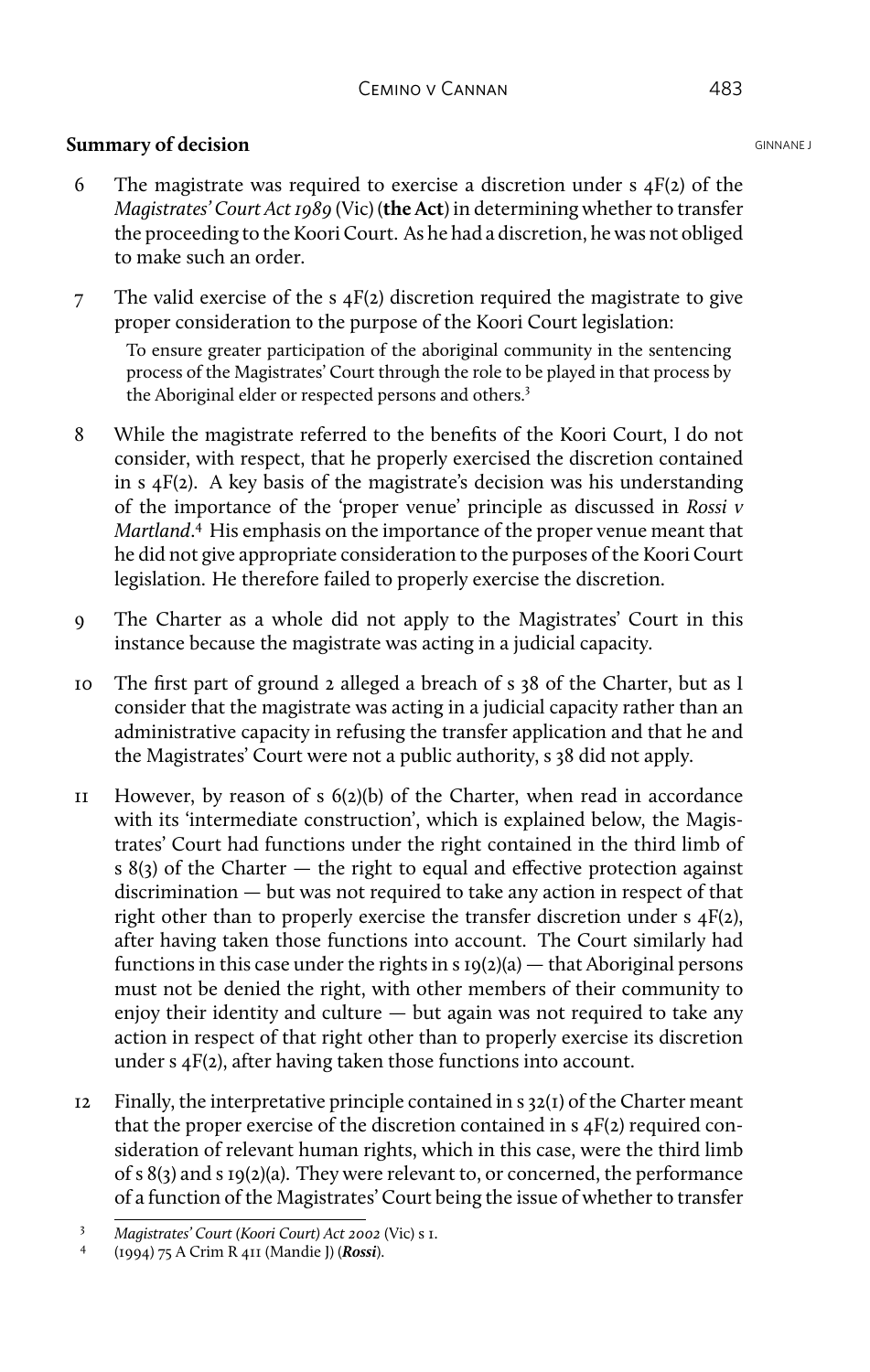**Summary of decision**

6 The magistrate was required to exercise a discretion under s 4F(2) of the *Magistrates' Court Act 1989* (Vic) (**the Act**) in determining whether to transfer the proceeding to the Koori Court. As he had a discretion, he was not obliged to make such an order.

7 The valid exercise of the s 4F(2) discretion required the magistrate to give proper consideration to the purpose of the Koori Court legislation:

> To ensure greater participation of the aboriginal community in the sentencing process of the Magistrates' Court through the role to be played in that process by the Aboriginal elder or respected persons and others.[3]

8 While the magistrate referred to the benefits of the Koori Court, I do not consider, with respect, that he properly exercised the discretion contained in s 4F(2). A key basis of the magistrate's decision was his understanding of the importance of the 'proper venue' principle as discussed in *Rossi v Martland*.[4] His emphasis on the importance of the proper venue meant that he did not give appropriate consideration to the purposes of the Koori Court legislation. He therefore failed to properly exercise the discretion.

9 The Charter as a whole did not apply to the Magistrates' Court in this instance because the magistrate was acting in a judicial capacity.

10 The first part of ground 2 alleged a breach of s 38 of the Charter, but as I consider that the magistrate was acting in a judicial capacity rather than an administrative capacity in refusing the transfer application and that he and the Magistrates' Court were not a public authority, s 38 did not apply.

11 However, by reason of s 6(2)(b) of the Charter, when read in accordance with its 'intermediate construction', which is explained below, the Magistrates' Court had functions under the right contained in the third limb of s 8(3) of the Charter — the right to equal and effective protection against discrimination — but was not required to take any action in respect of that right other than to properly exercise the transfer discretion under s 4F(2), after having taken those functions into account. The Court similarly had functions in this case under the rights in s 19(2)(a) — that Aboriginal persons must not be denied the right, with other members of their community to enjoy their identity and culture — but again was not required to take any action in respect of that right other than to properly exercise its discretion under s 4F(2), after having taken those functions into account.

12 Finally, the interpretative principle contained in s 32(1) of the Charter meant that the proper exercise of the discretion contained in s 4F(2) required consideration of relevant human rights, which in this case, were the third limb of s 8(3) and s 19(2)(a). They were relevant to, or concerned, the performance of a function of the Magistrates' Court being the issue of whether to transfer

---

[3] *Magistrates' Court (Koori Court) Act 2002* (Vic) s 1.

[4] (1994) 75 A Crim R 411 (Mandie J) (***Rossi***).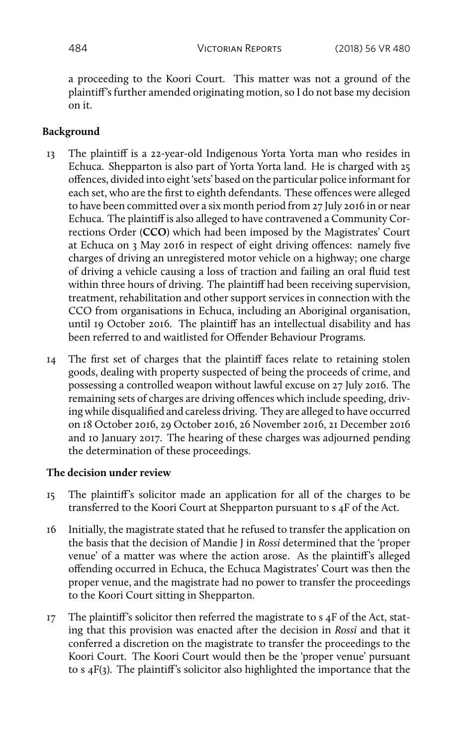a proceeding to the Koori Court. This matter was not a ground of the plaintiff's further amended originating motion, so I do not base my decision on it.

## Background

13 The plaintiff is a 22-year-old Indigenous Yorta Yorta man who resides in Echuca. Shepparton is also part of Yorta Yorta land. He is charged with 25 offences, divided into eight 'sets' based on the particular police informant for each set, who are the first to eighth defendants. These offences were alleged to have been committed over a six month period from 27 July 2016 in or near Echuca. The plaintiff is also alleged to have contravened a Community Corrections Order (**CCO**) which had been imposed by the Magistrates' Court at Echuca on 3 May 2016 in respect of eight driving offences: namely five charges of driving an unregistered motor vehicle on a highway; one charge of driving a vehicle causing a loss of traction and failing an oral fluid test within three hours of driving. The plaintiff had been receiving supervision, treatment, rehabilitation and other support services in connection with the CCO from organisations in Echuca, including an Aboriginal organisation, until 19 October 2016. The plaintiff has an intellectual disability and has been referred to and waitlisted for Offender Behaviour Programs.

14 The first set of charges that the plaintiff faces relate to retaining stolen goods, dealing with property suspected of being the proceeds of crime, and possessing a controlled weapon without lawful excuse on 27 July 2016. The remaining sets of charges are driving offences which include speeding, driving while disqualified and careless driving. They are alleged to have occurred on 18 October 2016, 29 October 2016, 26 November 2016, 21 December 2016 and 10 January 2017. The hearing of these charges was adjourned pending the determination of these proceedings.

## The decision under review

15 The plaintiff's solicitor made an application for all of the charges to be transferred to the Koori Court at Shepparton pursuant to s 4F of the Act.

16 Initially, the magistrate stated that he refused to transfer the application on the basis that the decision of Mandie J in *Rossi* determined that the 'proper venue' of a matter was where the action arose. As the plaintiff's alleged offending occurred in Echuca, the Echuca Magistrates' Court was then the proper venue, and the magistrate had no power to transfer the proceedings to the Koori Court sitting in Shepparton.

17 The plaintiff's solicitor then referred the magistrate to s 4F of the Act, stating that this provision was enacted after the decision in *Rossi* and that it conferred a discretion on the magistrate to transfer the proceedings to the Koori Court. The Koori Court would then be the 'proper venue' pursuant to s 4F(3). The plaintiff's solicitor also highlighted the importance that the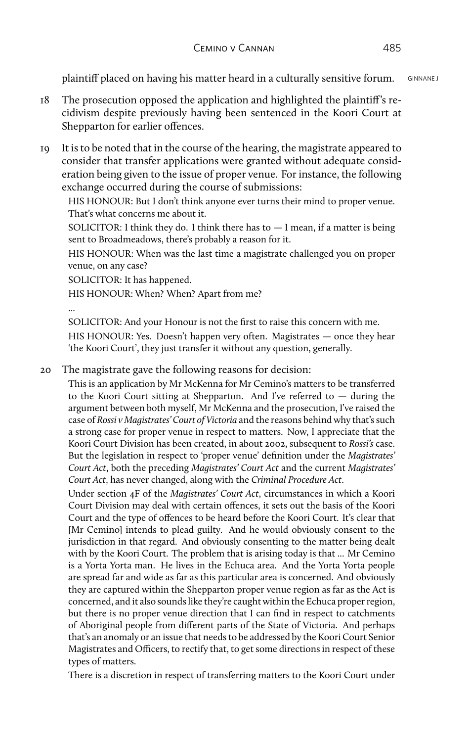plaintiff placed on having his matter heard in a culturally sensitive forum.

18 The prosecution opposed the application and highlighted the plaintiff's recidivism despite previously having been sentenced in the Koori Court at Shepparton for earlier offences.

19 It is to be noted that in the course of the hearing, the magistrate appeared to consider that transfer applications were granted without adequate consideration being given to the issue of proper venue. For instance, the following exchange occurred during the course of submissions:

> HIS HONOUR: But I don't think anyone ever turns their mind to proper venue. That's what concerns me about it.
>
> SOLICITOR: I think they do. I think there has to — I mean, if a matter is being sent to Broadmeadows, there's probably a reason for it.
>
> HIS HONOUR: When was the last time a magistrate challenged you on proper venue, on any case?
>
> SOLICITOR: It has happened.
>
> HIS HONOUR: When? When? Apart from me?
>
> ...
>
> SOLICITOR: And your Honour is not the first to raise this concern with me.
>
> HIS HONOUR: Yes. Doesn't happen very often. Magistrates — once they hear 'the Koori Court', they just transfer it without any question, generally.

20 The magistrate gave the following reasons for decision:

> This is an application by Mr McKenna for Mr Cemino's matters to be transferred to the Koori Court sitting at Shepparton. And I've referred to — during the argument between both myself, Mr McKenna and the prosecution, I've raised the case of *Rossi v Magistrates' Court of Victoria* and the reasons behind why that's such a strong case for proper venue in respect to matters. Now, I appreciate that the Koori Court Division has been created, in about 2002, subsequent to *Rossi's* case. But the legislation in respect to 'proper venue' definition under the *Magistrates' Court Act*, both the preceding *Magistrates' Court Act* and the current *Magistrates' Court Act*, has never changed, along with the *Criminal Procedure Act*.
>
> Under section 4F of the *Magistrates' Court Act*, circumstances in which a Koori Court Division may deal with certain offences, it sets out the basis of the Koori Court and the type of offences to be heard before the Koori Court. It's clear that [Mr Cemino] intends to plead guilty. And he would obviously consent to the jurisdiction in that regard. And obviously consenting to the matter being dealt with by the Koori Court. The problem that is arising today is that ... Mr Cemino is a Yorta Yorta man. He lives in the Echuca area. And the Yorta Yorta people are spread far and wide as far as this particular area is concerned. And obviously they are captured within the Shepparton proper venue region as far as the Act is concerned, and it also sounds like they're caught within the Echuca proper region, but there is no proper venue direction that I can find in respect to catchments of Aboriginal people from different parts of the State of Victoria. And perhaps that's an anomaly or an issue that needs to be addressed by the Koori Court Senior Magistrates and Officers, to rectify that, to get some directions in respect of these types of matters.
>
> There is a discretion in respect of transferring matters to the Koori Court under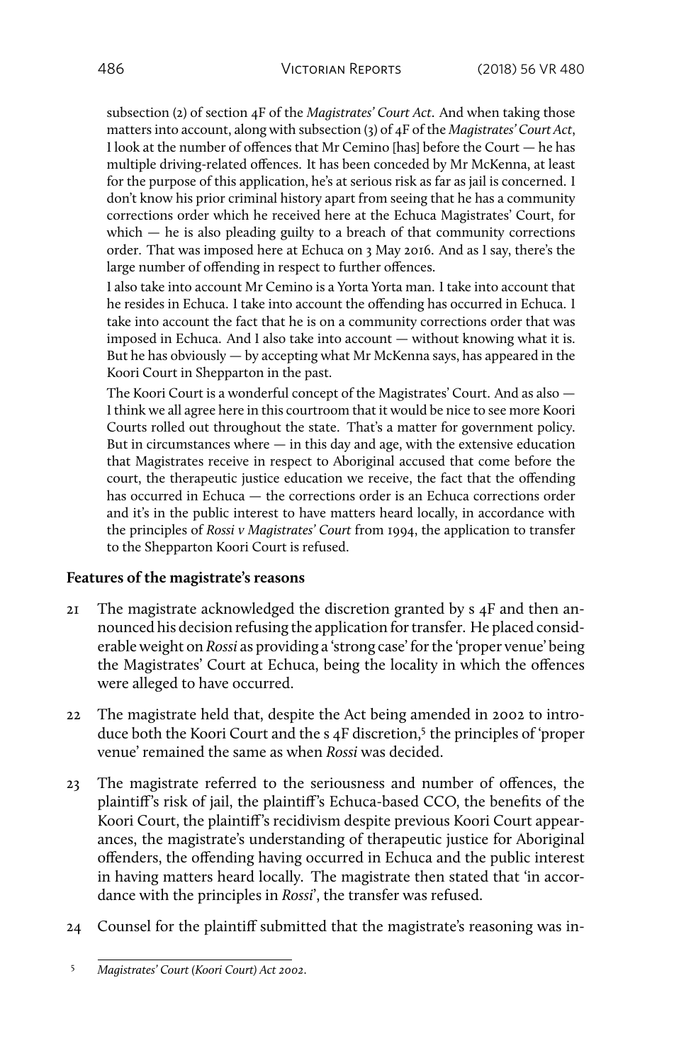subsection (2) of section 4F of the *Magistrates' Court Act*. And when taking those matters into account, along with subsection (3) of 4F of the *Magistrates' Court Act*, I look at the number of offences that Mr Cemino [has] before the Court — he has multiple driving-related offences. It has been conceded by Mr McKenna, at least for the purpose of this application, he's at serious risk as far as jail is concerned. I don't know his prior criminal history apart from seeing that he has a community corrections order which he received here at the Echuca Magistrates' Court, for which — he is also pleading guilty to a breach of that community corrections order. That was imposed here at Echuca on 3 May 2016. And as I say, there's the large number of offending in respect to further offences.

I also take into account Mr Cemino is a Yorta Yorta man. I take into account that he resides in Echuca. I take into account the offending has occurred in Echuca. I take into account the fact that he is on a community corrections order that was imposed in Echuca. And I also take into account — without knowing what it is. But he has obviously — by accepting what Mr McKenna says, has appeared in the Koori Court in Shepparton in the past.

The Koori Court is a wonderful concept of the Magistrates' Court. And as also — I think we all agree here in this courtroom that it would be nice to see more Koori Courts rolled out throughout the state. That's a matter for government policy. But in circumstances where — in this day and age, with the extensive education that Magistrates receive in respect to Aboriginal accused that come before the court, the therapeutic justice education we receive, the fact that the offending has occurred in Echuca — the corrections order is an Echuca corrections order and it's in the public interest to have matters heard locally, in accordance with the principles of *Rossi v Magistrates' Court* from 1994, the application to transfer to the Shepparton Koori Court is refused.

**Features of the magistrate's reasons**

21 The magistrate acknowledged the discretion granted by s 4F and then announced his decision refusing the application for transfer. He placed considerable weight on *Rossi* as providing a 'strong case' for the 'proper venue' being the Magistrates' Court at Echuca, being the locality in which the offences were alleged to have occurred.

22 The magistrate held that, despite the Act being amended in 2002 to introduce both the Koori Court and the s 4F discretion,[5] the principles of 'proper venue' remained the same as when *Rossi* was decided.

23 The magistrate referred to the seriousness and number of offences, the plaintiff's risk of jail, the plaintiff's Echuca-based CCO, the benefits of the Koori Court, the plaintiff's recidivism despite previous Koori Court appearances, the magistrate's understanding of therapeutic justice for Aboriginal offenders, the offending having occurred in Echuca and the public interest in having matters heard locally. The magistrate then stated that 'in accordance with the principles in *Rossi*', the transfer was refused.

24 Counsel for the plaintiff submitted that the magistrate's reasoning was in-

[5] *Magistrates' Court (Koori Court) Act 2002*.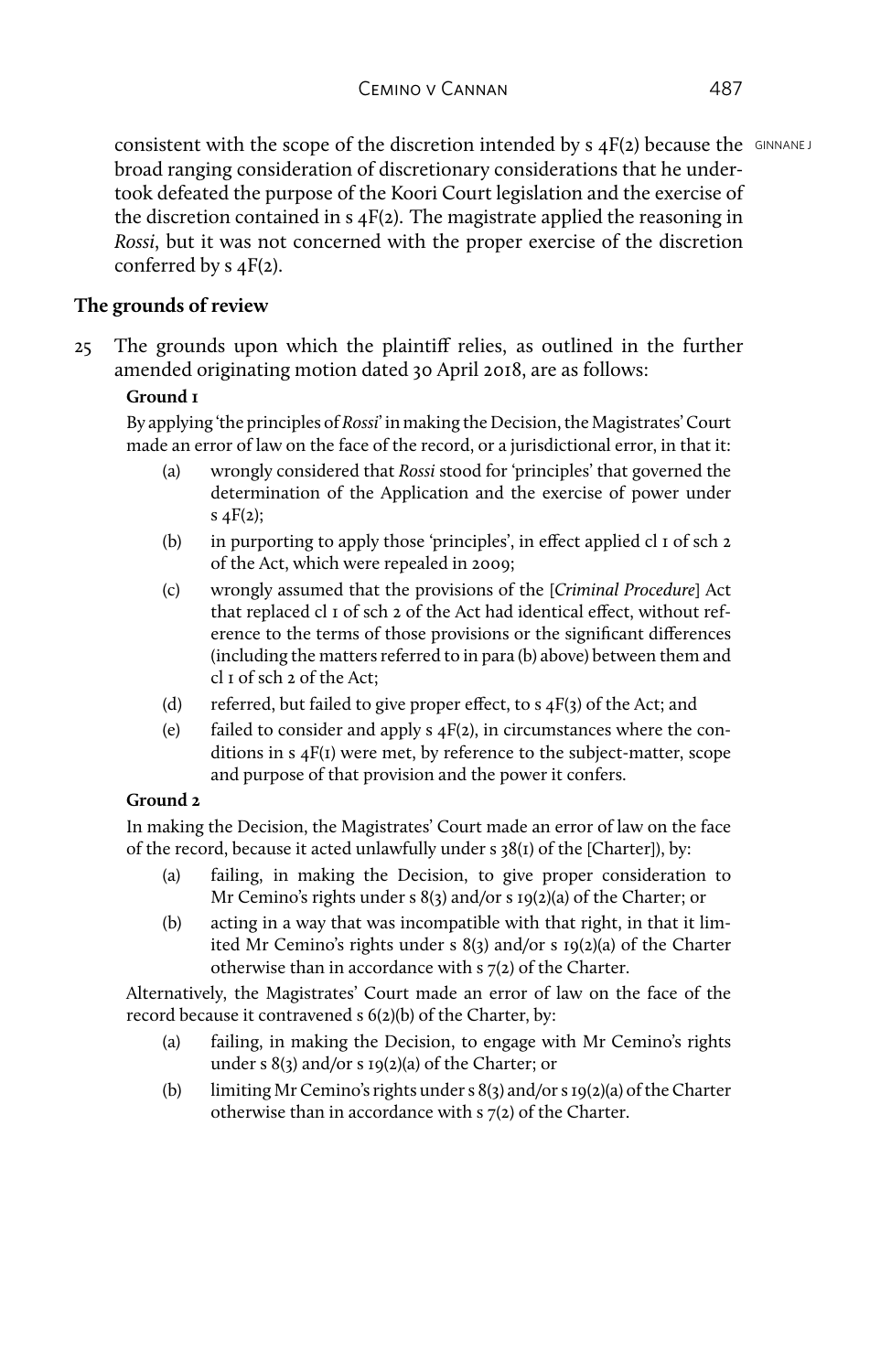consistent with the scope of the discretion intended by s 4F(2) because the broad ranging consideration of discretionary considerations that he undertook defeated the purpose of the Koori Court legislation and the exercise of the discretion contained in s 4F(2). The magistrate applied the reasoning in *Rossi*, but it was not concerned with the proper exercise of the discretion conferred by s 4F(2).

## The grounds of review

25 The grounds upon which the plaintiff relies, as outlined in the further amended originating motion dated 30 April 2018, are as follows:

**Ground 1**

By applying 'the principles of *Rossi*' in making the Decision, the Magistrates' Court made an error of law on the face of the record, or a jurisdictional error, in that it:

- (a) wrongly considered that *Rossi* stood for 'principles' that governed the determination of the Application and the exercise of power under s 4F(2);
- (b) in purporting to apply those 'principles', in effect applied cl 1 of sch 2 of the Act, which were repealed in 2009;
- (c) wrongly assumed that the provisions of the [*Criminal Procedure*] Act that replaced cl 1 of sch 2 of the Act had identical effect, without reference to the terms of those provisions or the significant differences (including the matters referred to in para (b) above) between them and cl 1 of sch 2 of the Act;
- (d) referred, but failed to give proper effect, to s 4F(3) of the Act; and
- (e) failed to consider and apply s 4F(2), in circumstances where the conditions in s 4F(1) were met, by reference to the subject-matter, scope and purpose of that provision and the power it confers.

**Ground 2**

In making the Decision, the Magistrates' Court made an error of law on the face of the record, because it acted unlawfully under s 38(1) of the [Charter]), by:

- (a) failing, in making the Decision, to give proper consideration to Mr Cemino's rights under s 8(3) and/or s 19(2)(a) of the Charter; or
- (b) acting in a way that was incompatible with that right, in that it limited Mr Cemino's rights under s 8(3) and/or s 19(2)(a) of the Charter otherwise than in accordance with s 7(2) of the Charter.

Alternatively, the Magistrates' Court made an error of law on the face of the record because it contravened s 6(2)(b) of the Charter, by:

- (a) failing, in making the Decision, to engage with Mr Cemino's rights under s 8(3) and/or s 19(2)(a) of the Charter; or
- (b) limiting Mr Cemino's rights under s 8(3) and/or s 19(2)(a) of the Charter otherwise than in accordance with s 7(2) of the Charter.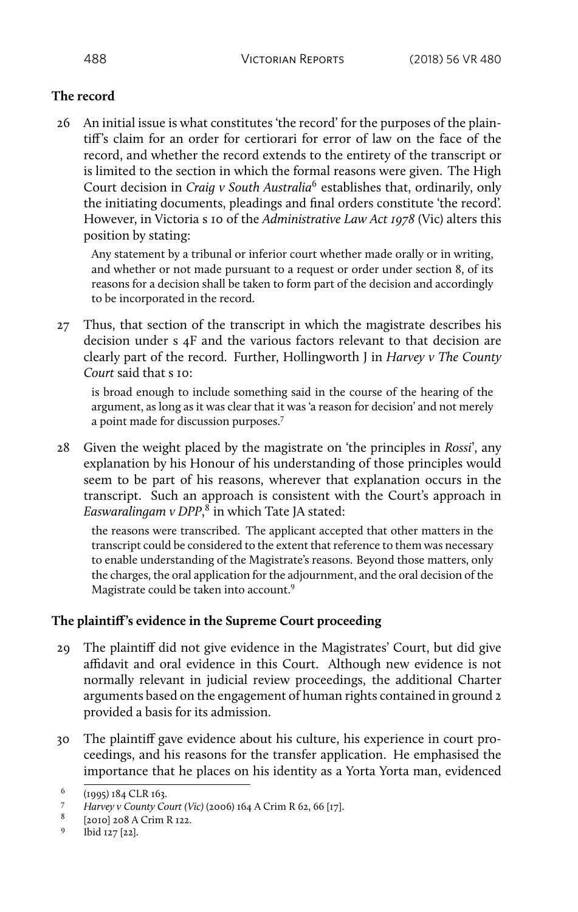**The record**

26 An initial issue is what constitutes 'the record' for the purposes of the plaintiff's claim for an order for certiorari for error of law on the face of the record, and whether the record extends to the entirety of the transcript or is limited to the section in which the formal reasons were given. The High Court decision in *Craig v South Australia*[6] establishes that, ordinarily, only the initiating documents, pleadings and final orders constitute 'the record'. However, in Victoria s 10 of the *Administrative Law Act 1978* (Vic) alters this position by stating:

> Any statement by a tribunal or inferior court whether made orally or in writing, and whether or not made pursuant to a request or order under section 8, of its reasons for a decision shall be taken to form part of the decision and accordingly to be incorporated in the record.

27 Thus, that section of the transcript in which the magistrate describes his decision under s 4F and the various factors relevant to that decision are clearly part of the record. Further, Hollingworth J in *Harvey v The County Court* said that s 10:

> is broad enough to include something said in the course of the hearing of the argument, as long as it was clear that it was 'a reason for decision' and not merely a point made for discussion purposes.[7]

28 Given the weight placed by the magistrate on 'the principles in *Rossi*', any explanation by his Honour of his understanding of those principles would seem to be part of his reasons, wherever that explanation occurs in the transcript. Such an approach is consistent with the Court's approach in *Easwaralingam v DPP*,[8] in which Tate JA stated:

> the reasons were transcribed. The applicant accepted that other matters in the transcript could be considered to the extent that reference to them was necessary to enable understanding of the Magistrate's reasons. Beyond those matters, only the charges, the oral application for the adjournment, and the oral decision of the Magistrate could be taken into account.[9]

**The plaintiff's evidence in the Supreme Court proceeding**

29 The plaintiff did not give evidence in the Magistrates' Court, but did give affidavit and oral evidence in this Court. Although new evidence is not normally relevant in judicial review proceedings, the additional Charter arguments based on the engagement of human rights contained in ground 2 provided a basis for its admission.

30 The plaintiff gave evidence about his culture, his experience in court proceedings, and his reasons for the transfer application. He emphasised the importance that he places on his identity as a Yorta Yorta man, evidenced

---

6 (1995) 184 CLR 163.

7 *Harvey v County Court (Vic)* (2006) 164 A Crim R 62, 66 [17].

8 [2010] 208 A Crim R 122.

9 Ibid 127 [22].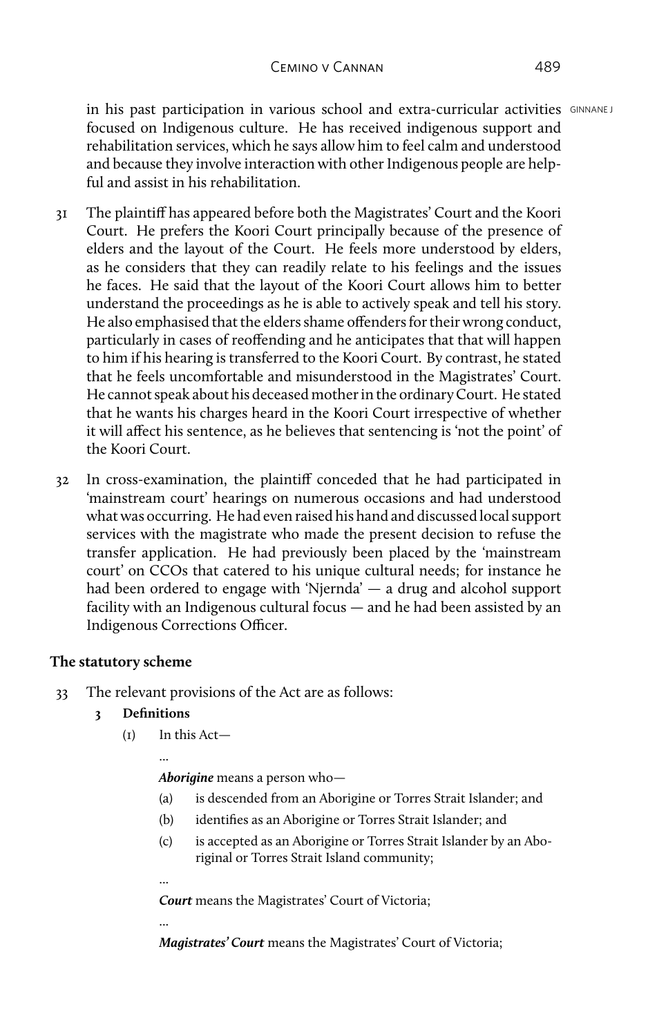in his past participation in various school and extra-curricular activities focused on Indigenous culture. He has received indigenous support and rehabilitation services, which he says allow him to feel calm and understood and because they involve interaction with other Indigenous people are helpful and assist in his rehabilitation.

31 The plaintiff has appeared before both the Magistrates' Court and the Koori Court. He prefers the Koori Court principally because of the presence of elders and the layout of the Court. He feels more understood by elders, as he considers that they can readily relate to his feelings and the issues he faces. He said that the layout of the Koori Court allows him to better understand the proceedings as he is able to actively speak and tell his story. He also emphasised that the elders shame offenders for their wrong conduct, particularly in cases of reoffending and he anticipates that that will happen to him if his hearing is transferred to the Koori Court. By contrast, he stated that he feels uncomfortable and misunderstood in the Magistrates' Court. He cannot speak about his deceased mother in the ordinary Court. He stated that he wants his charges heard in the Koori Court irrespective of whether it will affect his sentence, as he believes that sentencing is 'not the point' of the Koori Court.

32 In cross-examination, the plaintiff conceded that he had participated in 'mainstream court' hearings on numerous occasions and had understood what was occurring. He had even raised his hand and discussed local support services with the magistrate who made the present decision to refuse the transfer application. He had previously been placed by the 'mainstream court' on CCOs that catered to his unique cultural needs; for instance he had been ordered to engage with 'Njernda' — a drug and alcohol support facility with an Indigenous cultural focus — and he had been assisted by an Indigenous Corrections Officer.

### The statutory scheme

33 The relevant provisions of the Act are as follows:

**3 Definitions**

(1) In this Act—

…

***Aborigine*** means a person who—

(a) is descended from an Aborigine or Torres Strait Islander; and

(b) identifies as an Aborigine or Torres Strait Islander; and

(c) is accepted as an Aborigine or Torres Strait Islander by an Aboriginal or Torres Strait Island community;

…

***Court*** means the Magistrates' Court of Victoria;

…

***Magistrates' Court*** means the Magistrates' Court of Victoria;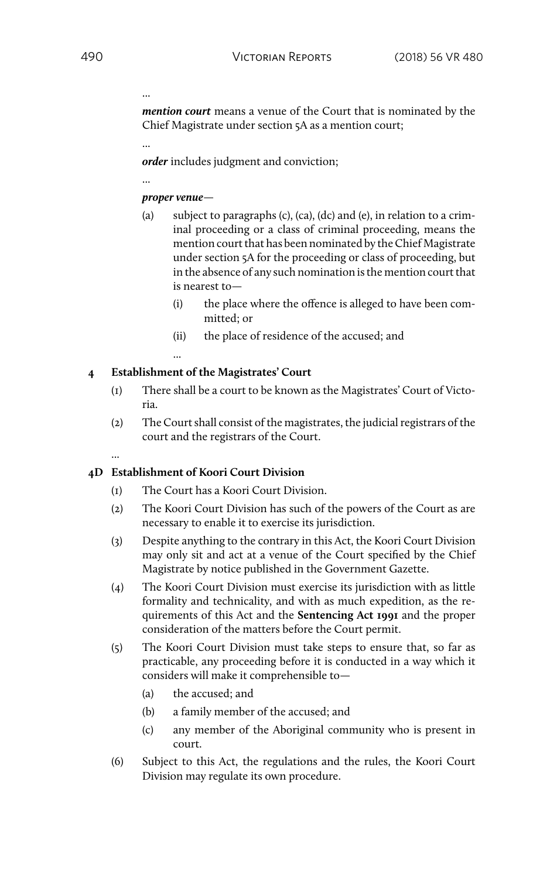...

***mention court*** means a venue of the Court that is nominated by the Chief Magistrate under section 5A as a mention court;

...

***order*** includes judgment and conviction;

...

***proper venue***—

(a) subject to paragraphs (c), (ca), (dc) and (e), in relation to a criminal proceeding or a class of criminal proceeding, means the mention court that has been nominated by the Chief Magistrate under section 5A for the proceeding or class of proceeding, but in the absence of any such nomination is the mention court that is nearest to—

   (i) the place where the offence is alleged to have been committed; or

   (ii) the place of residence of the accused; and

   ...

**4 Establishment of the Magistrates' Court**

(1) There shall be a court to be known as the Magistrates' Court of Victoria.

(2) The Court shall consist of the magistrates, the judicial registrars of the court and the registrars of the Court.

...

**4D Establishment of Koori Court Division**

(1) The Court has a Koori Court Division.

(2) The Koori Court Division has such of the powers of the Court as are necessary to enable it to exercise its jurisdiction.

(3) Despite anything to the contrary in this Act, the Koori Court Division may only sit and act at a venue of the Court specified by the Chief Magistrate by notice published in the Government Gazette.

(4) The Koori Court Division must exercise its jurisdiction with as little formality and technicality, and with as much expedition, as the requirements of this Act and the **Sentencing Act 1991** and the proper consideration of the matters before the Court permit.

(5) The Koori Court Division must take steps to ensure that, so far as practicable, any proceeding before it is conducted in a way which it considers will make it comprehensible to—

   (a) the accused; and

   (b) a family member of the accused; and

   (c) any member of the Aboriginal community who is present in court.

(6) Subject to this Act, the regulations and the rules, the Koori Court Division may regulate its own procedure.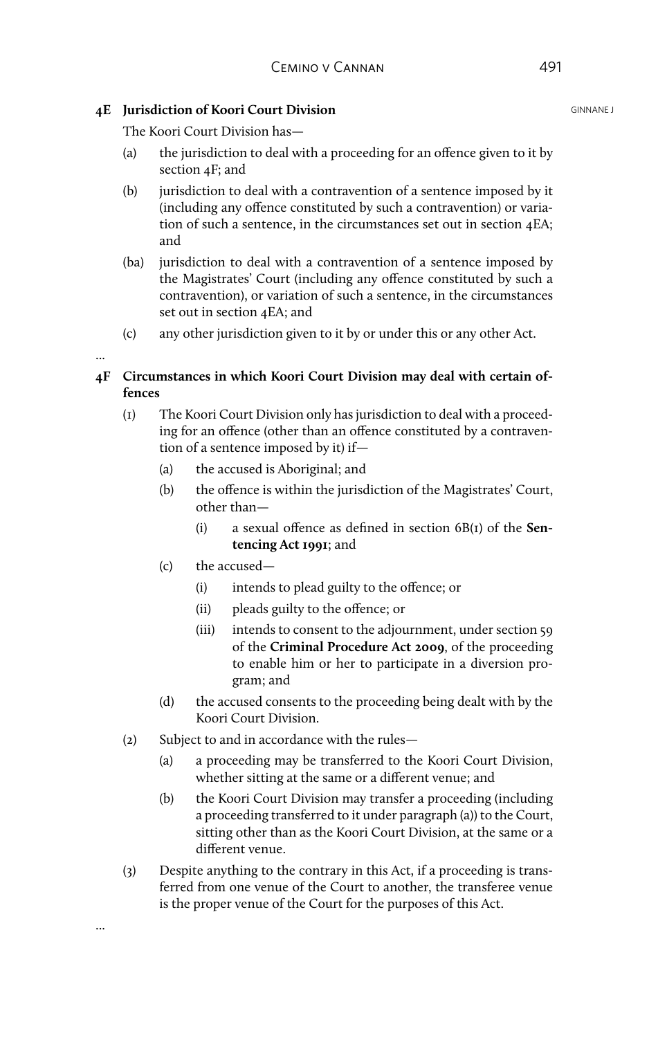**4E Jurisdiction of Koori Court Division**

The Koori Court Division has—

(a) the jurisdiction to deal with a proceeding for an offence given to it by section 4F; and

(b) jurisdiction to deal with a contravention of a sentence imposed by it (including any offence constituted by such a contravention) or variation of such a sentence, in the circumstances set out in section 4EA; and

(ba) jurisdiction to deal with a contravention of a sentence imposed by the Magistrates' Court (including any offence constituted by such a contravention), or variation of such a sentence, in the circumstances set out in section 4EA; and

(c) any other jurisdiction given to it by or under this or any other Act.

...

**4F Circumstances in which Koori Court Division may deal with certain offences**

(1) The Koori Court Division only has jurisdiction to deal with a proceeding for an offence (other than an offence constituted by a contravention of a sentence imposed by it) if—

- (a) the accused is Aboriginal; and
- (b) the offence is within the jurisdiction of the Magistrates' Court, other than—
  - (i) a sexual offence as defined in section 6B(1) of the **Sentencing Act 1991**; and
- (c) the accused—
  - (i) intends to plead guilty to the offence; or
  - (ii) pleads guilty to the offence; or
  - (iii) intends to consent to the adjournment, under section 59 of the **Criminal Procedure Act 2009**, of the proceeding to enable him or her to participate in a diversion program; and
- (d) the accused consents to the proceeding being dealt with by the Koori Court Division.

(2) Subject to and in accordance with the rules—

- (a) a proceeding may be transferred to the Koori Court Division, whether sitting at the same or a different venue; and
- (b) the Koori Court Division may transfer a proceeding (including a proceeding transferred to it under paragraph (a)) to the Court, sitting other than as the Koori Court Division, at the same or a different venue.

(3) Despite anything to the contrary in this Act, if a proceeding is transferred from one venue of the Court to another, the transferee venue is the proper venue of the Court for the purposes of this Act.

...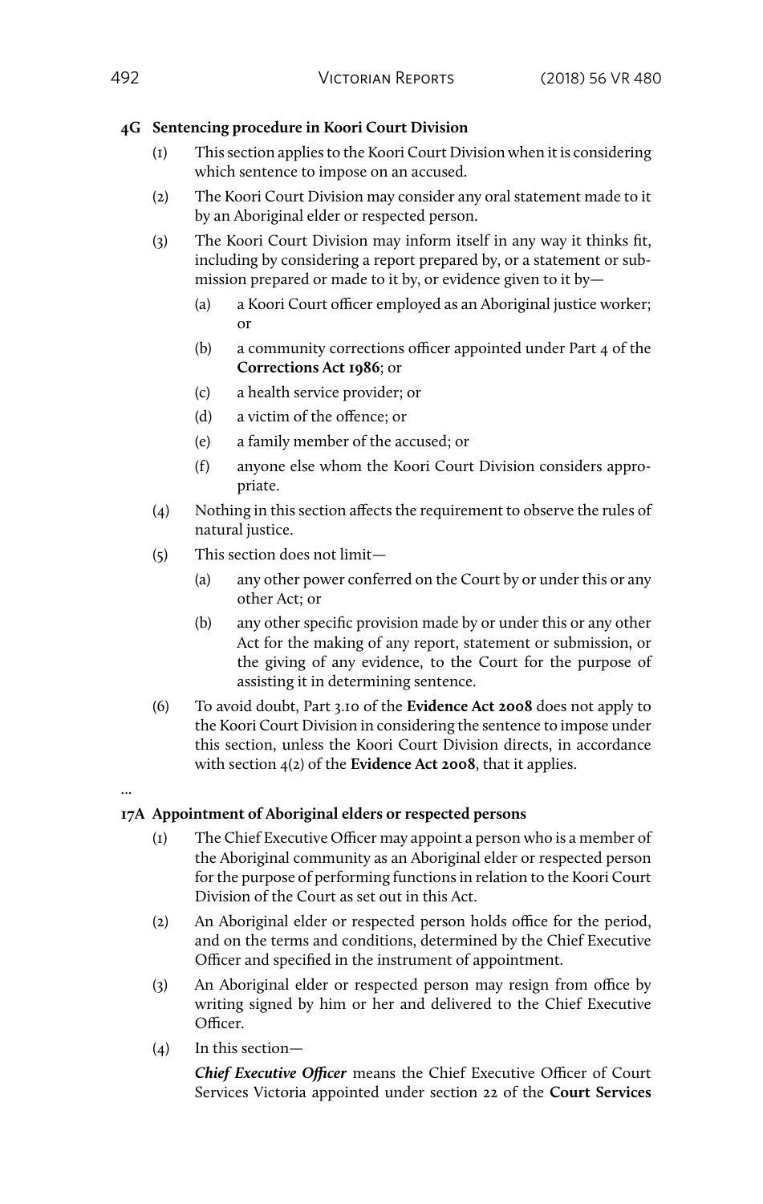**4G Sentencing procedure in Koori Court Division**

(1) This section applies to the Koori Court Division when it is considering which sentence to impose on an accused.

(2) The Koori Court Division may consider any oral statement made to it by an Aboriginal elder or respected person.

(3) The Koori Court Division may inform itself in any way it thinks fit, including by considering a report prepared by, or a statement or submission prepared or made to it by, or evidence given to it by—

(a) a Koori Court officer employed as an Aboriginal justice worker; or

(b) a community corrections officer appointed under Part 4 of the **Corrections Act 1986**; or

(c) a health service provider; or

(d) a victim of the offence; or

(e) a family member of the accused; or

(f) anyone else whom the Koori Court Division considers appropriate.

(4) Nothing in this section affects the requirement to observe the rules of natural justice.

(5) This section does not limit—

(a) any other power conferred on the Court by or under this or any other Act; or

(b) any other specific provision made by or under this or any other Act for the making of any report, statement or submission, or the giving of any evidence, to the Court for the purpose of assisting it in determining sentence.

(6) To avoid doubt, Part 3.10 of the **Evidence Act 2008** does not apply to the Koori Court Division in considering the sentence to impose under this section, unless the Koori Court Division directs, in accordance with section 4(2) of the **Evidence Act 2008**, that it applies.

...

**17A Appointment of Aboriginal elders or respected persons**

(1) The Chief Executive Officer may appoint a person who is a member of the Aboriginal community as an Aboriginal elder or respected person for the purpose of performing functions in relation to the Koori Court Division of the Court as set out in this Act.

(2) An Aboriginal elder or respected person holds office for the period, and on the terms and conditions, determined by the Chief Executive Officer and specified in the instrument of appointment.

(3) An Aboriginal elder or respected person may resign from office by writing signed by him or her and delivered to the Chief Executive Officer.

(4) In this section—

***Chief Executive Officer*** means the Chief Executive Officer of Court Services Victoria appointed under section 22 of the **Court Services**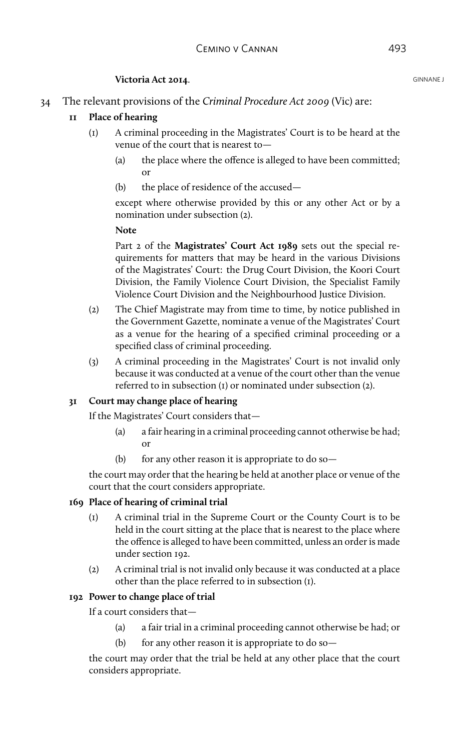**Victoria Act 2014**.

34 The relevant provisions of the *Criminal Procedure Act 2009* (Vic) are:

**11 Place of hearing**

(1) A criminal proceeding in the Magistrates' Court is to be heard at the venue of the court that is nearest to—

(a) the place where the offence is alleged to have been committed; or

(b) the place of residence of the accused—

except where otherwise provided by this or any other Act or by a nomination under subsection (2).

**Note**

Part 2 of the **Magistrates' Court Act 1989** sets out the special requirements for matters that may be heard in the various Divisions of the Magistrates' Court: the Drug Court Division, the Koori Court Division, the Family Violence Court Division, the Specialist Family Violence Court Division and the Neighbourhood Justice Division.

(2) The Chief Magistrate may from time to time, by notice published in the Government Gazette, nominate a venue of the Magistrates' Court as a venue for the hearing of a specified criminal proceeding or a specified class of criminal proceeding.

(3) A criminal proceeding in the Magistrates' Court is not invalid only because it was conducted at a venue of the court other than the venue referred to in subsection (1) or nominated under subsection (2).

**31 Court may change place of hearing**

If the Magistrates' Court considers that—

(a) a fair hearing in a criminal proceeding cannot otherwise be had; or

(b) for any other reason it is appropriate to do so—

the court may order that the hearing be held at another place or venue of the court that the court considers appropriate.

**169 Place of hearing of criminal trial**

(1) A criminal trial in the Supreme Court or the County Court is to be held in the court sitting at the place that is nearest to the place where the offence is alleged to have been committed, unless an order is made under section 192.

(2) A criminal trial is not invalid only because it was conducted at a place other than the place referred to in subsection (1).

**192 Power to change place of trial**

If a court considers that—

(a) a fair trial in a criminal proceeding cannot otherwise be had; or

(b) for any other reason it is appropriate to do so—

the court may order that the trial be held at any other place that the court considers appropriate.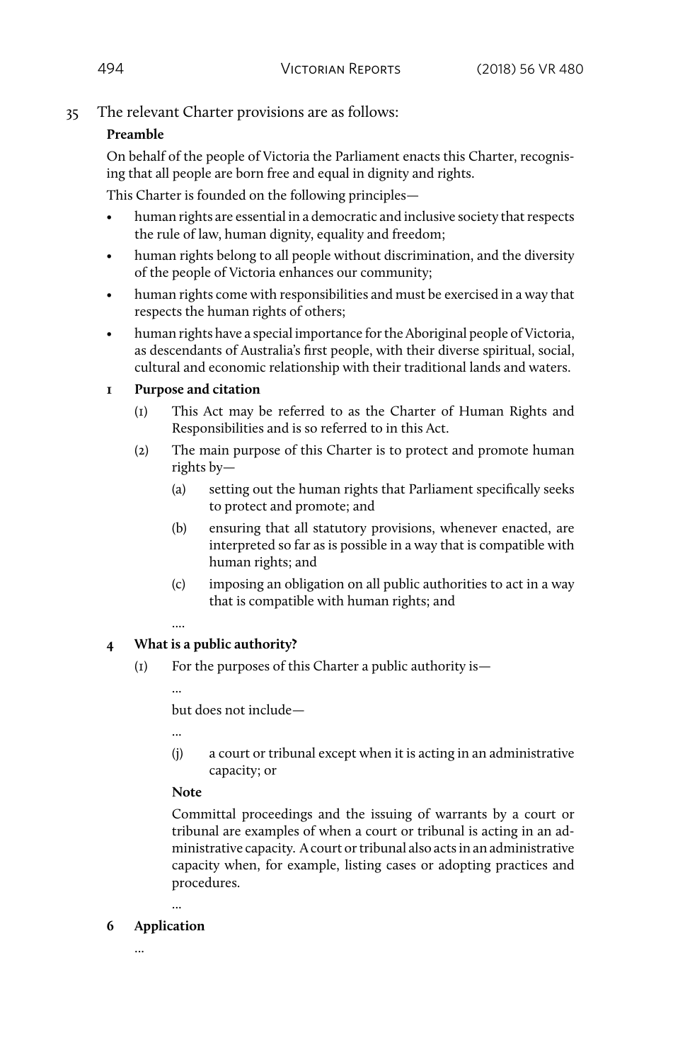35 The relevant Charter provisions are as follows:

**Preamble**

On behalf of the people of Victoria the Parliament enacts this Charter, recognising that all people are born free and equal in dignity and rights.

This Charter is founded on the following principles—

- human rights are essential in a democratic and inclusive society that respects the rule of law, human dignity, equality and freedom;
- human rights belong to all people without discrimination, and the diversity of the people of Victoria enhances our community;
- human rights come with responsibilities and must be exercised in a way that respects the human rights of others;
- human rights have a special importance for the Aboriginal people of Victoria, as descendants of Australia's first people, with their diverse spiritual, social, cultural and economic relationship with their traditional lands and waters.

**1 Purpose and citation**

(1) This Act may be referred to as the Charter of Human Rights and Responsibilities and is so referred to in this Act.

(2) The main purpose of this Charter is to protect and promote human rights by—

(a) setting out the human rights that Parliament specifically seeks to protect and promote; and

(b) ensuring that all statutory provisions, whenever enacted, are interpreted so far as is possible in a way that is compatible with human rights; and

(c) imposing an obligation on all public authorities to act in a way that is compatible with human rights; and

....

**4 What is a public authority?**

(1) For the purposes of this Charter a public authority is—

...

but does not include—

...

(j) a court or tribunal except when it is acting in an administrative capacity; or

**Note**

Committal proceedings and the issuing of warrants by a court or tribunal are examples of when a court or tribunal is acting in an administrative capacity. A court or tribunal also acts in an administrative capacity when, for example, listing cases or adopting practices and procedures.

...

**6 Application**

...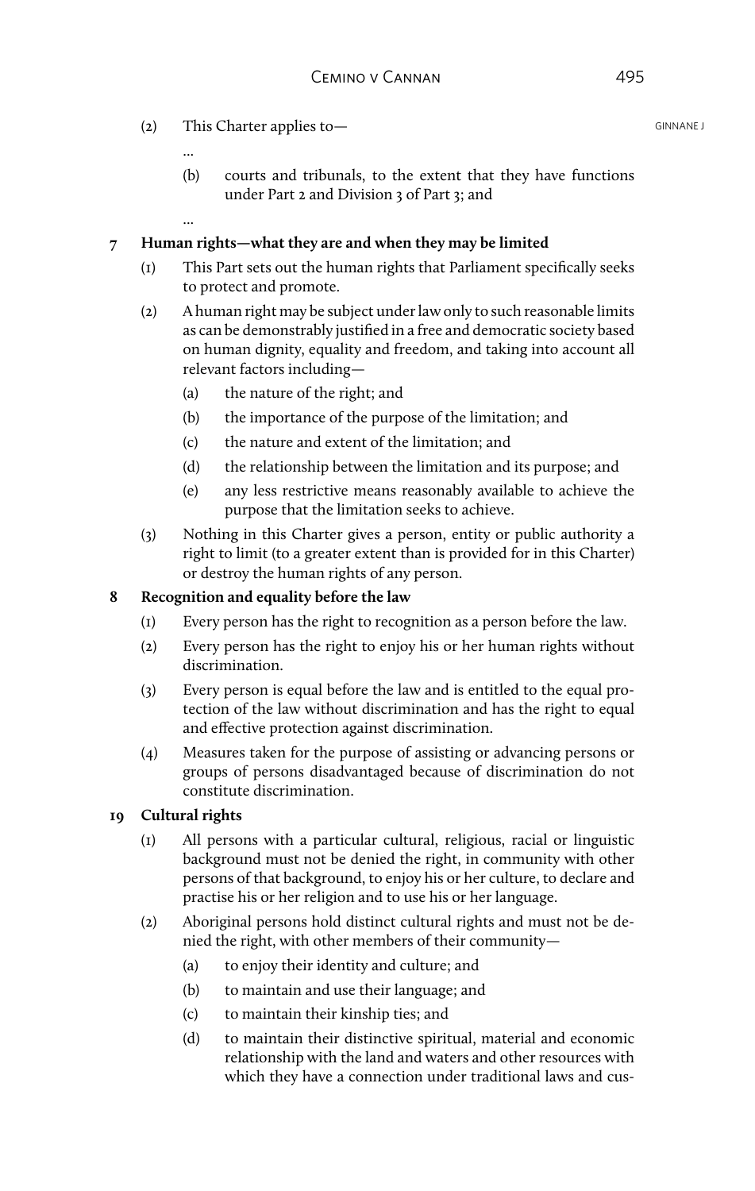(2) This Charter applies to—

...

(b) courts and tribunals, to the extent that they have functions under Part 2 and Division 3 of Part 3; and

...

**7 Human rights—what they are and when they may be limited**

(1) This Part sets out the human rights that Parliament specifically seeks to protect and promote.

(2) A human right may be subject under law only to such reasonable limits as can be demonstrably justified in a free and democratic society based on human dignity, equality and freedom, and taking into account all relevant factors including—

(a) the nature of the right; and

(b) the importance of the purpose of the limitation; and

(c) the nature and extent of the limitation; and

(d) the relationship between the limitation and its purpose; and

(e) any less restrictive means reasonably available to achieve the purpose that the limitation seeks to achieve.

(3) Nothing in this Charter gives a person, entity or public authority a right to limit (to a greater extent than is provided for in this Charter) or destroy the human rights of any person.

**8 Recognition and equality before the law**

(1) Every person has the right to recognition as a person before the law.

(2) Every person has the right to enjoy his or her human rights without discrimination.

(3) Every person is equal before the law and is entitled to the equal protection of the law without discrimination and has the right to equal and effective protection against discrimination.

(4) Measures taken for the purpose of assisting or advancing persons or groups of persons disadvantaged because of discrimination do not constitute discrimination.

**19 Cultural rights**

(1) All persons with a particular cultural, religious, racial or linguistic background must not be denied the right, in community with other persons of that background, to enjoy his or her culture, to declare and practise his or her religion and to use his or her language.

(2) Aboriginal persons hold distinct cultural rights and must not be denied the right, with other members of their community—

(a) to enjoy their identity and culture; and

(b) to maintain and use their language; and

(c) to maintain their kinship ties; and

(d) to maintain their distinctive spiritual, material and economic relationship with the land and waters and other resources with which they have a connection under traditional laws and cus-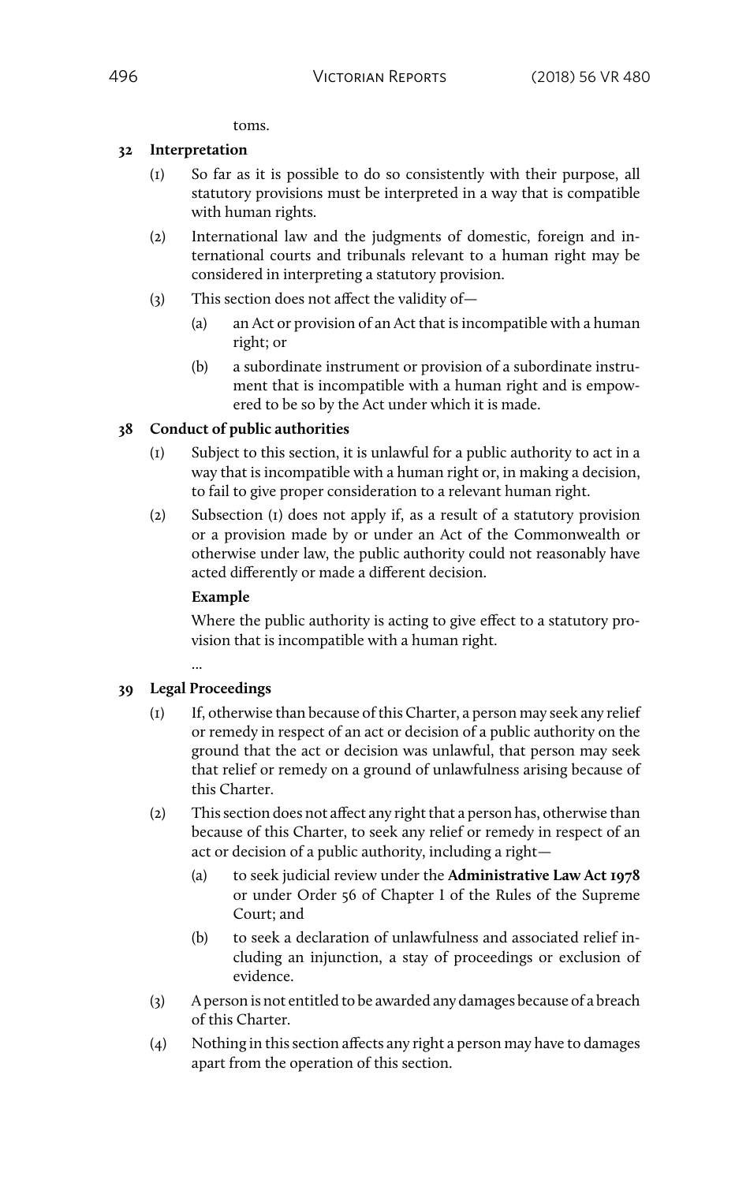toms.

**32 Interpretation**

(1) So far as it is possible to do so consistently with their purpose, all statutory provisions must be interpreted in a way that is compatible with human rights.

(2) International law and the judgments of domestic, foreign and international courts and tribunals relevant to a human right may be considered in interpreting a statutory provision.

(3) This section does not affect the validity of—

(a) an Act or provision of an Act that is incompatible with a human right; or

(b) a subordinate instrument or provision of a subordinate instrument that is incompatible with a human right and is empowered to be so by the Act under which it is made.

**38 Conduct of public authorities**

(1) Subject to this section, it is unlawful for a public authority to act in a way that is incompatible with a human right or, in making a decision, to fail to give proper consideration to a relevant human right.

(2) Subsection (1) does not apply if, as a result of a statutory provision or a provision made by or under an Act of the Commonwealth or otherwise under law, the public authority could not reasonably have acted differently or made a different decision.

**Example**

Where the public authority is acting to give effect to a statutory provision that is incompatible with a human right.

...

**39 Legal Proceedings**

(1) If, otherwise than because of this Charter, a person may seek any relief or remedy in respect of an act or decision of a public authority on the ground that the act or decision was unlawful, that person may seek that relief or remedy on a ground of unlawfulness arising because of this Charter.

(2) This section does not affect any right that a person has, otherwise than because of this Charter, to seek any relief or remedy in respect of an act or decision of a public authority, including a right—

(a) to seek judicial review under the **Administrative Law Act 1978** or under Order 56 of Chapter I of the Rules of the Supreme Court; and

(b) to seek a declaration of unlawfulness and associated relief including an injunction, a stay of proceedings or exclusion of evidence.

(3) A person is not entitled to be awarded any damages because of a breach of this Charter.

(4) Nothing in this section affects any right a person may have to damages apart from the operation of this section.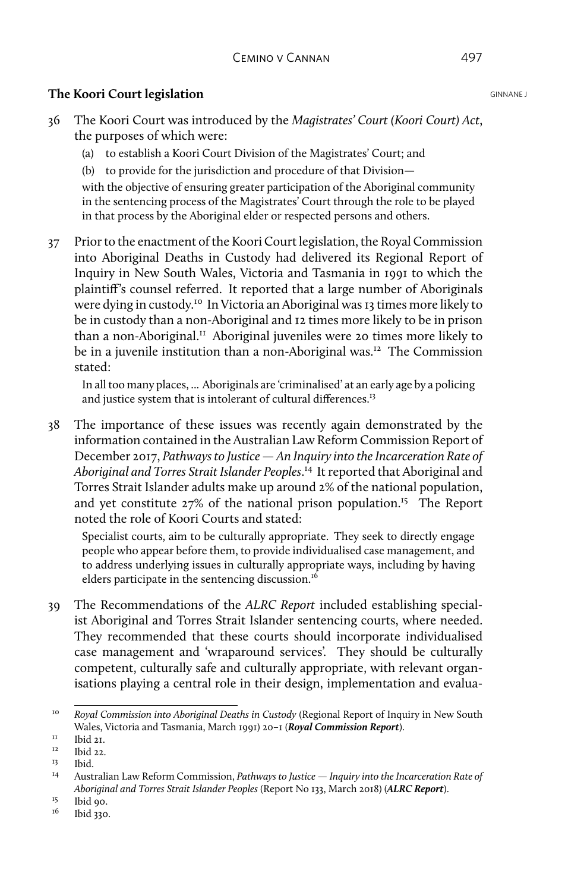## The Koori Court legislation

36 The Koori Court was introduced by the *Magistrates' Court (Koori Court) Act*, the purposes of which were:

(a) to establish a Koori Court Division of the Magistrates' Court; and

(b) to provide for the jurisdiction and procedure of that Division—

with the objective of ensuring greater participation of the Aboriginal community in the sentencing process of the Magistrates' Court through the role to be played in that process by the Aboriginal elder or respected persons and others.

37 Prior to the enactment of the Koori Court legislation, the Royal Commission into Aboriginal Deaths in Custody had delivered its Regional Report of Inquiry in New South Wales, Victoria and Tasmania in 1991 to which the plaintiff's counsel referred. It reported that a large number of Aboriginals were dying in custody.[10] In Victoria an Aboriginal was 13 times more likely to be in custody than a non-Aboriginal and 12 times more likely to be in prison than a non-Aboriginal.[11] Aboriginal juveniles were 20 times more likely to be in a juvenile institution than a non-Aboriginal was.[12] The Commission stated:

> In all too many places, ... Aboriginals are 'criminalised' at an early age by a policing and justice system that is intolerant of cultural differences.[13]

38 The importance of these issues was recently again demonstrated by the information contained in the Australian Law Reform Commission Report of December 2017, *Pathways to Justice — An Inquiry into the Incarceration Rate of Aboriginal and Torres Strait Islander Peoples*.[14] It reported that Aboriginal and Torres Strait Islander adults make up around 2% of the national population, and yet constitute 27% of the national prison population.[15] The Report noted the role of Koori Courts and stated:

> Specialist courts, aim to be culturally appropriate. They seek to directly engage people who appear before them, to provide individualised case management, and to address underlying issues in culturally appropriate ways, including by having elders participate in the sentencing discussion.[16]

39 The Recommendations of the *ALRC Report* included establishing specialist Aboriginal and Torres Strait Islander sentencing courts, where needed. They recommended that these courts should incorporate individualised case management and 'wraparound services'. They should be culturally competent, culturally safe and culturally appropriate, with relevant organisations playing a central role in their design, implementation and evalua-

---

[10] *Royal Commission into Aboriginal Deaths in Custody* (Regional Report of Inquiry in New South Wales, Victoria and Tasmania, March 1991) 20–1 (***Royal Commission Report***).

[11] Ibid 21.

[12] Ibid 22.

[13] Ibid.

[14] Australian Law Reform Commission, *Pathways to Justice — Inquiry into the Incarceration Rate of Aboriginal and Torres Strait Islander Peoples* (Report No 133, March 2018) (***ALRC Report***).

[15] Ibid 90.

[16] Ibid 330.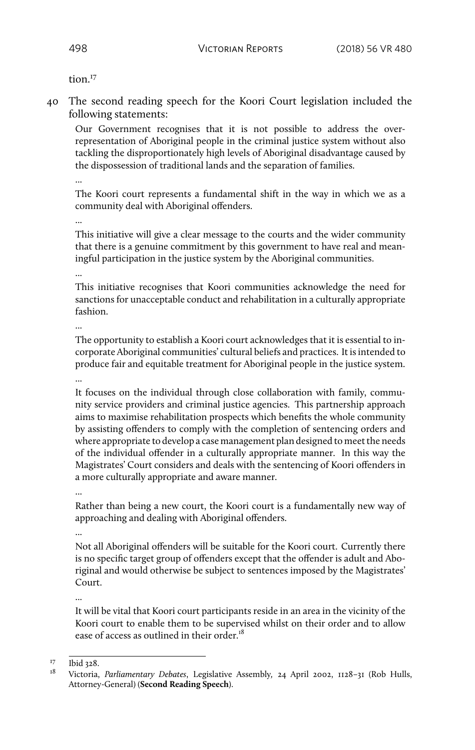tion.[17]

40 The second reading speech for the Koori Court legislation included the following statements:

> Our Government recognises that it is not possible to address the over-representation of Aboriginal people in the criminal justice system without also tackling the disproportionately high levels of Aboriginal disadvantage caused by the dispossession of traditional lands and the separation of families.
>
> …
>
> The Koori court represents a fundamental shift in the way in which we as a community deal with Aboriginal offenders.
>
> …
>
> This initiative will give a clear message to the courts and the wider community that there is a genuine commitment by this government to have real and meaningful participation in the justice system by the Aboriginal communities.
>
> …
>
> This initiative recognises that Koori communities acknowledge the need for sanctions for unacceptable conduct and rehabilitation in a culturally appropriate fashion.
>
> …
>
> The opportunity to establish a Koori court acknowledges that it is essential to incorporate Aboriginal communities' cultural beliefs and practices. It is intended to produce fair and equitable treatment for Aboriginal people in the justice system.
>
> …
>
> It focuses on the individual through close collaboration with family, community service providers and criminal justice agencies. This partnership approach aims to maximise rehabilitation prospects which benefits the whole community by assisting offenders to comply with the completion of sentencing orders and where appropriate to develop a case management plan designed to meet the needs of the individual offender in a culturally appropriate manner. In this way the Magistrates' Court considers and deals with the sentencing of Koori offenders in a more culturally appropriate and aware manner.
>
> …
>
> Rather than being a new court, the Koori court is a fundamentally new way of approaching and dealing with Aboriginal offenders.
>
> …
>
> Not all Aboriginal offenders will be suitable for the Koori court. Currently there is no specific target group of offenders except that the offender is adult and Aboriginal and would otherwise be subject to sentences imposed by the Magistrates' Court.
>
> …
>
> It will be vital that Koori court participants reside in an area in the vicinity of the Koori court to enable them to be supervised whilst on their order and to allow ease of access as outlined in their order.[18]

---

[17] Ibid 328.

[18] Victoria, *Parliamentary Debates*, Legislative Assembly, 24 April 2002, 1128–31 (Rob Hulls, Attorney-General) (**Second Reading Speech**).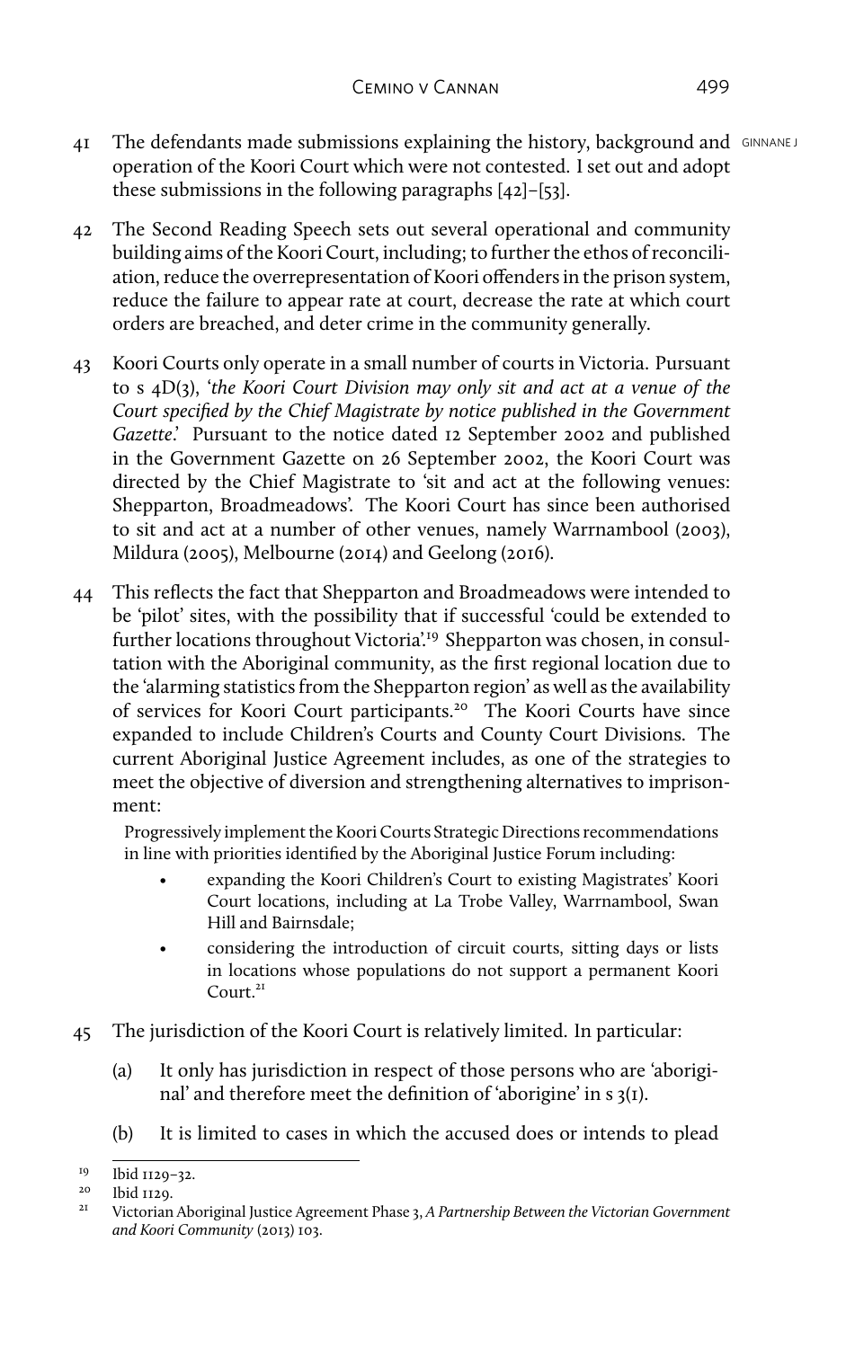41 The defendants made submissions explaining the history, background and operation of the Koori Court which were not contested. I set out and adopt these submissions in the following paragraphs [42]–[53].

42 The Second Reading Speech sets out several operational and community building aims of the Koori Court, including; to further the ethos of reconciliation, reduce the overrepresentation of Koori offenders in the prison system, reduce the failure to appear rate at court, decrease the rate at which court orders are breached, and deter crime in the community generally.

43 Koori Courts only operate in a small number of courts in Victoria. Pursuant to s 4D(3), '*the Koori Court Division may only sit and act at a venue of the Court specified by the Chief Magistrate by notice published in the Government Gazette*.' Pursuant to the notice dated 12 September 2002 and published in the Government Gazette on 26 September 2002, the Koori Court was directed by the Chief Magistrate to 'sit and act at the following venues: Shepparton, Broadmeadows'. The Koori Court has since been authorised to sit and act at a number of other venues, namely Warrnambool (2003), Mildura (2005), Melbourne (2014) and Geelong (2016).

44 This reflects the fact that Shepparton and Broadmeadows were intended to be 'pilot' sites, with the possibility that if successful 'could be extended to further locations throughout Victoria'.[19] Shepparton was chosen, in consultation with the Aboriginal community, as the first regional location due to the 'alarming statistics from the Shepparton region' as well as the availability of services for Koori Court participants.[20] The Koori Courts have since expanded to include Children's Courts and County Court Divisions. The current Aboriginal Justice Agreement includes, as one of the strategies to meet the objective of diversion and strengthening alternatives to imprisonment:

> Progressively implement the Koori Courts Strategic Directions recommendations in line with priorities identified by the Aboriginal Justice Forum including:
>
> - expanding the Koori Children's Court to existing Magistrates' Koori Court locations, including at La Trobe Valley, Warrnambool, Swan Hill and Bairnsdale;
> - considering the introduction of circuit courts, sitting days or lists in locations whose populations do not support a permanent Koori Court.[21]

45 The jurisdiction of the Koori Court is relatively limited. In particular:

(a) It only has jurisdiction in respect of those persons who are 'aboriginal' and therefore meet the definition of 'aborigine' in s 3(1).

(b) It is limited to cases in which the accused does or intends to plead

---

[19] Ibid 1129–32.

[20] Ibid 1129.

[21] Victorian Aboriginal Justice Agreement Phase 3, *A Partnership Between the Victorian Government and Koori Community* (2013) 103.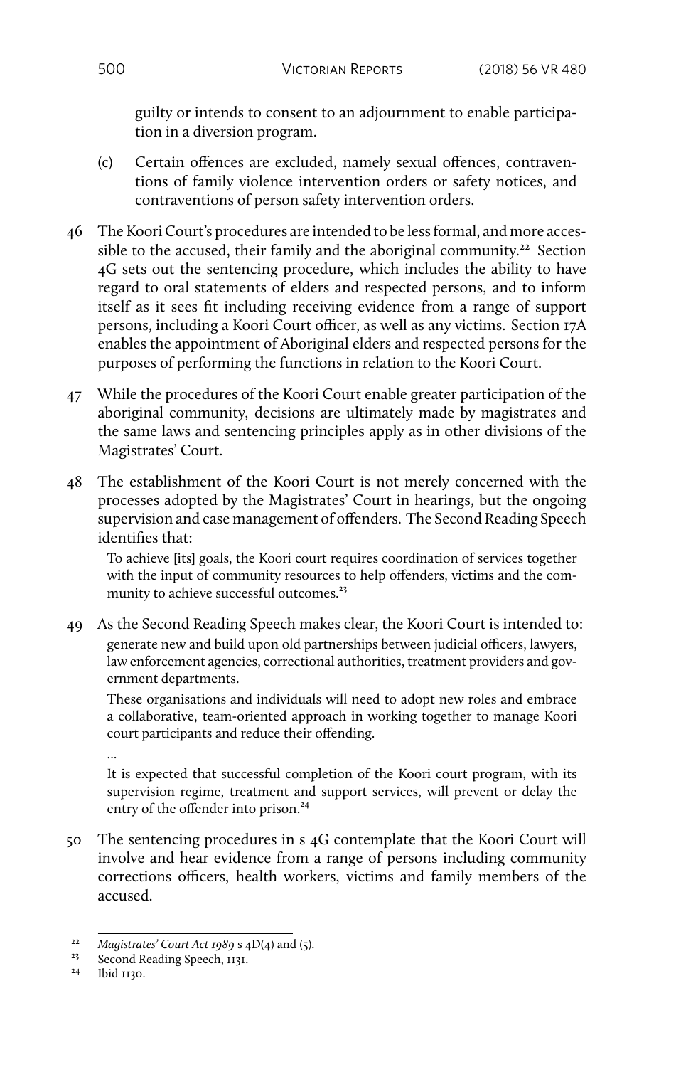guilty or intends to consent to an adjournment to enable participation in a diversion program.

(c) Certain offences are excluded, namely sexual offences, contraventions of family violence intervention orders or safety notices, and contraventions of person safety intervention orders.

46 The Koori Court's procedures are intended to be less formal, and more accessible to the accused, their family and the aboriginal community.[22] Section 4G sets out the sentencing procedure, which includes the ability to have regard to oral statements of elders and respected persons, and to inform itself as it sees fit including receiving evidence from a range of support persons, including a Koori Court officer, as well as any victims. Section 17A enables the appointment of Aboriginal elders and respected persons for the purposes of performing the functions in relation to the Koori Court.

47 While the procedures of the Koori Court enable greater participation of the aboriginal community, decisions are ultimately made by magistrates and the same laws and sentencing principles apply as in other divisions of the Magistrates' Court.

48 The establishment of the Koori Court is not merely concerned with the processes adopted by the Magistrates' Court in hearings, but the ongoing supervision and case management of offenders. The Second Reading Speech identifies that:

> To achieve [its] goals, the Koori court requires coordination of services together with the input of community resources to help offenders, victims and the community to achieve successful outcomes.[23]

49 As the Second Reading Speech makes clear, the Koori Court is intended to:

> generate new and build upon old partnerships between judicial officers, lawyers, law enforcement agencies, correctional authorities, treatment providers and government departments.
>
> These organisations and individuals will need to adopt new roles and embrace a collaborative, team-oriented approach in working together to manage Koori court participants and reduce their offending.
>
> ...
>
> It is expected that successful completion of the Koori court program, with its supervision regime, treatment and support services, will prevent or delay the entry of the offender into prison.[24]

50 The sentencing procedures in s 4G contemplate that the Koori Court will involve and hear evidence from a range of persons including community corrections officers, health workers, victims and family members of the accused.

---

[22] *Magistrates' Court Act 1989* s 4D(4) and (5).

[23] Second Reading Speech, 1131.

[24] Ibid 1130.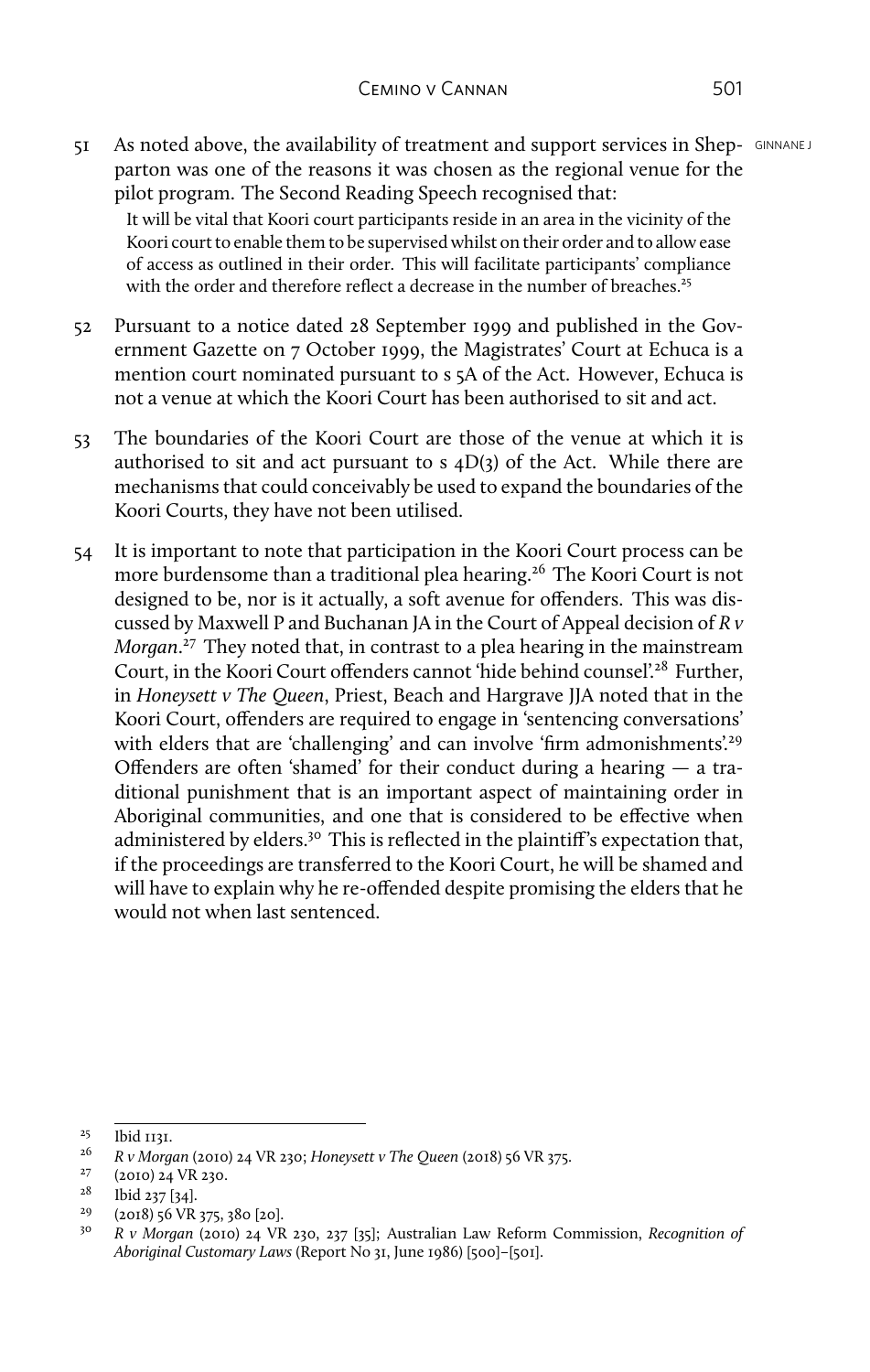51 As noted above, the availability of treatment and support services in Shepparton was one of the reasons it was chosen as the regional venue for the pilot program. The Second Reading Speech recognised that:

> It will be vital that Koori court participants reside in an area in the vicinity of the Koori court to enable them to be supervised whilst on their order and to allow ease of access as outlined in their order. This will facilitate participants' compliance with the order and therefore reflect a decrease in the number of breaches.[25]

52 Pursuant to a notice dated 28 September 1999 and published in the Government Gazette on 7 October 1999, the Magistrates' Court at Echuca is a mention court nominated pursuant to s 5A of the Act. However, Echuca is not a venue at which the Koori Court has been authorised to sit and act.

53 The boundaries of the Koori Court are those of the venue at which it is authorised to sit and act pursuant to s 4D(3) of the Act. While there are mechanisms that could conceivably be used to expand the boundaries of the Koori Courts, they have not been utilised.

54 It is important to note that participation in the Koori Court process can be more burdensome than a traditional plea hearing.[26] The Koori Court is not designed to be, nor is it actually, a soft avenue for offenders. This was discussed by Maxwell P and Buchanan JA in the Court of Appeal decision of *R v Morgan*.[27] They noted that, in contrast to a plea hearing in the mainstream Court, in the Koori Court offenders cannot 'hide behind counsel'.[28] Further, in *Honeysett v The Queen*, Priest, Beach and Hargrave JJA noted that in the Koori Court, offenders are required to engage in 'sentencing conversations' with elders that are 'challenging' and can involve 'firm admonishments'.[29] Offenders are often 'shamed' for their conduct during a hearing — a traditional punishment that is an important aspect of maintaining order in Aboriginal communities, and one that is considered to be effective when administered by elders.[30] This is reflected in the plaintiff's expectation that, if the proceedings are transferred to the Koori Court, he will be shamed and will have to explain why he re-offended despite promising the elders that he would not when last sentenced.

---

[25] Ibid 1131.

[26] *R v Morgan* (2010) 24 VR 230; *Honeysett v The Queen* (2018) 56 VR 375.

[27] (2010) 24 VR 230.

[28] Ibid 237 [34].

[29] (2018) 56 VR 375, 380 [20].

[30] *R v Morgan* (2010) 24 VR 230, 237 [35]; Australian Law Reform Commission, *Recognition of Aboriginal Customary Laws* (Report No 31, June 1986) [500]–[501].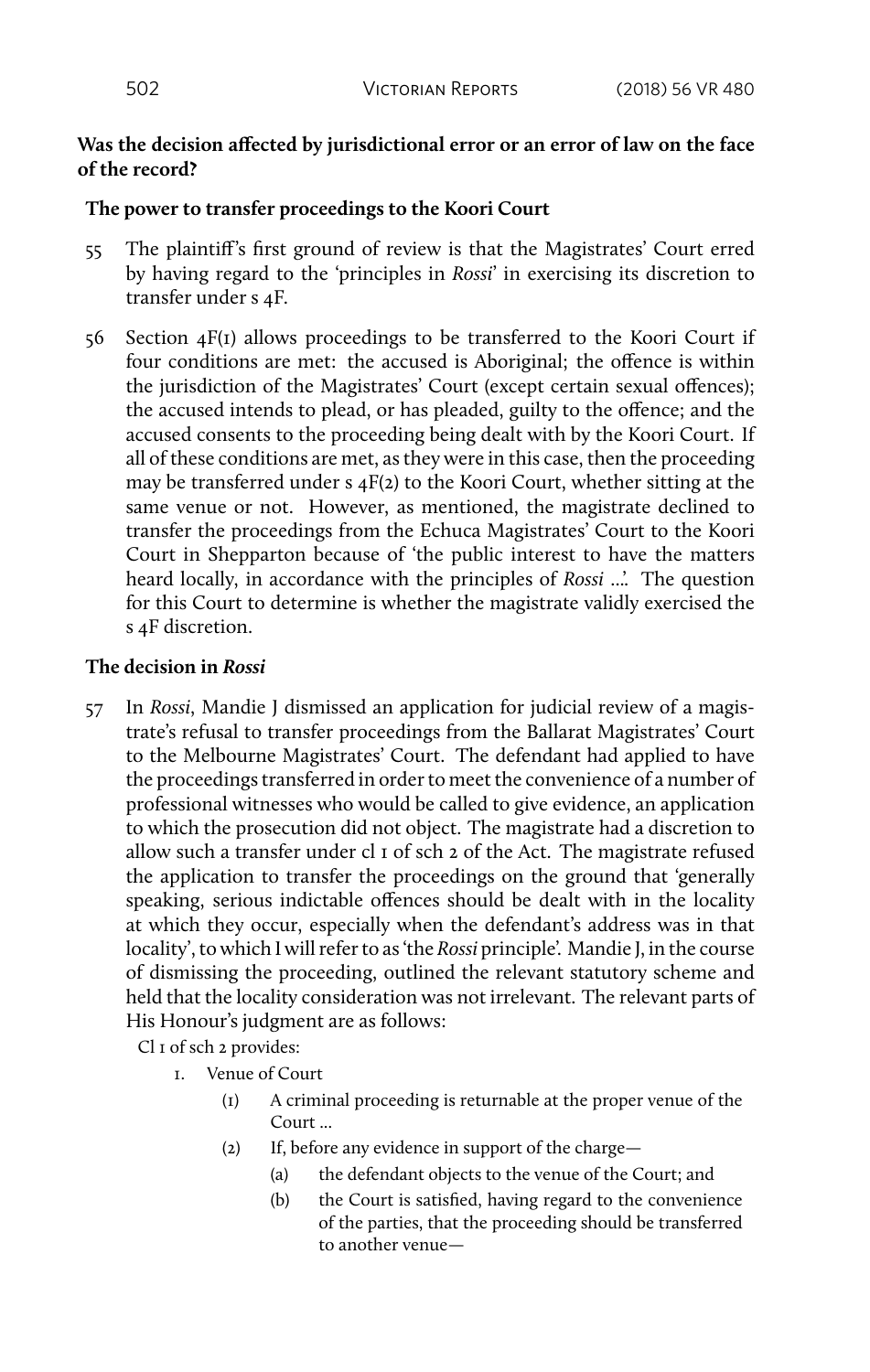**Was the decision affected by jurisdictional error or an error of law on the face of the record?**

**The power to transfer proceedings to the Koori Court**

55 The plaintiff's first ground of review is that the Magistrates' Court erred by having regard to the 'principles in *Rossi*' in exercising its discretion to transfer under s 4F.

56 Section 4F(1) allows proceedings to be transferred to the Koori Court if four conditions are met: the accused is Aboriginal; the offence is within the jurisdiction of the Magistrates' Court (except certain sexual offences); the accused intends to plead, or has pleaded, guilty to the offence; and the accused consents to the proceeding being dealt with by the Koori Court. If all of these conditions are met, as they were in this case, then the proceeding may be transferred under s 4F(2) to the Koori Court, whether sitting at the same venue or not. However, as mentioned, the magistrate declined to transfer the proceedings from the Echuca Magistrates' Court to the Koori Court in Shepparton because of 'the public interest to have the matters heard locally, in accordance with the principles of *Rossi* …'. The question for this Court to determine is whether the magistrate validly exercised the s 4F discretion.

**The decision in *Rossi***

57 In *Rossi*, Mandie J dismissed an application for judicial review of a magistrate's refusal to transfer proceedings from the Ballarat Magistrates' Court to the Melbourne Magistrates' Court. The defendant had applied to have the proceedings transferred in order to meet the convenience of a number of professional witnesses who would be called to give evidence, an application to which the prosecution did not object. The magistrate had a discretion to allow such a transfer under cl 1 of sch 2 of the Act. The magistrate refused the application to transfer the proceedings on the ground that 'generally speaking, serious indictable offences should be dealt with in the locality at which they occur, especially when the defendant's address was in that locality', to which I will refer to as 'the *Rossi* principle'. Mandie J, in the course of dismissing the proceeding, outlined the relevant statutory scheme and held that the locality consideration was not irrelevant. The relevant parts of His Honour's judgment are as follows:

Cl 1 of sch 2 provides:

1. Venue of Court
   - (1) A criminal proceeding is returnable at the proper venue of the Court …
   - (2) If, before any evidence in support of the charge—
     - (a) the defendant objects to the venue of the Court; and
     - (b) the Court is satisfied, having regard to the convenience of the parties, that the proceeding should be transferred to another venue—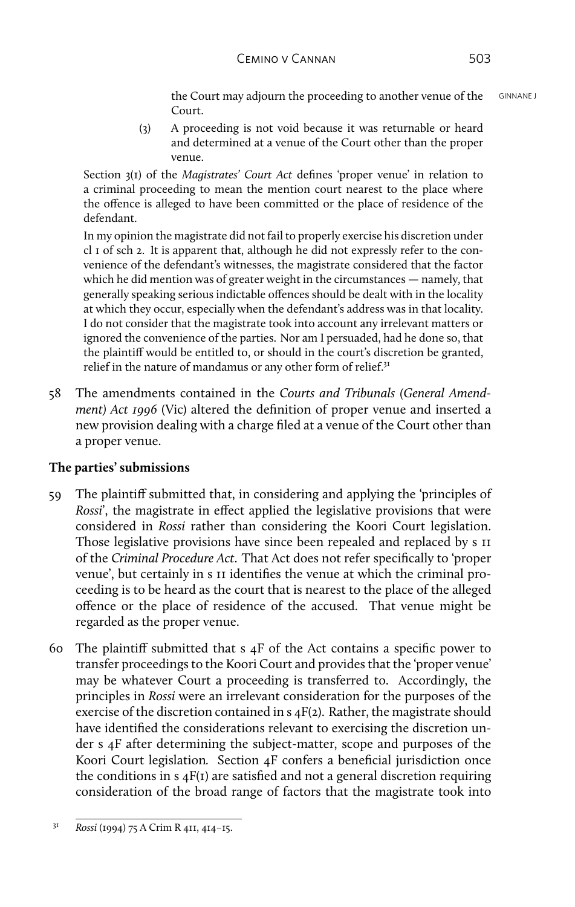> the Court may adjourn the proceeding to another venue of the Court.
>
> (3) A proceeding is not void because it was returnable or heard and determined at a venue of the Court other than the proper venue.
>
> Section 3(1) of the *Magistrates' Court Act* defines 'proper venue' in relation to a criminal proceeding to mean the mention court nearest to the place where the offence is alleged to have been committed or the place of residence of the defendant.
>
> In my opinion the magistrate did not fail to properly exercise his discretion under cl 1 of sch 2. It is apparent that, although he did not expressly refer to the convenience of the defendant's witnesses, the magistrate considered that the factor which he did mention was of greater weight in the circumstances — namely, that generally speaking serious indictable offences should be dealt with in the locality at which they occur, especially when the defendant's address was in that locality. I do not consider that the magistrate took into account any irrelevant matters or ignored the convenience of the parties. Nor am I persuaded, had he done so, that the plaintiff would be entitled to, or should in the court's discretion be granted, relief in the nature of mandamus or any other form of relief.[31]

58 The amendments contained in the *Courts and Tribunals (General Amendment) Act 1996* (Vic) altered the definition of proper venue and inserted a new provision dealing with a charge filed at a venue of the Court other than a proper venue.

**The parties' submissions**

59 The plaintiff submitted that, in considering and applying the 'principles of *Rossi*', the magistrate in effect applied the legislative provisions that were considered in *Rossi* rather than considering the Koori Court legislation. Those legislative provisions have since been repealed and replaced by s 11 of the *Criminal Procedure Act*. That Act does not refer specifically to 'proper venue', but certainly in s 11 identifies the venue at which the criminal proceeding is to be heard as the court that is nearest to the place of the alleged offence or the place of residence of the accused. That venue might be regarded as the proper venue.

60 The plaintiff submitted that s 4F of the Act contains a specific power to transfer proceedings to the Koori Court and provides that the 'proper venue' may be whatever Court a proceeding is transferred to. Accordingly, the principles in *Rossi* were an irrelevant consideration for the purposes of the exercise of the discretion contained in s 4F(2). Rather, the magistrate should have identified the considerations relevant to exercising the discretion under s 4F after determining the subject-matter, scope and purposes of the Koori Court legislation*.* Section 4F confers a beneficial jurisdiction once the conditions in s 4F(1) are satisfied and not a general discretion requiring consideration of the broad range of factors that the magistrate took into

[31] *Rossi* (1994) 75 A Crim R 411, 414–15.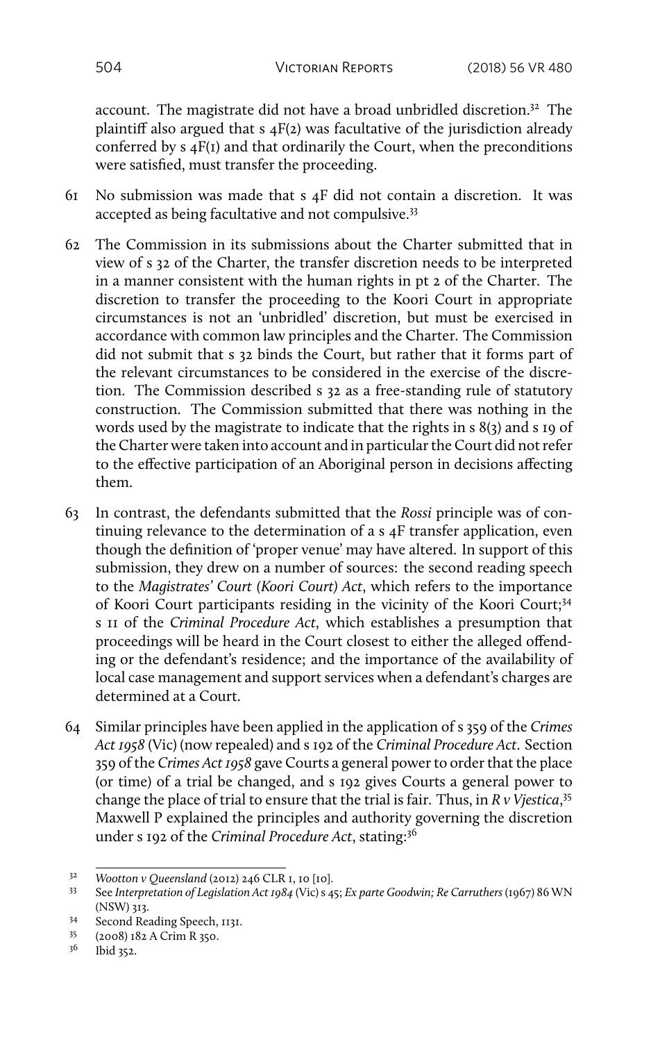account. The magistrate did not have a broad unbridled discretion.[32] The plaintiff also argued that s 4F(2) was facultative of the jurisdiction already conferred by s 4F(1) and that ordinarily the Court, when the preconditions were satisfied, must transfer the proceeding.

61 No submission was made that s 4F did not contain a discretion. It was accepted as being facultative and not compulsive.[33]

62 The Commission in its submissions about the Charter submitted that in view of s 32 of the Charter, the transfer discretion needs to be interpreted in a manner consistent with the human rights in pt 2 of the Charter. The discretion to transfer the proceeding to the Koori Court in appropriate circumstances is not an 'unbridled' discretion, but must be exercised in accordance with common law principles and the Charter. The Commission did not submit that s 32 binds the Court, but rather that it forms part of the relevant circumstances to be considered in the exercise of the discretion. The Commission described s 32 as a free-standing rule of statutory construction. The Commission submitted that there was nothing in the words used by the magistrate to indicate that the rights in s 8(3) and s 19 of the Charter were taken into account and in particular the Court did not refer to the effective participation of an Aboriginal person in decisions affecting them.

63 In contrast, the defendants submitted that the *Rossi* principle was of continuing relevance to the determination of a s 4F transfer application, even though the definition of 'proper venue' may have altered. In support of this submission, they drew on a number of sources: the second reading speech to the *Magistrates' Court (Koori Court) Act*, which refers to the importance of Koori Court participants residing in the vicinity of the Koori Court;[34] s 11 of the *Criminal Procedure Act*, which establishes a presumption that proceedings will be heard in the Court closest to either the alleged offending or the defendant's residence; and the importance of the availability of local case management and support services when a defendant's charges are determined at a Court.

64 Similar principles have been applied in the application of s 359 of the *Crimes Act 1958* (Vic) (now repealed) and s 192 of the *Criminal Procedure Act*. Section 359 of the *Crimes Act 1958* gave Courts a general power to order that the place (or time) of a trial be changed, and s 192 gives Courts a general power to change the place of trial to ensure that the trial is fair. Thus, in *R v Vjestica*,[35] Maxwell P explained the principles and authority governing the discretion under s 192 of the *Criminal Procedure Act*, stating:[36]

---

[32] *Wootton v Queensland* (2012) 246 CLR 1, 10 [10].

[33] See *Interpretation of Legislation Act 1984* (Vic) s 45; *Ex parte Goodwin; Re Carruthers* (1967) 86 WN (NSW) 313.

[34] Second Reading Speech, 1131.

[35] (2008) 182 A Crim R 350.

[36] Ibid 352.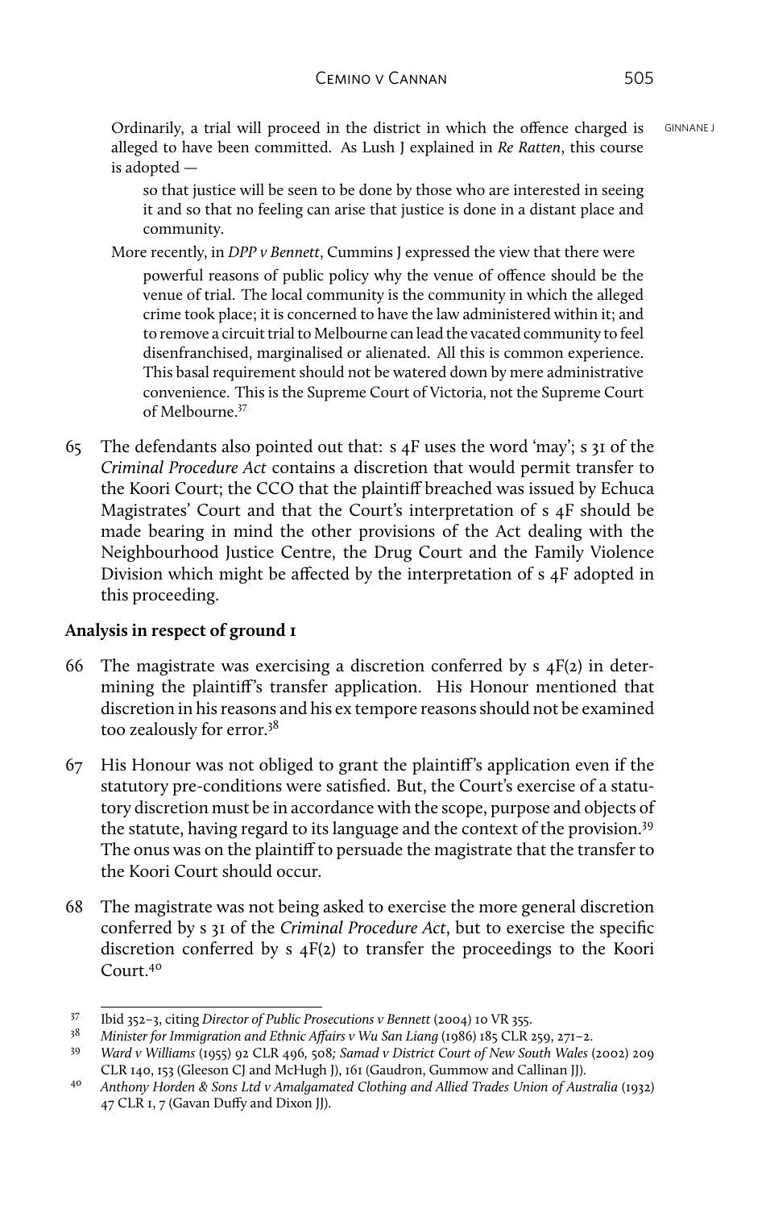Ordinarily, a trial will proceed in the district in which the offence charged is alleged to have been committed. As Lush J explained in *Re Ratten*, this course is adopted —

> so that justice will be seen to be done by those who are interested in seeing it and so that no feeling can arise that justice is done in a distant place and community.

More recently, in *DPP v Bennett*, Cummins J expressed the view that there were

> powerful reasons of public policy why the venue of offence should be the venue of trial. The local community is the community in which the alleged crime took place; it is concerned to have the law administered within it; and to remove a circuit trial to Melbourne can lead the vacated community to feel disenfranchised, marginalised or alienated. All this is common experience. This basal requirement should not be watered down by mere administrative convenience. This is the Supreme Court of Victoria, not the Supreme Court of Melbourne.[37]

65 The defendants also pointed out that: s 4F uses the word 'may'; s 31 of the *Criminal Procedure Act* contains a discretion that would permit transfer to the Koori Court; the CCO that the plaintiff breached was issued by Echuca Magistrates' Court and that the Court's interpretation of s 4F should be made bearing in mind the other provisions of the Act dealing with the Neighbourhood Justice Centre, the Drug Court and the Family Violence Division which might be affected by the interpretation of s 4F adopted in this proceeding.

**Analysis in respect of ground 1**

66 The magistrate was exercising a discretion conferred by s 4F(2) in determining the plaintiff's transfer application. His Honour mentioned that discretion in his reasons and his ex tempore reasons should not be examined too zealously for error.[38]

67 His Honour was not obliged to grant the plaintiff's application even if the statutory pre-conditions were satisfied. But, the Court's exercise of a statutory discretion must be in accordance with the scope, purpose and objects of the statute, having regard to its language and the context of the provision.[39] The onus was on the plaintiff to persuade the magistrate that the transfer to the Koori Court should occur.

68 The magistrate was not being asked to exercise the more general discretion conferred by s 31 of the *Criminal Procedure Act*, but to exercise the specific discretion conferred by s 4F(2) to transfer the proceedings to the Koori Court.[40]

---

37 Ibid 352–3, citing *Director of Public Prosecutions v Bennett* (2004) 10 VR 355.

38 *Minister for Immigration and Ethnic Affairs v Wu San Liang* (1986) 185 CLR 259, 271–2.

39 *Ward v Williams* (1955) 92 CLR 496, 508*; Samad v District Court of New South Wales* (2002) 209 CLR 140, 153 (Gleeson CJ and McHugh J), 161 (Gaudron, Gummow and Callinan JJ).

40 *Anthony Horden & Sons Ltd v Amalgamated Clothing and Allied Trades Union of Australia* (1932) 47 CLR 1, 7 (Gavan Duffy and Dixon JJ).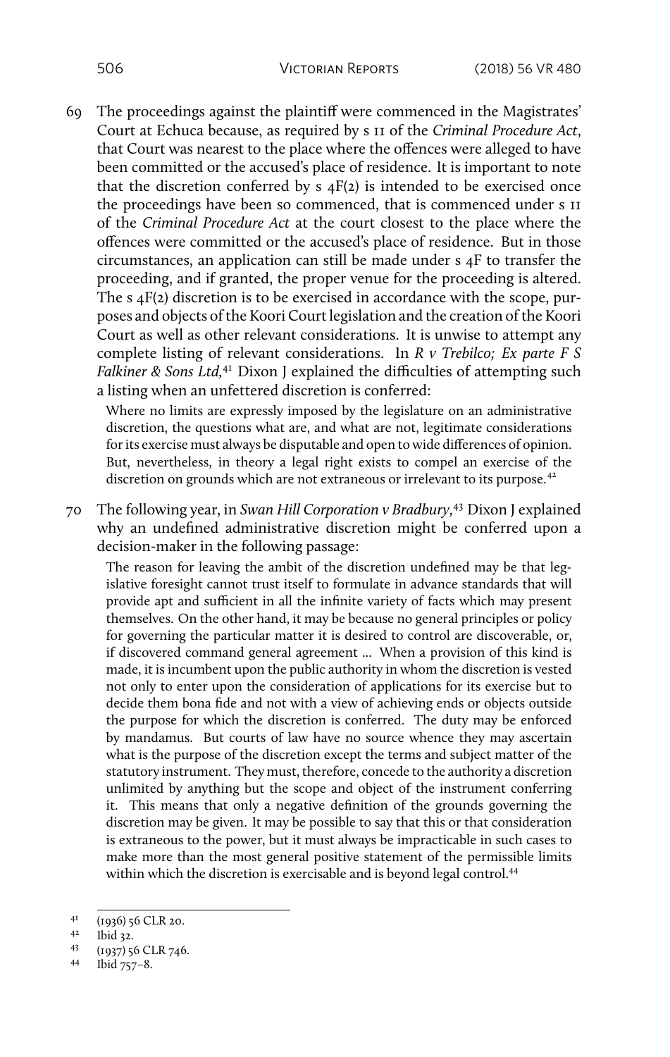69 The proceedings against the plaintiff were commenced in the Magistrates' Court at Echuca because, as required by s 11 of the *Criminal Procedure Act*, that Court was nearest to the place where the offences were alleged to have been committed or the accused's place of residence. It is important to note that the discretion conferred by s 4F(2) is intended to be exercised once the proceedings have been so commenced, that is commenced under s 11 of the *Criminal Procedure Act* at the court closest to the place where the offences were committed or the accused's place of residence. But in those circumstances, an application can still be made under s 4F to transfer the proceeding, and if granted, the proper venue for the proceeding is altered. The s 4F(2) discretion is to be exercised in accordance with the scope, purposes and objects of the Koori Court legislation and the creation of the Koori Court as well as other relevant considerations. It is unwise to attempt any complete listing of relevant considerations. In *R v Trebilco; Ex parte F S Falkiner & Sons Ltd,*[41] Dixon J explained the difficulties of attempting such a listing when an unfettered discretion is conferred:

> Where no limits are expressly imposed by the legislature on an administrative discretion, the questions what are, and what are not, legitimate considerations for its exercise must always be disputable and open to wide differences of opinion. But, nevertheless, in theory a legal right exists to compel an exercise of the discretion on grounds which are not extraneous or irrelevant to its purpose.[42]

70 The following year, in *Swan Hill Corporation v Bradbury,*[43] Dixon J explained why an undefined administrative discretion might be conferred upon a decision-maker in the following passage:

> The reason for leaving the ambit of the discretion undefined may be that legislative foresight cannot trust itself to formulate in advance standards that will provide apt and sufficient in all the infinite variety of facts which may present themselves. On the other hand, it may be because no general principles or policy for governing the particular matter it is desired to control are discoverable, or, if discovered command general agreement ... When a provision of this kind is made, it is incumbent upon the public authority in whom the discretion is vested not only to enter upon the consideration of applications for its exercise but to decide them bona fide and not with a view of achieving ends or objects outside the purpose for which the discretion is conferred. The duty may be enforced by mandamus. But courts of law have no source whence they may ascertain what is the purpose of the discretion except the terms and subject matter of the statutory instrument. They must, therefore, concede to the authority a discretion unlimited by anything but the scope and object of the instrument conferring it. This means that only a negative definition of the grounds governing the discretion may be given. It may be possible to say that this or that consideration is extraneous to the power, but it must always be impracticable in such cases to make more than the most general positive statement of the permissible limits within which the discretion is exercisable and is beyond legal control.[44]

---

41 (1936) 56 CLR 20.

42 Ibid 32.

43 (1937) 56 CLR 746.

44 Ibid 757–8.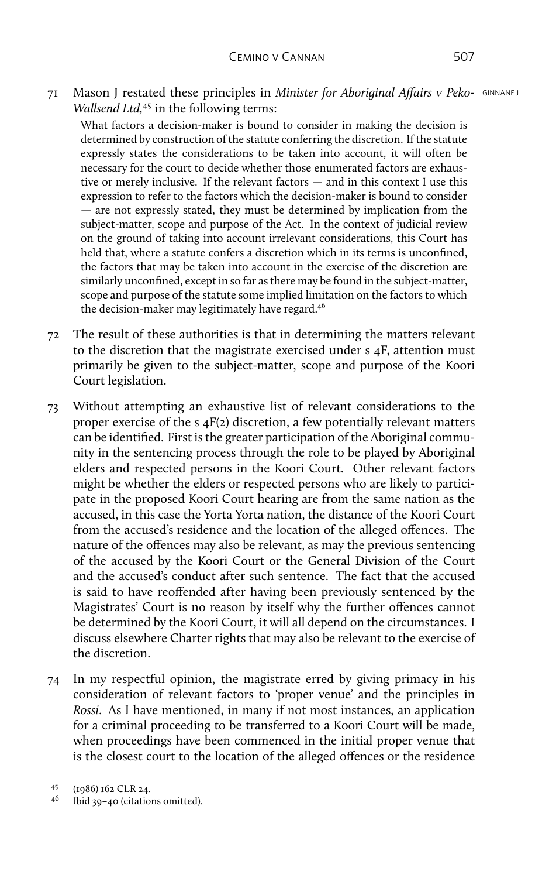71 Mason J restated these principles in *Minister for Aboriginal Affairs v Peko-Wallsend Ltd*,[45] in the following terms:

> What factors a decision-maker is bound to consider in making the decision is determined by construction of the statute conferring the discretion. If the statute expressly states the considerations to be taken into account, it will often be necessary for the court to decide whether those enumerated factors are exhaustive or merely inclusive. If the relevant factors — and in this context I use this expression to refer to the factors which the decision-maker is bound to consider — are not expressly stated, they must be determined by implication from the subject-matter, scope and purpose of the Act. In the context of judicial review on the ground of taking into account irrelevant considerations, this Court has held that, where a statute confers a discretion which in its terms is unconfined, the factors that may be taken into account in the exercise of the discretion are similarly unconfined, except in so far as there may be found in the subject-matter, scope and purpose of the statute some implied limitation on the factors to which the decision-maker may legitimately have regard.[46]

72 The result of these authorities is that in determining the matters relevant to the discretion that the magistrate exercised under s 4F, attention must primarily be given to the subject-matter, scope and purpose of the Koori Court legislation.

73 Without attempting an exhaustive list of relevant considerations to the proper exercise of the s 4F(2) discretion, a few potentially relevant matters can be identified. First is the greater participation of the Aboriginal community in the sentencing process through the role to be played by Aboriginal elders and respected persons in the Koori Court. Other relevant factors might be whether the elders or respected persons who are likely to participate in the proposed Koori Court hearing are from the same nation as the accused, in this case the Yorta Yorta nation, the distance of the Koori Court from the accused's residence and the location of the alleged offences. The nature of the offences may also be relevant, as may the previous sentencing of the accused by the Koori Court or the General Division of the Court and the accused's conduct after such sentence. The fact that the accused is said to have reoffended after having been previously sentenced by the Magistrates' Court is no reason by itself why the further offences cannot be determined by the Koori Court, it will all depend on the circumstances. I discuss elsewhere Charter rights that may also be relevant to the exercise of the discretion.

74 In my respectful opinion, the magistrate erred by giving primacy in his consideration of relevant factors to 'proper venue' and the principles in *Rossi*. As I have mentioned, in many if not most instances, an application for a criminal proceeding to be transferred to a Koori Court will be made, when proceedings have been commenced in the initial proper venue that is the closest court to the location of the alleged offences or the residence

---

[45] (1986) 162 CLR 24.

[46] Ibid 39–40 (citations omitted).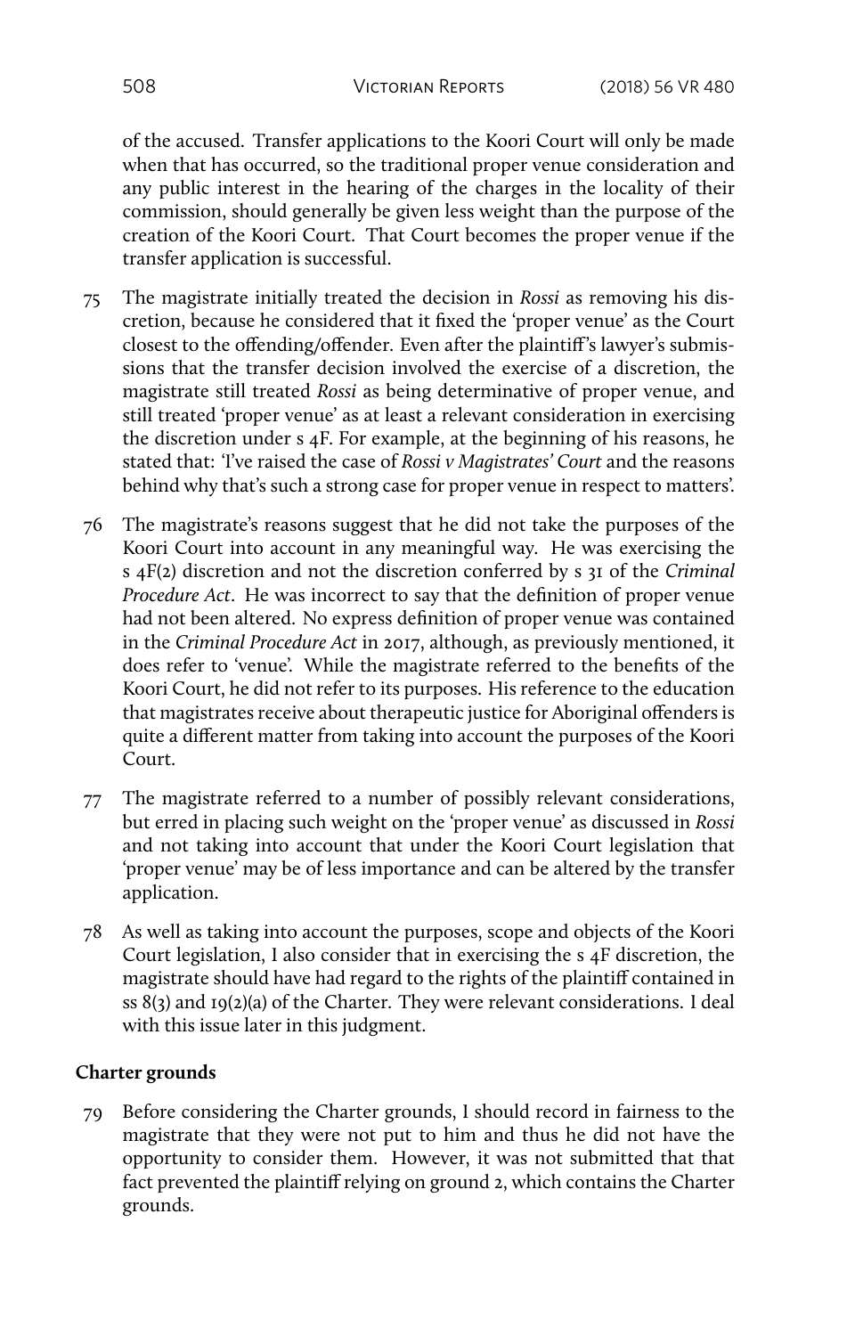of the accused. Transfer applications to the Koori Court will only be made when that has occurred, so the traditional proper venue consideration and any public interest in the hearing of the charges in the locality of their commission, should generally be given less weight than the purpose of the creation of the Koori Court. That Court becomes the proper venue if the transfer application is successful.

75 The magistrate initially treated the decision in *Rossi* as removing his discretion, because he considered that it fixed the 'proper venue' as the Court closest to the offending/offender. Even after the plaintiff's lawyer's submissions that the transfer decision involved the exercise of a discretion, the magistrate still treated *Rossi* as being determinative of proper venue, and still treated 'proper venue' as at least a relevant consideration in exercising the discretion under s 4F. For example, at the beginning of his reasons, he stated that: 'I've raised the case of *Rossi v Magistrates' Court* and the reasons behind why that's such a strong case for proper venue in respect to matters'.

76 The magistrate's reasons suggest that he did not take the purposes of the Koori Court into account in any meaningful way. He was exercising the s 4F(2) discretion and not the discretion conferred by s 31 of the *Criminal Procedure Act*. He was incorrect to say that the definition of proper venue had not been altered. No express definition of proper venue was contained in the *Criminal Procedure Act* in 2017, although, as previously mentioned, it does refer to 'venue'. While the magistrate referred to the benefits of the Koori Court, he did not refer to its purposes. His reference to the education that magistrates receive about therapeutic justice for Aboriginal offenders is quite a different matter from taking into account the purposes of the Koori Court.

77 The magistrate referred to a number of possibly relevant considerations, but erred in placing such weight on the 'proper venue' as discussed in *Rossi* and not taking into account that under the Koori Court legislation that 'proper venue' may be of less importance and can be altered by the transfer application.

78 As well as taking into account the purposes, scope and objects of the Koori Court legislation, I also consider that in exercising the s 4F discretion, the magistrate should have had regard to the rights of the plaintiff contained in ss 8(3) and 19(2)(a) of the Charter. They were relevant considerations. I deal with this issue later in this judgment.

**Charter grounds**

79 Before considering the Charter grounds, I should record in fairness to the magistrate that they were not put to him and thus he did not have the opportunity to consider them. However, it was not submitted that that fact prevented the plaintiff relying on ground 2, which contains the Charter grounds.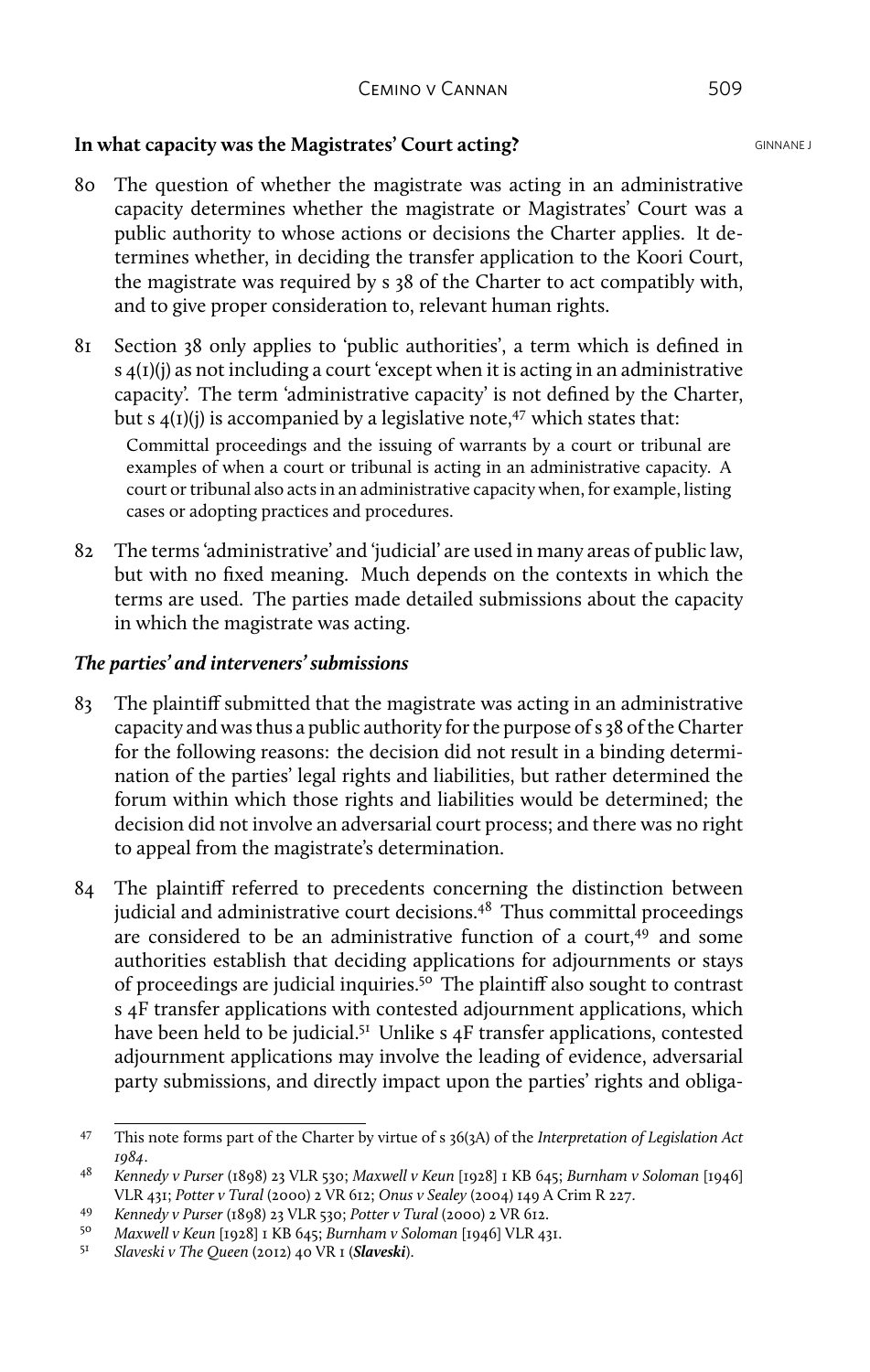## In what capacity was the Magistrates' Court acting?

80 The question of whether the magistrate was acting in an administrative capacity determines whether the magistrate or Magistrates' Court was a public authority to whose actions or decisions the Charter applies. It determines whether, in deciding the transfer application to the Koori Court, the magistrate was required by s 38 of the Charter to act compatibly with, and to give proper consideration to, relevant human rights.

81 Section 38 only applies to 'public authorities', a term which is defined in s 4(1)(j) as not including a court 'except when it is acting in an administrative capacity'. The term 'administrative capacity' is not defined by the Charter, but s 4(1)(j) is accompanied by a legislative note,[47] which states that:

> Committal proceedings and the issuing of warrants by a court or tribunal are examples of when a court or tribunal is acting in an administrative capacity. A court or tribunal also acts in an administrative capacity when, for example, listing cases or adopting practices and procedures.

82 The terms 'administrative' and 'judicial' are used in many areas of public law, but with no fixed meaning. Much depends on the contexts in which the terms are used. The parties made detailed submissions about the capacity in which the magistrate was acting.

### *The parties' and interveners' submissions*

83 The plaintiff submitted that the magistrate was acting in an administrative capacity and was thus a public authority for the purpose of s 38 of the Charter for the following reasons: the decision did not result in a binding determination of the parties' legal rights and liabilities, but rather determined the forum within which those rights and liabilities would be determined; the decision did not involve an adversarial court process; and there was no right to appeal from the magistrate's determination.

84 The plaintiff referred to precedents concerning the distinction between judicial and administrative court decisions.[48] Thus committal proceedings are considered to be an administrative function of a court,[49] and some authorities establish that deciding applications for adjournments or stays of proceedings are judicial inquiries.[50] The plaintiff also sought to contrast s 4F transfer applications with contested adjournment applications, which have been held to be judicial.[51] Unlike s 4F transfer applications, contested adjournment applications may involve the leading of evidence, adversarial party submissions, and directly impact upon the parties' rights and obliga-

---

[47] This note forms part of the Charter by virtue of s 36(3A) of the *Interpretation of Legislation Act 1984*.

[48] *Kennedy v Purser* (1898) 23 VLR 530; *Maxwell v Keun* [1928] 1 KB 645; *Burnham v Soloman* [1946] VLR 431; *Potter v Tural* (2000) 2 VR 612; *Onus v Sealey* (2004) 149 A Crim R 227.

[49] *Kennedy v Purser* (1898) 23 VLR 530; *Potter v Tural* (2000) 2 VR 612.

[50] *Maxwell v Keun* [1928] 1 KB 645; *Burnham v Soloman* [1946] VLR 431.

[51] *Slaveski v The Queen* (2012) 40 VR 1 (***Slaveski***).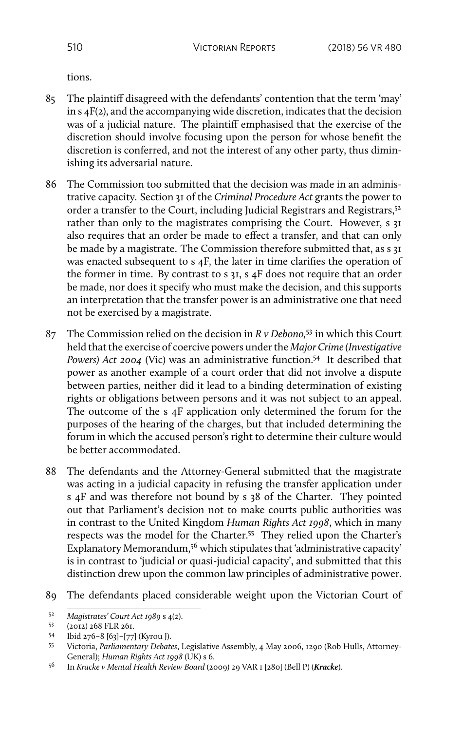tions.

85 The plaintiff disagreed with the defendants' contention that the term 'may' in s 4F(2), and the accompanying wide discretion, indicates that the decision was of a judicial nature. The plaintiff emphasised that the exercise of the discretion should involve focusing upon the person for whose benefit the discretion is conferred, and not the interest of any other party, thus diminishing its adversarial nature.

86 The Commission too submitted that the decision was made in an administrative capacity. Section 31 of the *Criminal Procedure Act* grants the power to order a transfer to the Court, including Judicial Registrars and Registrars,[52] rather than only to the magistrates comprising the Court. However, s 31 also requires that an order be made to effect a transfer, and that can only be made by a magistrate. The Commission therefore submitted that, as s 31 was enacted subsequent to s 4F, the later in time clarifies the operation of the former in time. By contrast to s 31, s 4F does not require that an order be made, nor does it specify who must make the decision, and this supports an interpretation that the transfer power is an administrative one that need not be exercised by a magistrate.

87 The Commission relied on the decision in *R v Debono,*[53] in which this Court held that the exercise of coercive powers under the *Major Crime (Investigative Powers) Act 2004* (Vic) was an administrative function.[54] It described that power as another example of a court order that did not involve a dispute between parties, neither did it lead to a binding determination of existing rights or obligations between persons and it was not subject to an appeal. The outcome of the s 4F application only determined the forum for the purposes of the hearing of the charges, but that included determining the forum in which the accused person's right to determine their culture would be better accommodated.

88 The defendants and the Attorney-General submitted that the magistrate was acting in a judicial capacity in refusing the transfer application under s 4F and was therefore not bound by s 38 of the Charter. They pointed out that Parliament's decision not to make courts public authorities was in contrast to the United Kingdom *Human Rights Act 1998*, which in many respects was the model for the Charter.[55] They relied upon the Charter's Explanatory Memorandum,[56] which stipulates that 'administrative capacity' is in contrast to 'judicial or quasi-judicial capacity', and submitted that this distinction drew upon the common law principles of administrative power.

89 The defendants placed considerable weight upon the Victorian Court of

---

[52] *Magistrates' Court Act 1989* s 4(2).

[53] (2012) 268 FLR 261.

[54] Ibid 276–8 [63]–[77] (Kyrou J).

[55] Victoria, *Parliamentary Debates*, Legislative Assembly, 4 May 2006, 1290 (Rob Hulls, Attorney-General); *Human Rights Act 1998* (UK) s 6.

[56] In *Kracke v Mental Health Review Board* (2009) 29 VAR 1 [280] (Bell P) (***Kracke***).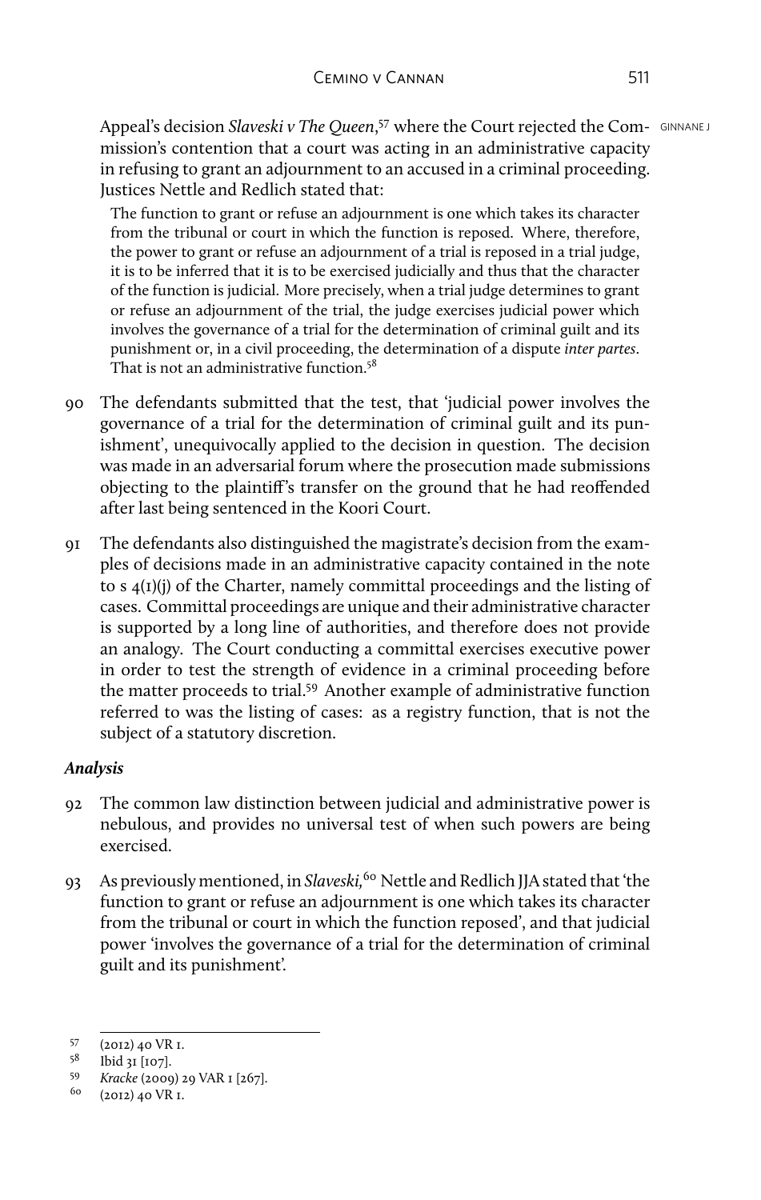Appeal's decision *Slaveski v The Queen*,[57] where the Court rejected the Commission's contention that a court was acting in an administrative capacity in refusing to grant an adjournment to an accused in a criminal proceeding. Justices Nettle and Redlich stated that:

> The function to grant or refuse an adjournment is one which takes its character from the tribunal or court in which the function is reposed. Where, therefore, the power to grant or refuse an adjournment of a trial is reposed in a trial judge, it is to be inferred that it is to be exercised judicially and thus that the character of the function is judicial. More precisely, when a trial judge determines to grant or refuse an adjournment of the trial, the judge exercises judicial power which involves the governance of a trial for the determination of criminal guilt and its punishment or, in a civil proceeding, the determination of a dispute *inter partes*. That is not an administrative function.[58]

90 The defendants submitted that the test, that 'judicial power involves the governance of a trial for the determination of criminal guilt and its punishment', unequivocally applied to the decision in question. The decision was made in an adversarial forum where the prosecution made submissions objecting to the plaintiff's transfer on the ground that he had reoffended after last being sentenced in the Koori Court.

91 The defendants also distinguished the magistrate's decision from the examples of decisions made in an administrative capacity contained in the note to s 4(1)(j) of the Charter, namely committal proceedings and the listing of cases. Committal proceedings are unique and their administrative character is supported by a long line of authorities, and therefore does not provide an analogy. The Court conducting a committal exercises executive power in order to test the strength of evidence in a criminal proceeding before the matter proceeds to trial.[59] Another example of administrative function referred to was the listing of cases: as a registry function, that is not the subject of a statutory discretion.

### *Analysis*

92 The common law distinction between judicial and administrative power is nebulous, and provides no universal test of when such powers are being exercised.

93 As previously mentioned, in *Slaveski,*[60] Nettle and Redlich JJA stated that 'the function to grant or refuse an adjournment is one which takes its character from the tribunal or court in which the function reposed', and that judicial power 'involves the governance of a trial for the determination of criminal guilt and its punishment'.

---

57 (2012) 40 VR 1.

58 Ibid 31 [107].

59 *Kracke* (2009) 29 VAR 1 [267].

60 (2012) 40 VR 1.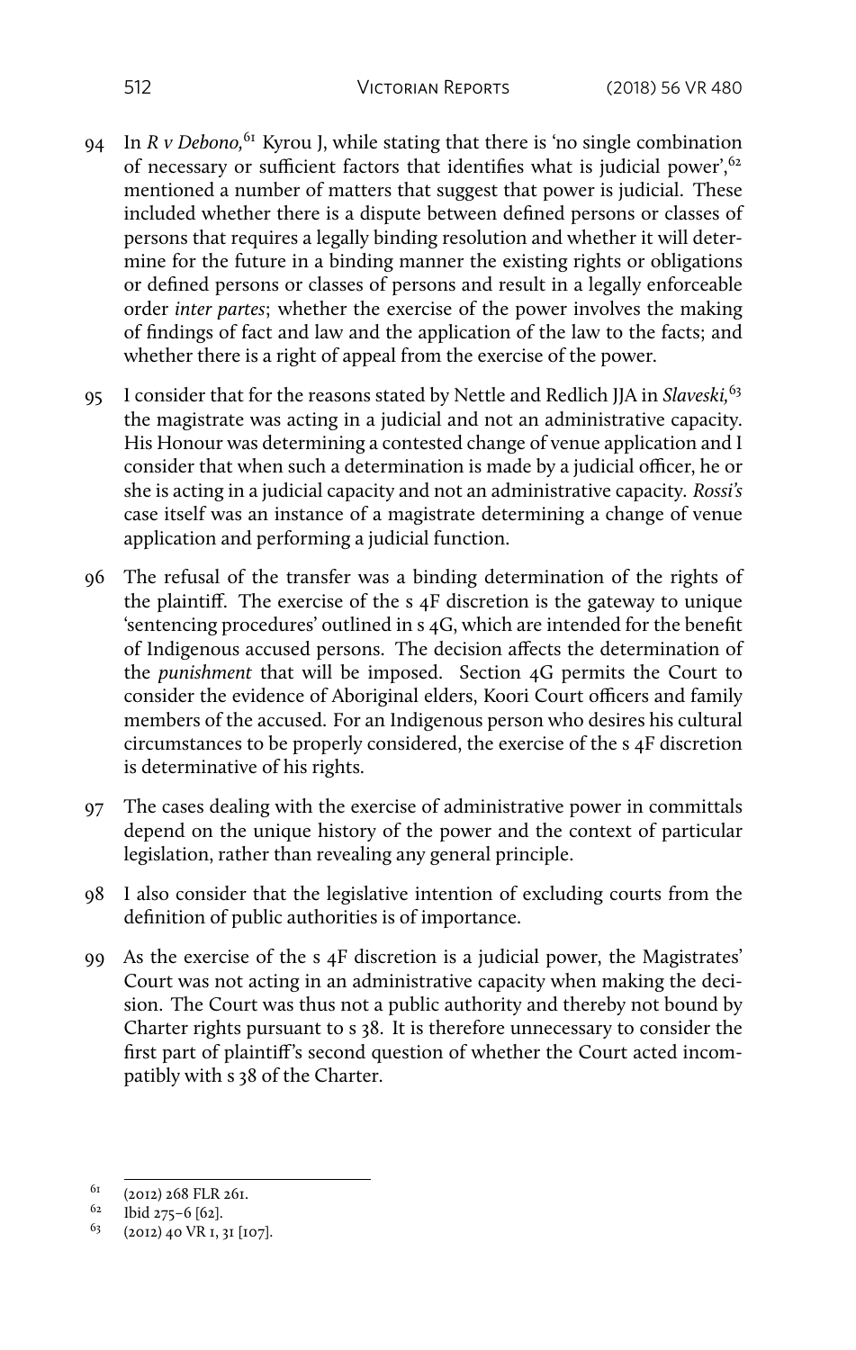94 In *R v Debono,*[61] Kyrou J, while stating that there is 'no single combination of necessary or sufficient factors that identifies what is judicial power',[62] mentioned a number of matters that suggest that power is judicial. These included whether there is a dispute between defined persons or classes of persons that requires a legally binding resolution and whether it will determine for the future in a binding manner the existing rights or obligations or defined persons or classes of persons and result in a legally enforceable order *inter partes*; whether the exercise of the power involves the making of findings of fact and law and the application of the law to the facts; and whether there is a right of appeal from the exercise of the power.

95 I consider that for the reasons stated by Nettle and Redlich JJA in *Slaveski,*[63] the magistrate was acting in a judicial and not an administrative capacity. His Honour was determining a contested change of venue application and I consider that when such a determination is made by a judicial officer, he or she is acting in a judicial capacity and not an administrative capacity. *Rossi's* case itself was an instance of a magistrate determining a change of venue application and performing a judicial function.

96 The refusal of the transfer was a binding determination of the rights of the plaintiff. The exercise of the s 4F discretion is the gateway to unique 'sentencing procedures' outlined in s 4G, which are intended for the benefit of Indigenous accused persons. The decision affects the determination of the *punishment* that will be imposed. Section 4G permits the Court to consider the evidence of Aboriginal elders, Koori Court officers and family members of the accused. For an Indigenous person who desires his cultural circumstances to be properly considered, the exercise of the s 4F discretion is determinative of his rights.

97 The cases dealing with the exercise of administrative power in committals depend on the unique history of the power and the context of particular legislation, rather than revealing any general principle.

98 I also consider that the legislative intention of excluding courts from the definition of public authorities is of importance.

99 As the exercise of the s 4F discretion is a judicial power, the Magistrates' Court was not acting in an administrative capacity when making the decision. The Court was thus not a public authority and thereby not bound by Charter rights pursuant to s 38. It is therefore unnecessary to consider the first part of plaintiff's second question of whether the Court acted incompatibly with s 38 of the Charter.

---

[61] (2012) 268 FLR 261.

[62] Ibid 275–6 [62].

[63] (2012) 40 VR 1, 31 [107].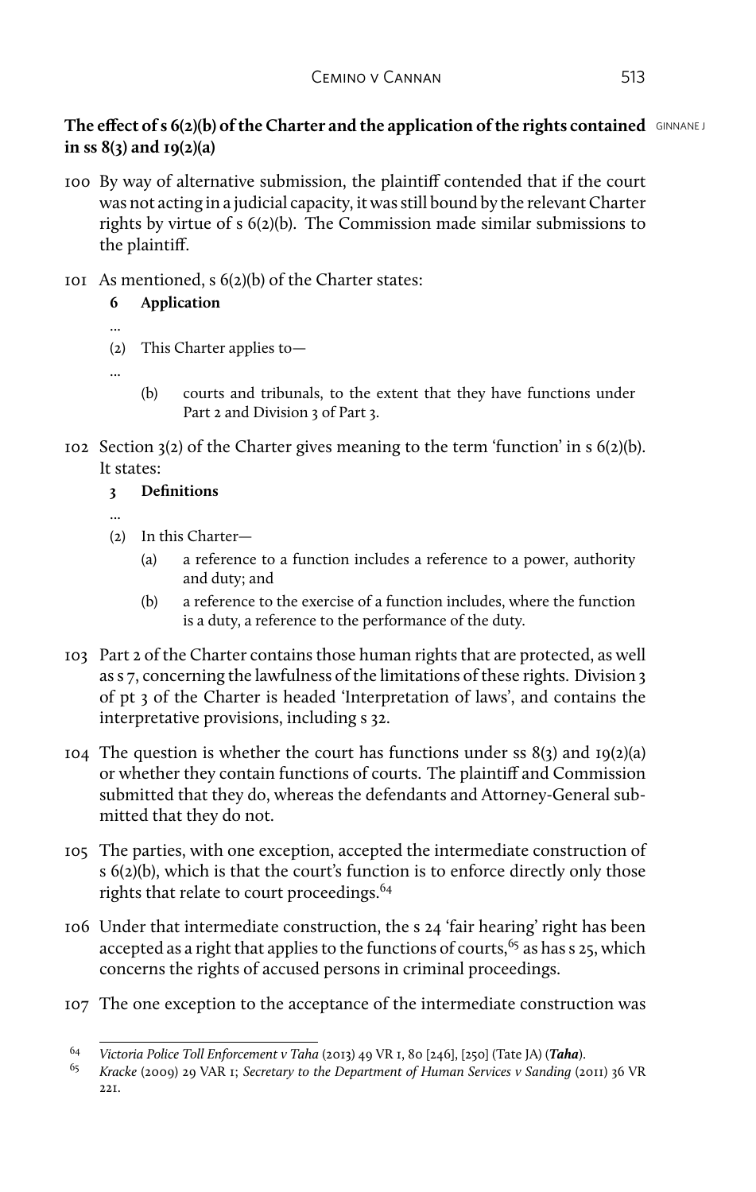**The effect of s 6(2)(b) of the Charter and the application of the rights contained in ss 8(3) and 19(2)(a)**

100 By way of alternative submission, the plaintiff contended that if the court was not acting in a judicial capacity, it was still bound by the relevant Charter rights by virtue of s 6(2)(b). The Commission made similar submissions to the plaintiff.

101 As mentioned, s 6(2)(b) of the Charter states:

> **6 Application**
>
> …
>
> (2) This Charter applies to—
>
> …
>
> (b) courts and tribunals, to the extent that they have functions under Part 2 and Division 3 of Part 3.

102 Section 3(2) of the Charter gives meaning to the term 'function' in s 6(2)(b). It states:

> **3 Definitions**
>
> …
>
> (2) In this Charter—
>
> (a) a reference to a function includes a reference to a power, authority and duty; and
>
> (b) a reference to the exercise of a function includes, where the function is a duty, a reference to the performance of the duty.

103 Part 2 of the Charter contains those human rights that are protected, as well as s 7, concerning the lawfulness of the limitations of these rights. Division 3 of pt 3 of the Charter is headed 'Interpretation of laws', and contains the interpretative provisions, including s 32.

104 The question is whether the court has functions under ss 8(3) and 19(2)(a) or whether they contain functions of courts. The plaintiff and Commission submitted that they do, whereas the defendants and Attorney-General submitted that they do not.

105 The parties, with one exception, accepted the intermediate construction of s 6(2)(b), which is that the court's function is to enforce directly only those rights that relate to court proceedings.[64]

106 Under that intermediate construction, the s 24 'fair hearing' right has been accepted as a right that applies to the functions of courts,[65] as has s 25, which concerns the rights of accused persons in criminal proceedings.

107 The one exception to the acceptance of the intermediate construction was

---

[64] *Victoria Police Toll Enforcement v Taha* (2013) 49 VR 1, 80 [246], [250] (Tate JA) (***Taha***).

[65] *Kracke* (2009) 29 VAR 1; *Secretary to the Department of Human Services v Sanding* (2011) 36 VR 221.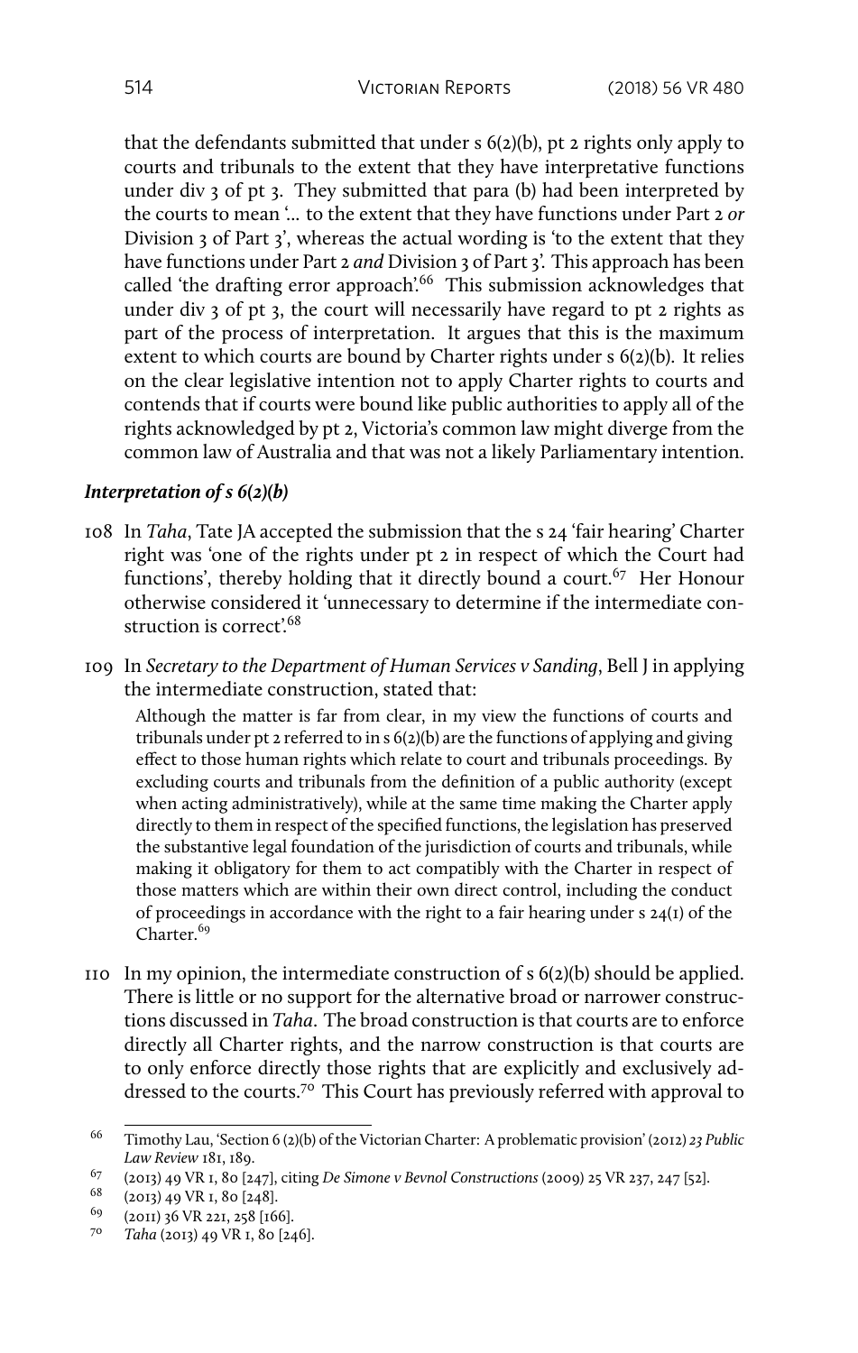that the defendants submitted that under s 6(2)(b), pt 2 rights only apply to courts and tribunals to the extent that they have interpretative functions under div 3 of pt 3. They submitted that para (b) had been interpreted by the courts to mean '... to the extent that they have functions under Part 2 *or* Division 3 of Part 3', whereas the actual wording is 'to the extent that they have functions under Part 2 *and* Division 3 of Part 3'. This approach has been called 'the drafting error approach'.[66] This submission acknowledges that under div 3 of pt 3, the court will necessarily have regard to pt 2 rights as part of the process of interpretation. It argues that this is the maximum extent to which courts are bound by Charter rights under s 6(2)(b). It relies on the clear legislative intention not to apply Charter rights to courts and contends that if courts were bound like public authorities to apply all of the rights acknowledged by pt 2, Victoria's common law might diverge from the common law of Australia and that was not a likely Parliamentary intention.

### *Interpretation of s 6(2)(b)*

108 In *Taha*, Tate JA accepted the submission that the s 24 'fair hearing' Charter right was 'one of the rights under pt 2 in respect of which the Court had functions', thereby holding that it directly bound a court.[67] Her Honour otherwise considered it 'unnecessary to determine if the intermediate construction is correct'.[68]

109 In *Secretary to the Department of Human Services v Sanding*, Bell J in applying the intermediate construction, stated that:

> Although the matter is far from clear, in my view the functions of courts and tribunals under pt 2 referred to in s 6(2)(b) are the functions of applying and giving effect to those human rights which relate to court and tribunals proceedings. By excluding courts and tribunals from the definition of a public authority (except when acting administratively), while at the same time making the Charter apply directly to them in respect of the specified functions, the legislation has preserved the substantive legal foundation of the jurisdiction of courts and tribunals, while making it obligatory for them to act compatibly with the Charter in respect of those matters which are within their own direct control, including the conduct of proceedings in accordance with the right to a fair hearing under s 24(1) of the Charter.[69]

110 In my opinion, the intermediate construction of s 6(2)(b) should be applied. There is little or no support for the alternative broad or narrower constructions discussed in *Taha*. The broad construction is that courts are to enforce directly all Charter rights, and the narrow construction is that courts are to only enforce directly those rights that are explicitly and exclusively addressed to the courts.[70] This Court has previously referred with approval to

---

66 Timothy Lau, 'Section 6 (2)(b) of the Victorian Charter: A problematic provision' (2012) *23 Public Law Review* 181, 189.

67 (2013) 49 VR 1, 80 [247], citing *De Simone v Bevnol Constructions* (2009) 25 VR 237, 247 [52].

68 (2013) 49 VR 1, 80 [248].

69 (2011) 36 VR 221, 258 [166].

70 *Taha* (2013) 49 VR 1, 80 [246].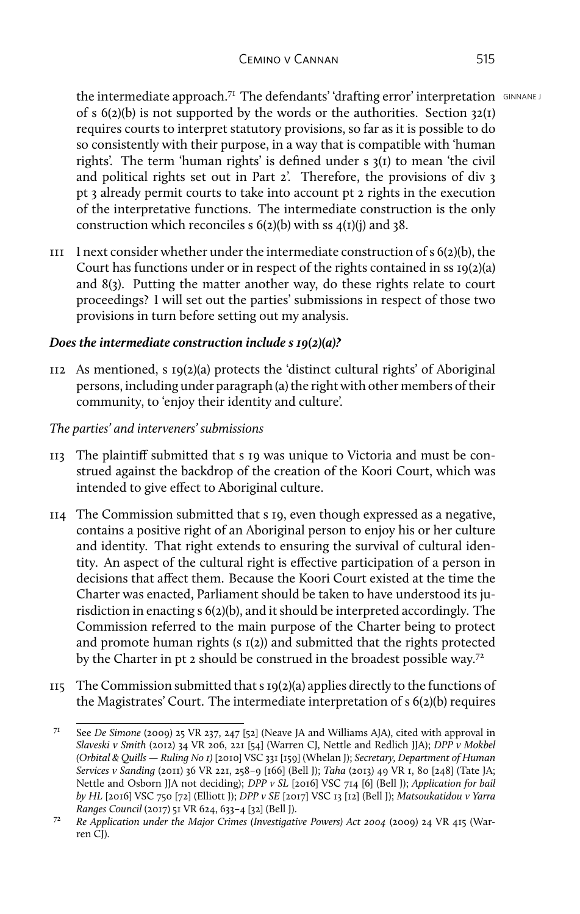the intermediate approach.[71] The defendants' 'drafting error' interpretation of s 6(2)(b) is not supported by the words or the authorities. Section 32(1) requires courts to interpret statutory provisions, so far as it is possible to do so consistently with their purpose, in a way that is compatible with 'human rights'. The term 'human rights' is defined under s 3(1) to mean 'the civil and political rights set out in Part 2'. Therefore, the provisions of div 3 pt 3 already permit courts to take into account pt 2 rights in the execution of the interpretative functions. The intermediate construction is the only construction which reconciles s 6(2)(b) with ss 4(1)(j) and 38.

111 I next consider whether under the intermediate construction of s 6(2)(b), the Court has functions under or in respect of the rights contained in ss 19(2)(a) and 8(3). Putting the matter another way, do these rights relate to court proceedings? I will set out the parties' submissions in respect of those two provisions in turn before setting out my analysis.

### *Does the intermediate construction include s 19(2)(a)?*

112 As mentioned, s 19(2)(a) protects the 'distinct cultural rights' of Aboriginal persons, including under paragraph (a) the right with other members of their community, to 'enjoy their identity and culture'.

*The parties' and interveners' submissions*

113 The plaintiff submitted that s 19 was unique to Victoria and must be construed against the backdrop of the creation of the Koori Court, which was intended to give effect to Aboriginal culture.

114 The Commission submitted that s 19, even though expressed as a negative, contains a positive right of an Aboriginal person to enjoy his or her culture and identity. That right extends to ensuring the survival of cultural identity. An aspect of the cultural right is effective participation of a person in decisions that affect them. Because the Koori Court existed at the time the Charter was enacted, Parliament should be taken to have understood its jurisdiction in enacting s 6(2)(b), and it should be interpreted accordingly. The Commission referred to the main purpose of the Charter being to protect and promote human rights (s 1(2)) and submitted that the rights protected by the Charter in pt 2 should be construed in the broadest possible way.[72]

115 The Commission submitted that s 19(2)(a) applies directly to the functions of the Magistrates' Court. The intermediate interpretation of s 6(2)(b) requires

---

[71] See *De Simone* (2009) 25 VR 237, 247 [52] (Neave JA and Williams AJA), cited with approval in *Slaveski v Smith* (2012) 34 VR 206, 221 [54] (Warren CJ, Nettle and Redlich JJA); *DPP v Mokbel (Orbital & Quills — Ruling No 1)* [2010] VSC 331 [159] (Whelan J); *Secretary, Department of Human Services v Sanding* (2011) 36 VR 221, 258–9 [166] (Bell J); *Taha* (2013) 49 VR 1, 80 [248] (Tate JA; Nettle and Osborn JJA not deciding); *DPP v SL* [2016] VSC 714 [6] (Bell J); *Application for bail by HL* [2016] VSC 750 [72] (Elliott J); *DPP v SE* [2017] VSC 13 [12] (Bell J); *Matsoukatidou v Yarra Ranges Council* (2017) 51 VR 624, 633–4 [32] (Bell J).

[72] *Re Application under the Major Crimes (Investigative Powers) Act 2004* (2009) 24 VR 415 (Warren CJ).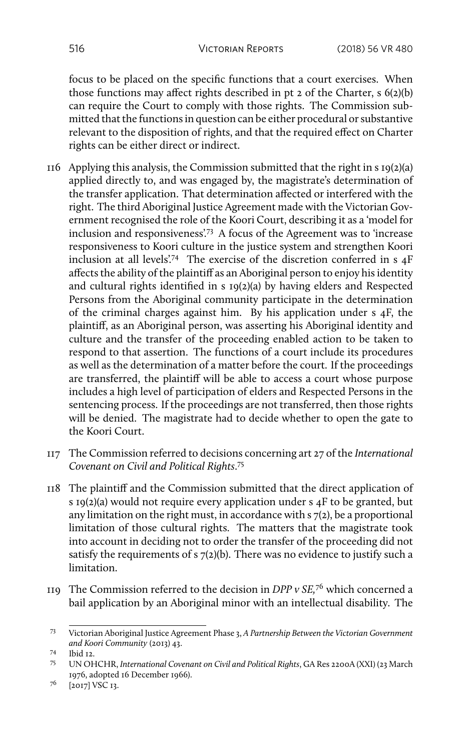focus to be placed on the specific functions that a court exercises. When those functions may affect rights described in pt 2 of the Charter, s 6(2)(b) can require the Court to comply with those rights. The Commission submitted that the functions in question can be either procedural or substantive relevant to the disposition of rights, and that the required effect on Charter rights can be either direct or indirect.

116 Applying this analysis, the Commission submitted that the right in s 19(2)(a) applied directly to, and was engaged by, the magistrate's determination of the transfer application. That determination affected or interfered with the right. The third Aboriginal Justice Agreement made with the Victorian Government recognised the role of the Koori Court, describing it as a 'model for inclusion and responsiveness'.[73] A focus of the Agreement was to 'increase responsiveness to Koori culture in the justice system and strengthen Koori inclusion at all levels'.[74] The exercise of the discretion conferred in s 4F affects the ability of the plaintiff as an Aboriginal person to enjoy his identity and cultural rights identified in s 19(2)(a) by having elders and Respected Persons from the Aboriginal community participate in the determination of the criminal charges against him. By his application under s 4F, the plaintiff, as an Aboriginal person, was asserting his Aboriginal identity and culture and the transfer of the proceeding enabled action to be taken to respond to that assertion. The functions of a court include its procedures as well as the determination of a matter before the court. If the proceedings are transferred, the plaintiff will be able to access a court whose purpose includes a high level of participation of elders and Respected Persons in the sentencing process. If the proceedings are not transferred, then those rights will be denied. The magistrate had to decide whether to open the gate to the Koori Court.

117 The Commission referred to decisions concerning art 27 of the *International Covenant on Civil and Political Rights*.[75]

118 The plaintiff and the Commission submitted that the direct application of s 19(2)(a) would not require every application under s 4F to be granted, but any limitation on the right must, in accordance with s 7(2), be a proportional limitation of those cultural rights. The matters that the magistrate took into account in deciding not to order the transfer of the proceeding did not satisfy the requirements of s 7(2)(b). There was no evidence to justify such a limitation.

119 The Commission referred to the decision in *DPP v SE*,[76] which concerned a bail application by an Aboriginal minor with an intellectual disability. The

---

[73] Victorian Aboriginal Justice Agreement Phase 3, *A Partnership Between the Victorian Government and Koori Community* (2013) 43.

[74] Ibid 12.

[75] UN OHCHR, *International Covenant on Civil and Political Rights*, GA Res 2200A (XXI) (23 March 1976, adopted 16 December 1966).

[76] [2017] VSC 13.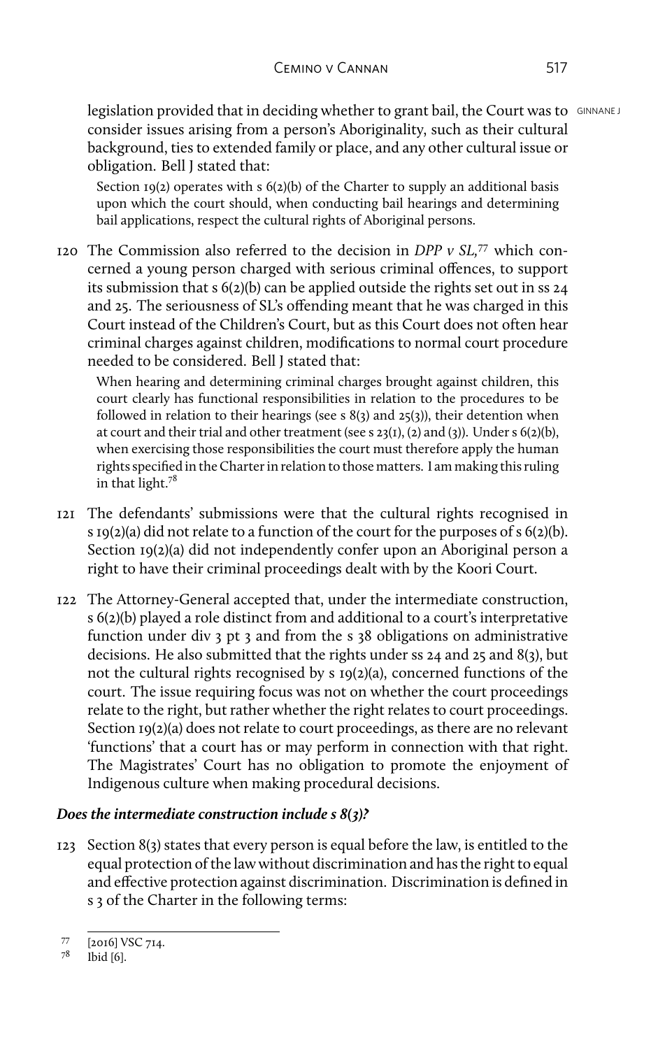legislation provided that in deciding whether to grant bail, the Court was to consider issues arising from a person's Aboriginality, such as their cultural background, ties to extended family or place, and any other cultural issue or obligation. Bell J stated that:

> Section 19(2) operates with s 6(2)(b) of the Charter to supply an additional basis upon which the court should, when conducting bail hearings and determining bail applications, respect the cultural rights of Aboriginal persons.

120 The Commission also referred to the decision in *DPP v SL*,[77] which concerned a young person charged with serious criminal offences, to support its submission that s 6(2)(b) can be applied outside the rights set out in ss 24 and 25. The seriousness of SL's offending meant that he was charged in this Court instead of the Children's Court, but as this Court does not often hear criminal charges against children, modifications to normal court procedure needed to be considered. Bell J stated that:

> When hearing and determining criminal charges brought against children, this court clearly has functional responsibilities in relation to the procedures to be followed in relation to their hearings (see s 8(3) and 25(3)), their detention when at court and their trial and other treatment (see s 23(1), (2) and (3)). Under s 6(2)(b), when exercising those responsibilities the court must therefore apply the human rights specified in the Charter in relation to those matters. I am making this ruling in that light.[78]

121 The defendants' submissions were that the cultural rights recognised in s 19(2)(a) did not relate to a function of the court for the purposes of s 6(2)(b). Section 19(2)(a) did not independently confer upon an Aboriginal person a right to have their criminal proceedings dealt with by the Koori Court.

122 The Attorney-General accepted that, under the intermediate construction, s 6(2)(b) played a role distinct from and additional to a court's interpretative function under div 3 pt 3 and from the s 38 obligations on administrative decisions. He also submitted that the rights under ss 24 and 25 and 8(3), but not the cultural rights recognised by s 19(2)(a), concerned functions of the court. The issue requiring focus was not on whether the court proceedings relate to the right, but rather whether the right relates to court proceedings. Section 19(2)(a) does not relate to court proceedings, as there are no relevant 'functions' that a court has or may perform in connection with that right. The Magistrates' Court has no obligation to promote the enjoyment of Indigenous culture when making procedural decisions.

### *Does the intermediate construction include s 8(3)?*

123 Section 8(3) states that every person is equal before the law, is entitled to the equal protection of the law without discrimination and has the right to equal and effective protection against discrimination. Discrimination is defined in s 3 of the Charter in the following terms:

---

[77] [2016] VSC 714.

[78] Ibid [6].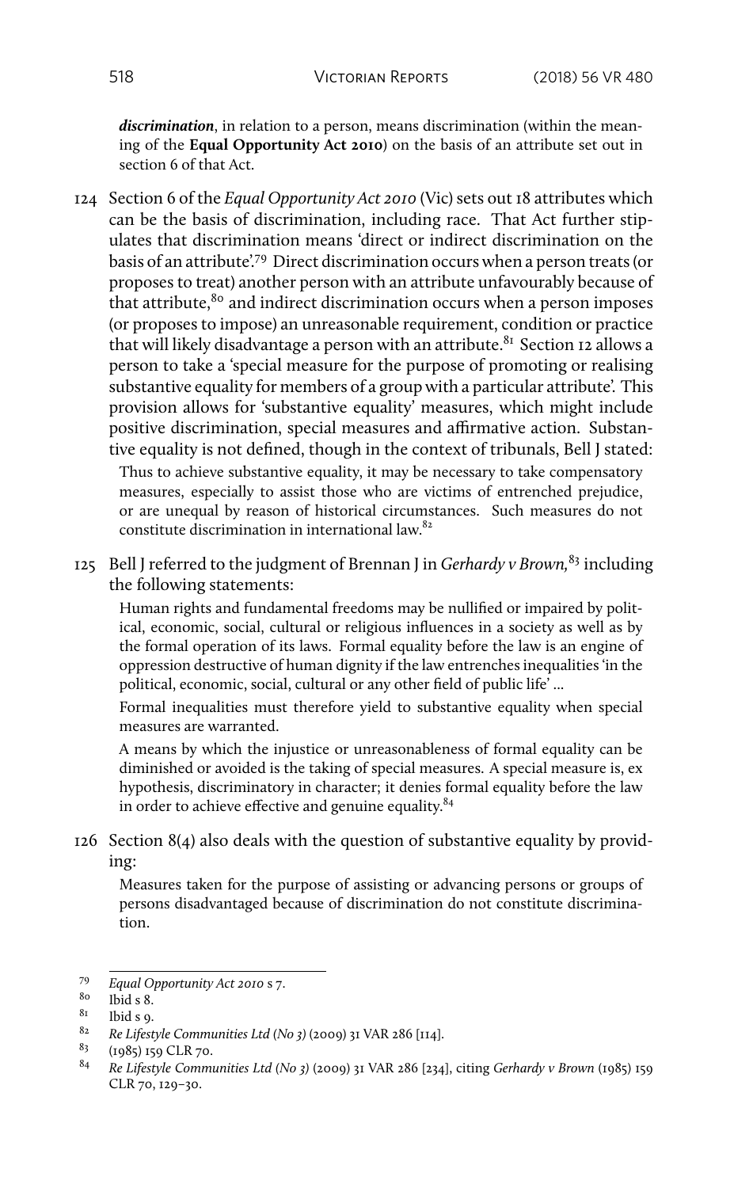***discrimination***, in relation to a person, means discrimination (within the meaning of the **Equal Opportunity Act 2010**) on the basis of an attribute set out in section 6 of that Act.

124 Section 6 of the *Equal Opportunity Act 2010* (Vic) sets out 18 attributes which can be the basis of discrimination, including race. That Act further stipulates that discrimination means 'direct or indirect discrimination on the basis of an attribute'.[79] Direct discrimination occurs when a person treats (or proposes to treat) another person with an attribute unfavourably because of that attribute,[80] and indirect discrimination occurs when a person imposes (or proposes to impose) an unreasonable requirement, condition or practice that will likely disadvantage a person with an attribute.[81] Section 12 allows a person to take a 'special measure for the purpose of promoting or realising substantive equality for members of a group with a particular attribute'. This provision allows for 'substantive equality' measures, which might include positive discrimination, special measures and affirmative action. Substantive equality is not defined, though in the context of tribunals, Bell J stated:

> Thus to achieve substantive equality, it may be necessary to take compensatory measures, especially to assist those who are victims of entrenched prejudice, or are unequal by reason of historical circumstances. Such measures do not constitute discrimination in international law.[82]

125 Bell J referred to the judgment of Brennan J in *Gerhardy v Brown*,[83] including the following statements:

> Human rights and fundamental freedoms may be nullified or impaired by political, economic, social, cultural or religious influences in a society as well as by the formal operation of its laws. Formal equality before the law is an engine of oppression destructive of human dignity if the law entrenches inequalities 'in the political, economic, social, cultural or any other field of public life' ...
>
> Formal inequalities must therefore yield to substantive equality when special measures are warranted.
>
> A means by which the injustice or unreasonableness of formal equality can be diminished or avoided is the taking of special measures. A special measure is, ex hypothesis, discriminatory in character; it denies formal equality before the law in order to achieve effective and genuine equality.[84]

126 Section 8(4) also deals with the question of substantive equality by providing:

> Measures taken for the purpose of assisting or advancing persons or groups of persons disadvantaged because of discrimination do not constitute discrimination.

---

79 *Equal Opportunity Act 2010* s 7.

80 Ibid s 8.

81 Ibid s 9.

82 *Re Lifestyle Communities Ltd (No 3)* (2009) 31 VAR 286 [114].

83 (1985) 159 CLR 70.

84 *Re Lifestyle Communities Ltd (No 3)* (2009) 31 VAR 286 [234], citing *Gerhardy v Brown* (1985) 159 CLR 70, 129–30.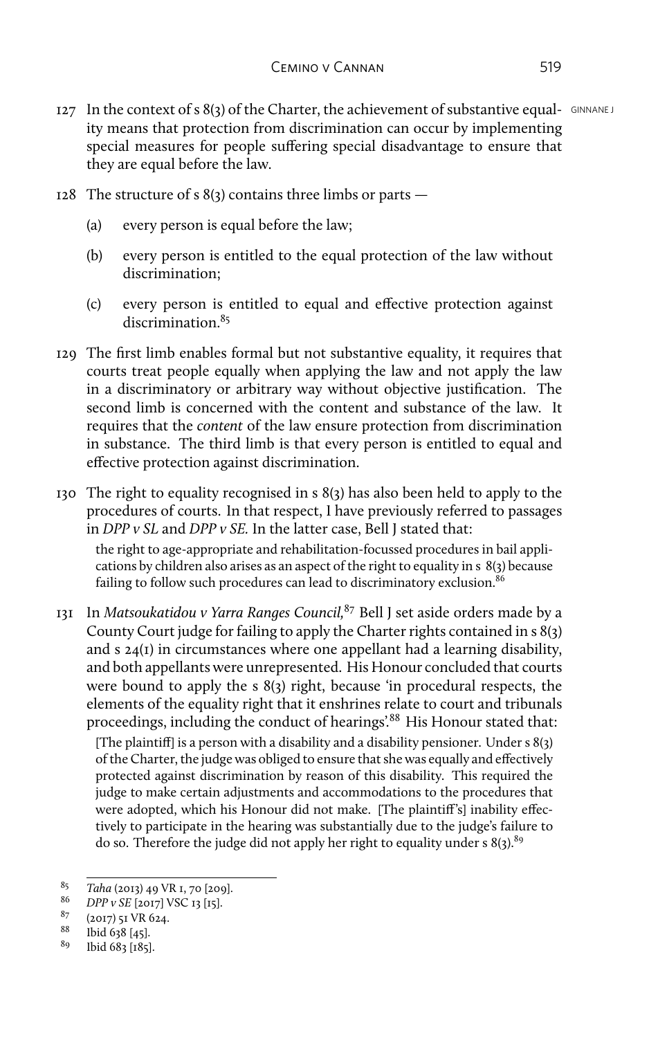127 In the context of s 8(3) of the Charter, the achievement of substantive equality means that protection from discrimination can occur by implementing special measures for people suffering special disadvantage to ensure that they are equal before the law.

128 The structure of s 8(3) contains three limbs or parts —

(a) every person is equal before the law;

(b) every person is entitled to the equal protection of the law without discrimination;

(c) every person is entitled to equal and effective protection against discrimination.[85]

129 The first limb enables formal but not substantive equality, it requires that courts treat people equally when applying the law and not apply the law in a discriminatory or arbitrary way without objective justification. The second limb is concerned with the content and substance of the law. It requires that the *content* of the law ensure protection from discrimination in substance. The third limb is that every person is entitled to equal and effective protection against discrimination.

130 The right to equality recognised in s 8(3) has also been held to apply to the procedures of courts. In that respect, I have previously referred to passages in *DPP v SL* and *DPP v SE.* In the latter case, Bell J stated that:

> the right to age-appropriate and rehabilitation-focussed procedures in bail applications by children also arises as an aspect of the right to equality in s 8(3) because failing to follow such procedures can lead to discriminatory exclusion.[86]

131 In *Matsoukatidou v Yarra Ranges Council,*[87] Bell J set aside orders made by a County Court judge for failing to apply the Charter rights contained in s 8(3) and s 24(1) in circumstances where one appellant had a learning disability, and both appellants were unrepresented. His Honour concluded that courts were bound to apply the s 8(3) right, because 'in procedural respects, the elements of the equality right that it enshrines relate to court and tribunals proceedings, including the conduct of hearings'.[88] His Honour stated that:

> [The plaintiff] is a person with a disability and a disability pensioner. Under s 8(3) of the Charter, the judge was obliged to ensure that she was equally and effectively protected against discrimination by reason of this disability. This required the judge to make certain adjustments and accommodations to the procedures that were adopted, which his Honour did not make. [The plaintiff's] inability effectively to participate in the hearing was substantially due to the judge's failure to do so. Therefore the judge did not apply her right to equality under s 8(3).[89]

---

85 *Taha* (2013) 49 VR 1, 70 [209].

86 *DPP v SE* [2017] VSC 13 [15].

87 (2017) 51 VR 624.

88 Ibid 638 [45].

89 Ibid 683 [185].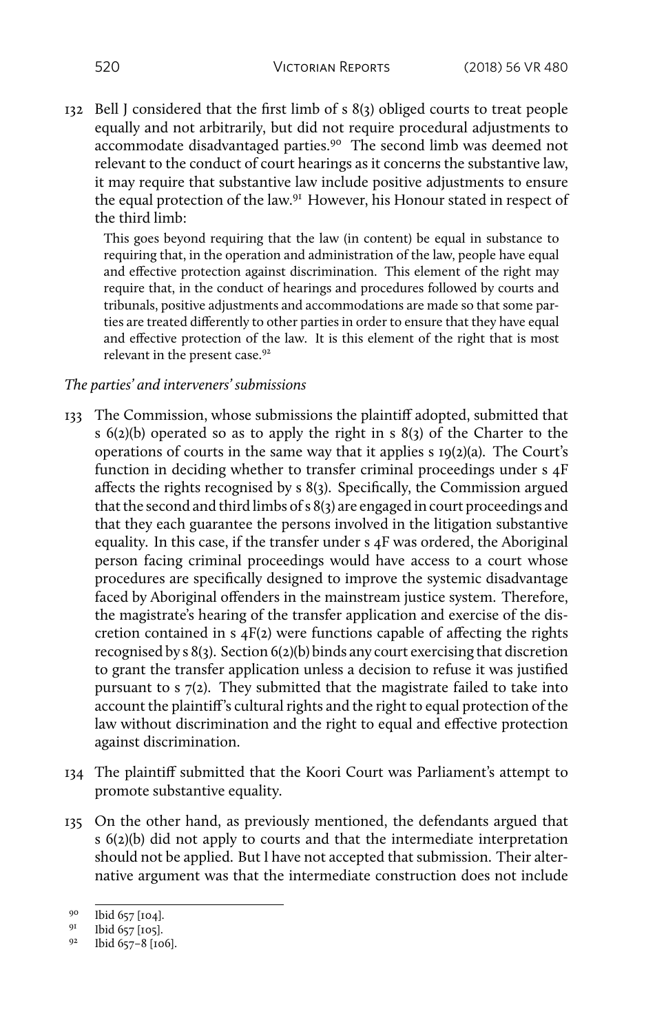132 Bell J considered that the first limb of s 8(3) obliged courts to treat people equally and not arbitrarily, but did not require procedural adjustments to accommodate disadvantaged parties.[90] The second limb was deemed not relevant to the conduct of court hearings as it concerns the substantive law, it may require that substantive law include positive adjustments to ensure the equal protection of the law.[91] However, his Honour stated in respect of the third limb:

> This goes beyond requiring that the law (in content) be equal in substance to requiring that, in the operation and administration of the law, people have equal and effective protection against discrimination. This element of the right may require that, in the conduct of hearings and procedures followed by courts and tribunals, positive adjustments and accommodations are made so that some parties are treated differently to other parties in order to ensure that they have equal and effective protection of the law. It is this element of the right that is most relevant in the present case.[92]

*The parties' and interveners' submissions*

133 The Commission, whose submissions the plaintiff adopted, submitted that s 6(2)(b) operated so as to apply the right in s 8(3) of the Charter to the operations of courts in the same way that it applies s 19(2)(a). The Court's function in deciding whether to transfer criminal proceedings under s 4F affects the rights recognised by s 8(3). Specifically, the Commission argued that the second and third limbs of s 8(3) are engaged in court proceedings and that they each guarantee the persons involved in the litigation substantive equality. In this case, if the transfer under s 4F was ordered, the Aboriginal person facing criminal proceedings would have access to a court whose procedures are specifically designed to improve the systemic disadvantage faced by Aboriginal offenders in the mainstream justice system. Therefore, the magistrate's hearing of the transfer application and exercise of the discretion contained in s 4F(2) were functions capable of affecting the rights recognised by s 8(3). Section 6(2)(b) binds any court exercising that discretion to grant the transfer application unless a decision to refuse it was justified pursuant to s 7(2). They submitted that the magistrate failed to take into account the plaintiff's cultural rights and the right to equal protection of the law without discrimination and the right to equal and effective protection against discrimination.

134 The plaintiff submitted that the Koori Court was Parliament's attempt to promote substantive equality.

135 On the other hand, as previously mentioned, the defendants argued that s 6(2)(b) did not apply to courts and that the intermediate interpretation should not be applied. But I have not accepted that submission. Their alternative argument was that the intermediate construction does not include

---

90 Ibid 657 [104].

91 Ibid 657 [105].

92 Ibid 657–8 [106].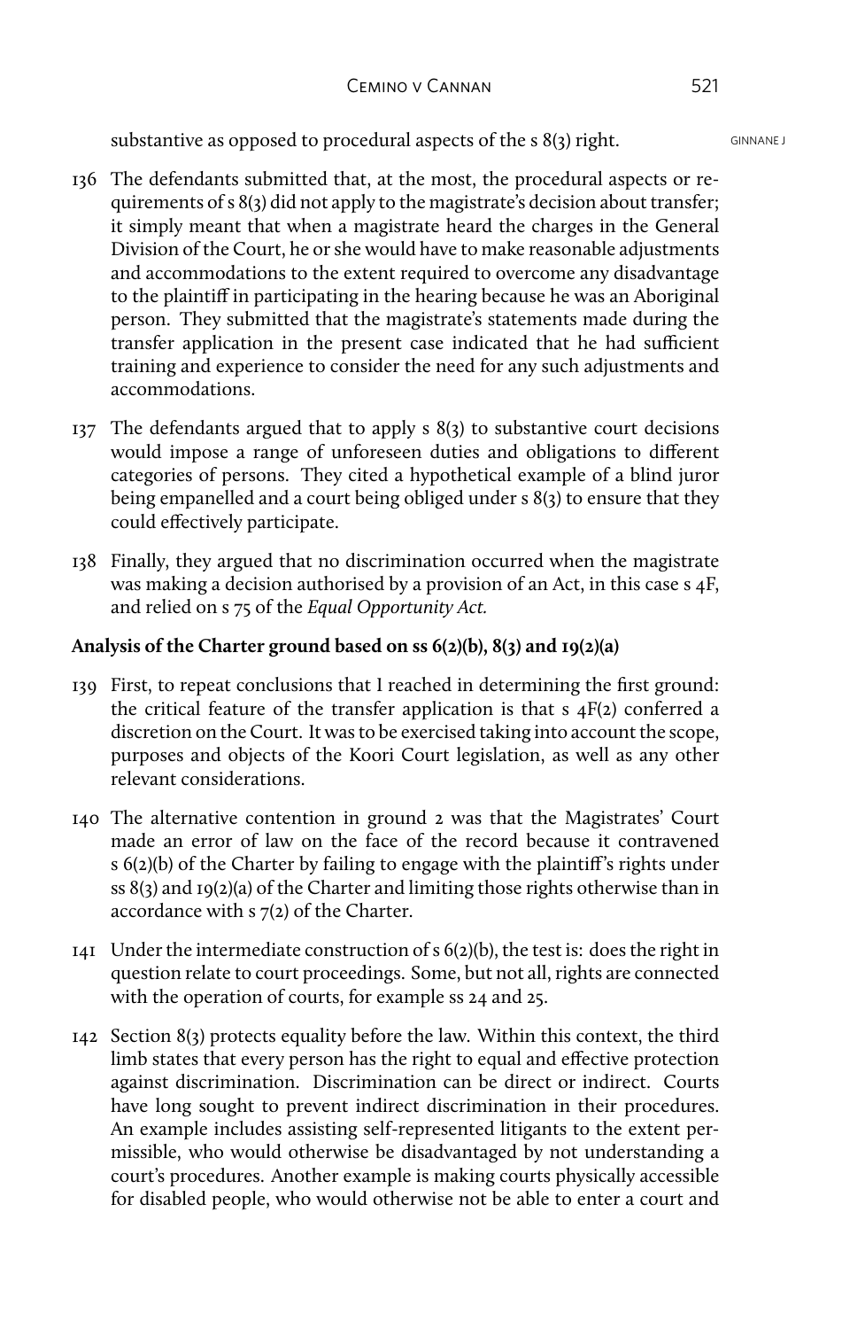substantive as opposed to procedural aspects of the s 8(3) right.

136 The defendants submitted that, at the most, the procedural aspects or requirements of s 8(3) did not apply to the magistrate's decision about transfer; it simply meant that when a magistrate heard the charges in the General Division of the Court, he or she would have to make reasonable adjustments and accommodations to the extent required to overcome any disadvantage to the plaintiff in participating in the hearing because he was an Aboriginal person. They submitted that the magistrate's statements made during the transfer application in the present case indicated that he had sufficient training and experience to consider the need for any such adjustments and accommodations.

137 The defendants argued that to apply s 8(3) to substantive court decisions would impose a range of unforeseen duties and obligations to different categories of persons. They cited a hypothetical example of a blind juror being empanelled and a court being obliged under s 8(3) to ensure that they could effectively participate.

138 Finally, they argued that no discrimination occurred when the magistrate was making a decision authorised by a provision of an Act, in this case s 4F, and relied on s 75 of the *Equal Opportunity Act.*

**Analysis of the Charter ground based on ss 6(2)(b), 8(3) and 19(2)(a)**

139 First, to repeat conclusions that I reached in determining the first ground: the critical feature of the transfer application is that s 4F(2) conferred a discretion on the Court. It was to be exercised taking into account the scope, purposes and objects of the Koori Court legislation, as well as any other relevant considerations.

140 The alternative contention in ground 2 was that the Magistrates' Court made an error of law on the face of the record because it contravened s 6(2)(b) of the Charter by failing to engage with the plaintiff's rights under ss 8(3) and 19(2)(a) of the Charter and limiting those rights otherwise than in accordance with s 7(2) of the Charter.

141 Under the intermediate construction of s 6(2)(b), the test is: does the right in question relate to court proceedings. Some, but not all, rights are connected with the operation of courts, for example ss 24 and 25.

142 Section 8(3) protects equality before the law. Within this context, the third limb states that every person has the right to equal and effective protection against discrimination. Discrimination can be direct or indirect. Courts have long sought to prevent indirect discrimination in their procedures. An example includes assisting self-represented litigants to the extent permissible, who would otherwise be disadvantaged by not understanding a court's procedures. Another example is making courts physically accessible for disabled people, who would otherwise not be able to enter a court and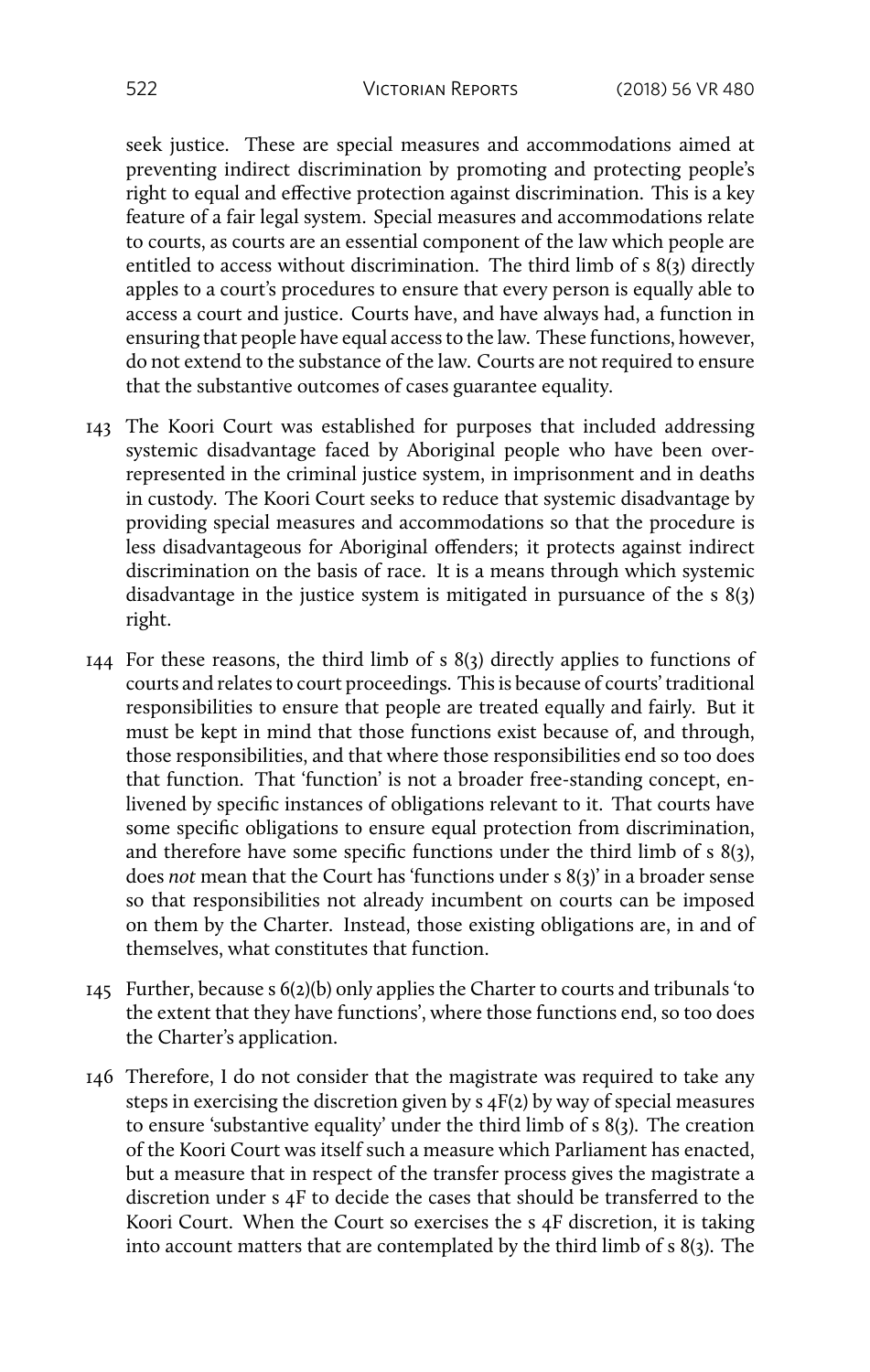seek justice. These are special measures and accommodations aimed at preventing indirect discrimination by promoting and protecting people's right to equal and effective protection against discrimination. This is a key feature of a fair legal system. Special measures and accommodations relate to courts, as courts are an essential component of the law which people are entitled to access without discrimination. The third limb of s 8(3) directly apples to a court's procedures to ensure that every person is equally able to access a court and justice. Courts have, and have always had, a function in ensuring that people have equal access to the law. These functions, however, do not extend to the substance of the law. Courts are not required to ensure that the substantive outcomes of cases guarantee equality.

143 The Koori Court was established for purposes that included addressing systemic disadvantage faced by Aboriginal people who have been over-represented in the criminal justice system, in imprisonment and in deaths in custody. The Koori Court seeks to reduce that systemic disadvantage by providing special measures and accommodations so that the procedure is less disadvantageous for Aboriginal offenders; it protects against indirect discrimination on the basis of race. It is a means through which systemic disadvantage in the justice system is mitigated in pursuance of the s 8(3) right.

144 For these reasons, the third limb of s 8(3) directly applies to functions of courts and relates to court proceedings. This is because of courts' traditional responsibilities to ensure that people are treated equally and fairly. But it must be kept in mind that those functions exist because of, and through, those responsibilities, and that where those responsibilities end so too does that function. That 'function' is not a broader free-standing concept, enlivened by specific instances of obligations relevant to it. That courts have some specific obligations to ensure equal protection from discrimination, and therefore have some specific functions under the third limb of s 8(3), does *not* mean that the Court has 'functions under s 8(3)' in a broader sense so that responsibilities not already incumbent on courts can be imposed on them by the Charter. Instead, those existing obligations are, in and of themselves, what constitutes that function.

145 Further, because s 6(2)(b) only applies the Charter to courts and tribunals 'to the extent that they have functions', where those functions end, so too does the Charter's application.

146 Therefore, I do not consider that the magistrate was required to take any steps in exercising the discretion given by s 4F(2) by way of special measures to ensure 'substantive equality' under the third limb of s 8(3). The creation of the Koori Court was itself such a measure which Parliament has enacted, but a measure that in respect of the transfer process gives the magistrate a discretion under s 4F to decide the cases that should be transferred to the Koori Court. When the Court so exercises the s 4F discretion, it is taking into account matters that are contemplated by the third limb of s 8(3). The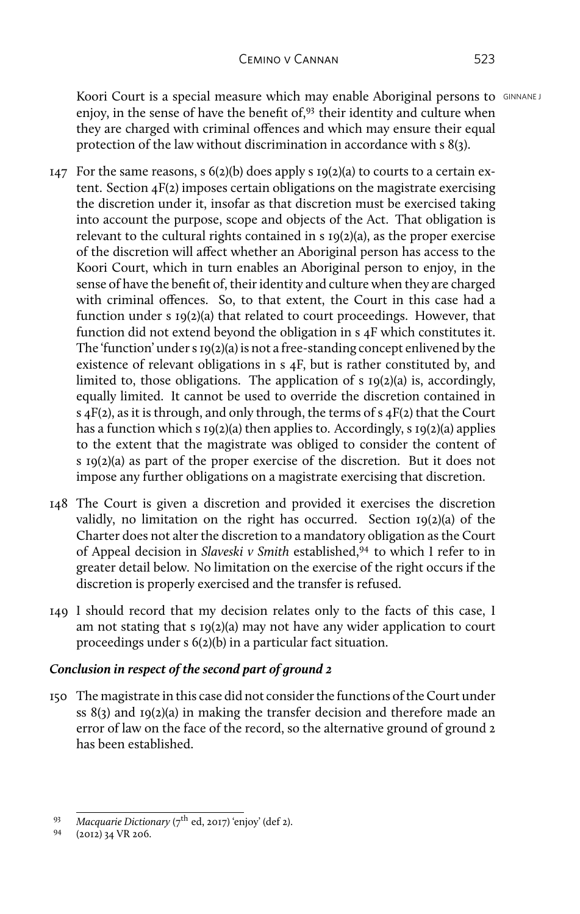Koori Court is a special measure which may enable Aboriginal persons to enjoy, in the sense of have the benefit of,[93] their identity and culture when they are charged with criminal offences and which may ensure their equal protection of the law without discrimination in accordance with s 8(3).

147 For the same reasons, s 6(2)(b) does apply s 19(2)(a) to courts to a certain extent. Section 4F(2) imposes certain obligations on the magistrate exercising the discretion under it, insofar as that discretion must be exercised taking into account the purpose, scope and objects of the Act. That obligation is relevant to the cultural rights contained in s 19(2)(a), as the proper exercise of the discretion will affect whether an Aboriginal person has access to the Koori Court, which in turn enables an Aboriginal person to enjoy, in the sense of have the benefit of, their identity and culture when they are charged with criminal offences. So, to that extent, the Court in this case had a function under s 19(2)(a) that related to court proceedings. However, that function did not extend beyond the obligation in s 4F which constitutes it. The 'function' under s 19(2)(a) is not a free-standing concept enlivened by the existence of relevant obligations in s 4F, but is rather constituted by, and limited to, those obligations. The application of s 19(2)(a) is, accordingly, equally limited. It cannot be used to override the discretion contained in s 4F(2), as it is through, and only through, the terms of s 4F(2) that the Court has a function which s 19(2)(a) then applies to. Accordingly, s 19(2)(a) applies to the extent that the magistrate was obliged to consider the content of s 19(2)(a) as part of the proper exercise of the discretion. But it does not impose any further obligations on a magistrate exercising that discretion.

148 The Court is given a discretion and provided it exercises the discretion validly, no limitation on the right has occurred. Section 19(2)(a) of the Charter does not alter the discretion to a mandatory obligation as the Court of Appeal decision in *Slaveski v Smith* established,[94] to which I refer to in greater detail below. No limitation on the exercise of the right occurs if the discretion is properly exercised and the transfer is refused.

149 I should record that my decision relates only to the facts of this case, I am not stating that s 19(2)(a) may not have any wider application to court proceedings under s 6(2)(b) in a particular fact situation.

### *Conclusion in respect of the second part of ground 2*

150 The magistrate in this case did not consider the functions of the Court under ss 8(3) and 19(2)(a) in making the transfer decision and therefore made an error of law on the face of the record, so the alternative ground of ground 2 has been established.

---

[93] *Macquarie Dictionary* (7th ed, 2017) 'enjoy' (def 2).

[94] (2012) 34 VR 206.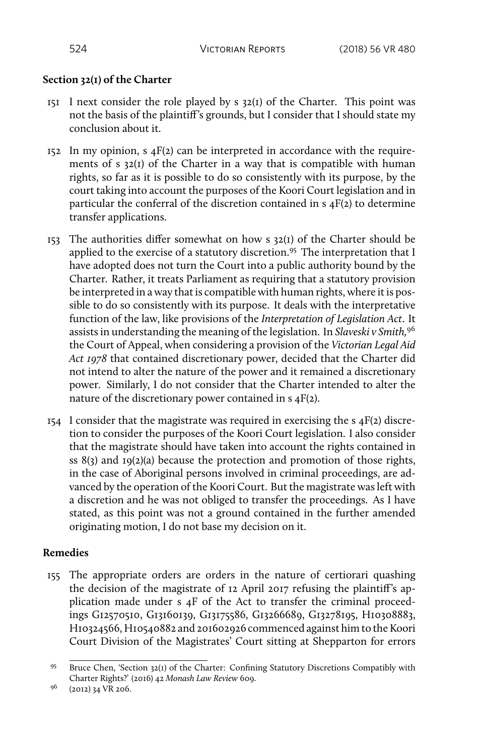**Section 32(1) of the Charter**

151 I next consider the role played by s 32(1) of the Charter. This point was not the basis of the plaintiff's grounds, but I consider that I should state my conclusion about it.

152 In my opinion, s 4F(2) can be interpreted in accordance with the requirements of s 32(1) of the Charter in a way that is compatible with human rights, so far as it is possible to do so consistently with its purpose, by the court taking into account the purposes of the Koori Court legislation and in particular the conferral of the discretion contained in s 4F(2) to determine transfer applications.

153 The authorities differ somewhat on how s 32(1) of the Charter should be applied to the exercise of a statutory discretion.[95] The interpretation that I have adopted does not turn the Court into a public authority bound by the Charter. Rather, it treats Parliament as requiring that a statutory provision be interpreted in a way that is compatible with human rights, where it is possible to do so consistently with its purpose. It deals with the interpretative function of the law, like provisions of the *Interpretation of Legislation Act*. It assists in understanding the meaning of the legislation. In *Slaveski v Smith,*[96] the Court of Appeal, when considering a provision of the *Victorian Legal Aid Act 1978* that contained discretionary power, decided that the Charter did not intend to alter the nature of the power and it remained a discretionary power. Similarly, I do not consider that the Charter intended to alter the nature of the discretionary power contained in s 4F(2).

154 I consider that the magistrate was required in exercising the s 4F(2) discretion to consider the purposes of the Koori Court legislation. I also consider that the magistrate should have taken into account the rights contained in ss 8(3) and 19(2)(a) because the protection and promotion of those rights, in the case of Aboriginal persons involved in criminal proceedings, are advanced by the operation of the Koori Court. But the magistrate was left with a discretion and he was not obliged to transfer the proceedings. As I have stated, as this point was not a ground contained in the further amended originating motion, I do not base my decision on it.

**Remedies**

155 The appropriate orders are orders in the nature of certiorari quashing the decision of the magistrate of 12 April 2017 refusing the plaintiff's application made under s 4F of the Act to transfer the criminal proceedings G12570510, G13160139, G13175586, G13266689, G13278195, H10308883, H10324566, H10540882 and 201602926 commenced against him to the Koori Court Division of the Magistrates' Court sitting at Shepparton for errors

---

[95] Bruce Chen, 'Section 32(1) of the Charter: Confining Statutory Discretions Compatibly with Charter Rights?' (2016) 42 *Monash Law Review* 609.

[96] (2012) 34 VR 206.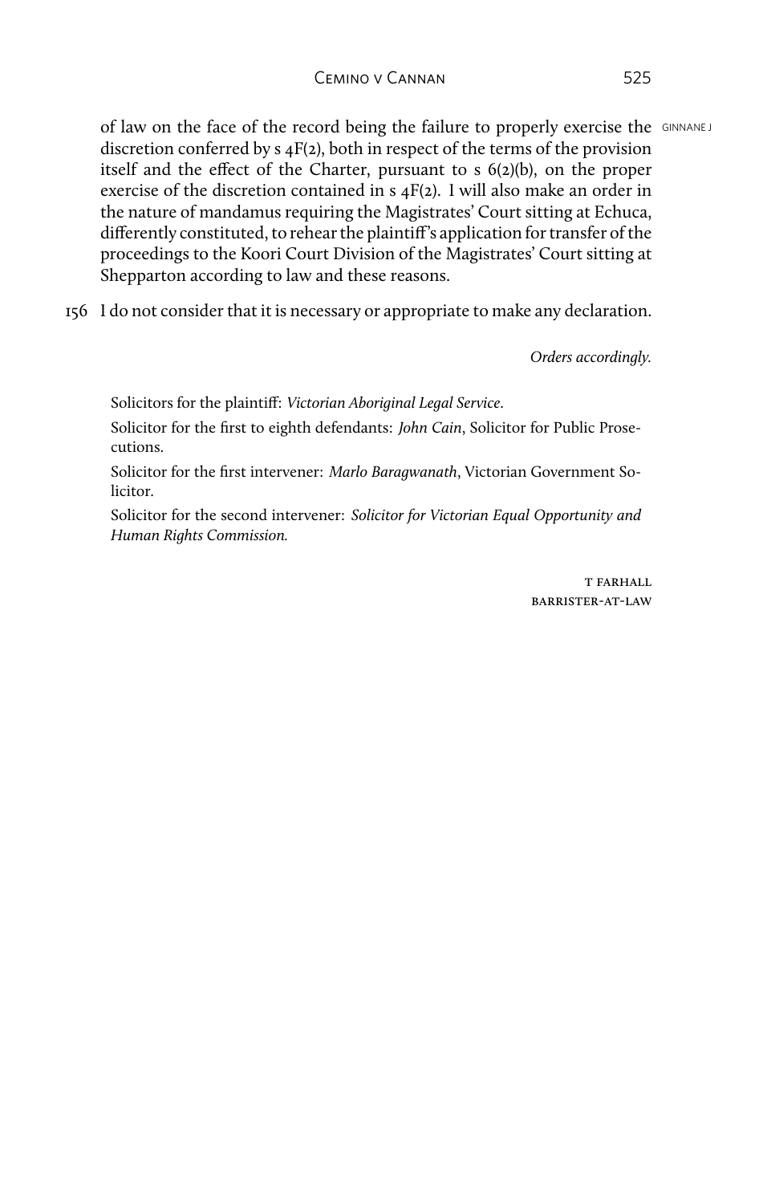of law on the face of the record being the failure to properly exercise the discretion conferred by s 4F(2), both in respect of the terms of the provision itself and the effect of the Charter, pursuant to s 6(2)(b), on the proper exercise of the discretion contained in s 4F(2). I will also make an order in the nature of mandamus requiring the Magistrates' Court sitting at Echuca, differently constituted, to rehear the plaintiff's application for transfer of the proceedings to the Koori Court Division of the Magistrates' Court sitting at Shepparton according to law and these reasons.

156 I do not consider that it is necessary or appropriate to make any declaration.

*Orders accordingly.*

Solicitors for the plaintiff: *Victorian Aboriginal Legal Service*.

Solicitor for the first to eighth defendants: *John Cain*, Solicitor for Public Prosecutions.

Solicitor for the first intervener: *Marlo Baragwanath*, Victorian Government Solicitor.

Solicitor for the second intervener: *Solicitor for Victorian Equal Opportunity and Human Rights Commission.*

T FARHALL
BARRISTER-AT-LAW